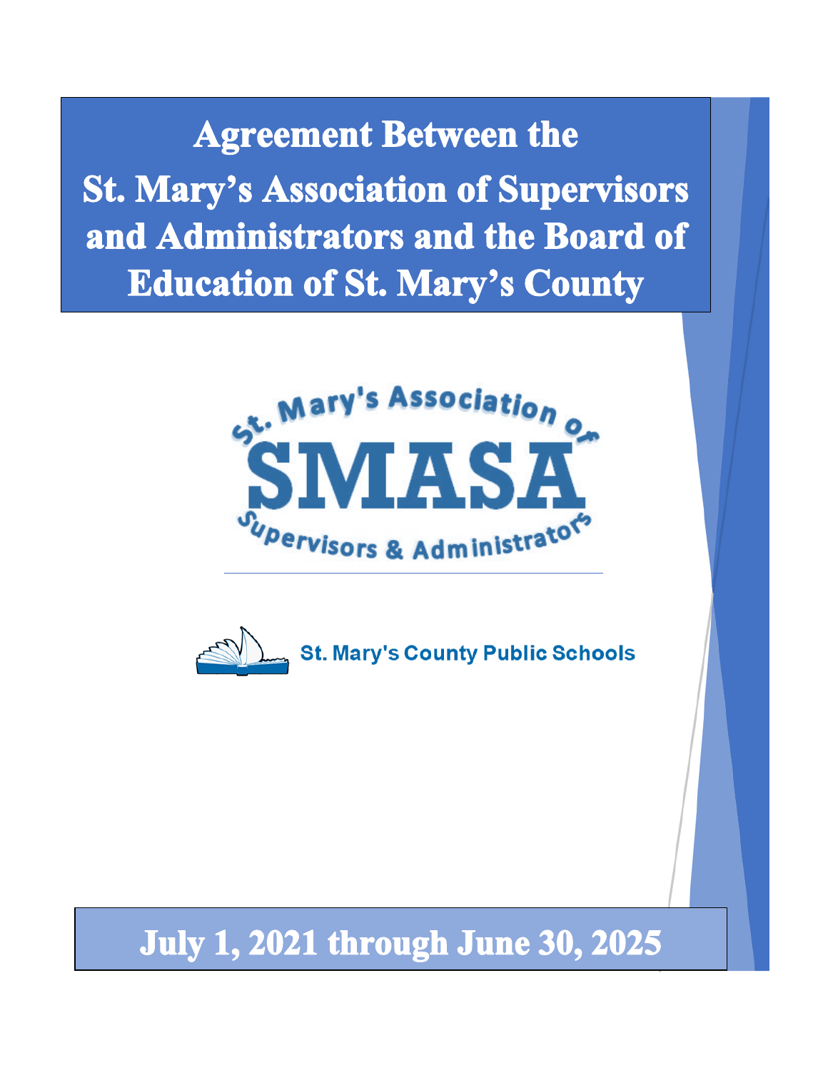# Agreement Between the St. Mary's Association of Supervisors and Administrators and the Board of Education of St. Mary's County

St. Mary's Association of SMASA Supervisors & Administrators

St. Mary's County Public Schools

## July 1, 2021 through June 30, 2025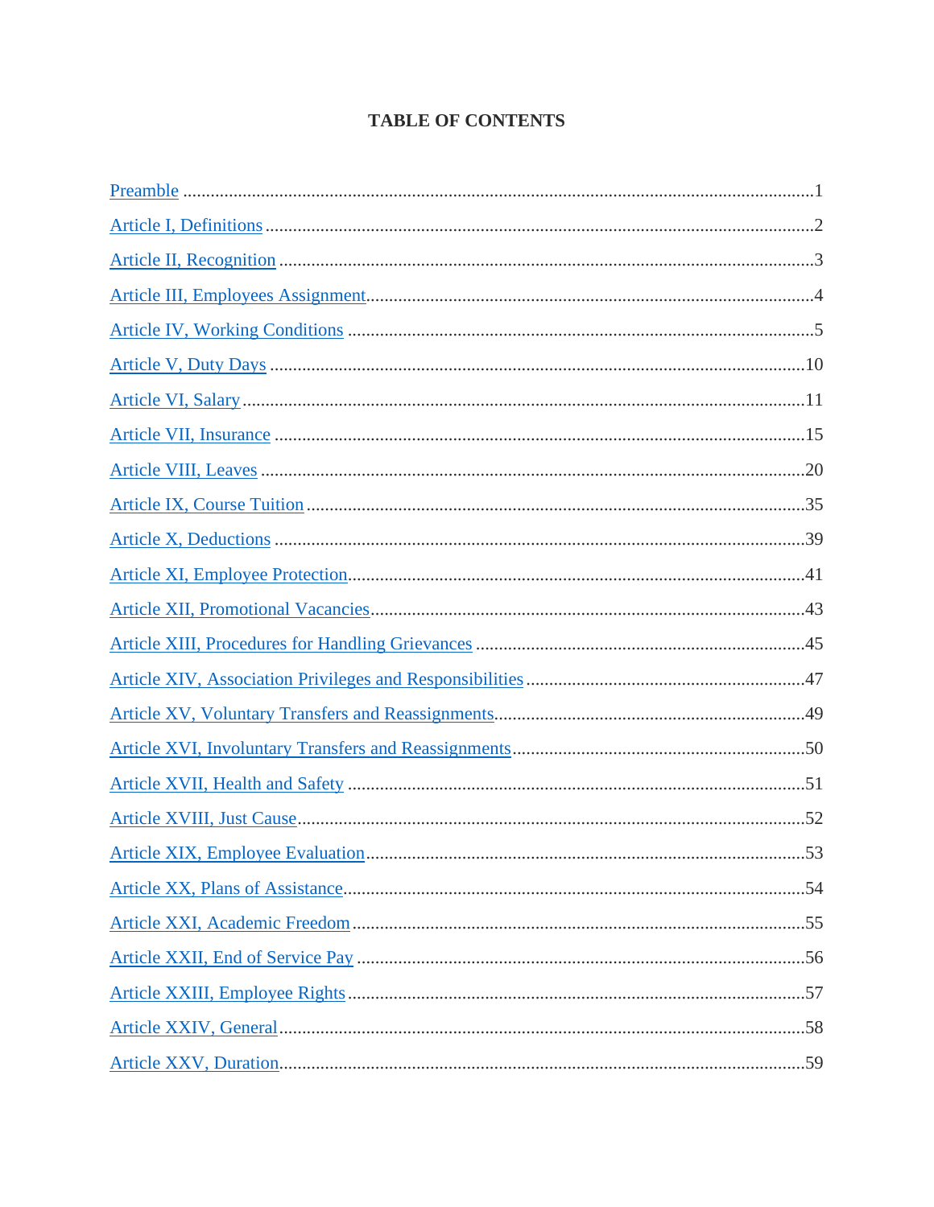# TABLE OF CONTENTS

Preamble ........................................................................................................1

Article I, Definitions ........................................................................................2

Article II, Recognition ......................................................................................3

Article III, Employees Assignment ....................................................................4

Article IV, Working Conditions .........................................................................5

Article V, Duty Days ........................................................................................10

Article VI, Salary ............................................................................................11

Article VII, Insurance ......................................................................................15

Article VIII, Leaves .........................................................................................20

Article IX, Course Tuition ................................................................................35

Article X, Deductions .......................................................................................39

Article XI, Employee Protection ........................................................................41

Article XII, Promotional Vacancies ....................................................................43

Article XIII, Procedures for Handling Grievances ...............................................45

Article XIV, Association Privileges and Responsibilities ......................................47

Article XV, Voluntary Transfers and Reassignments ...........................................49

Article XVI, Involuntary Transfers and Reassignments ........................................50

Article XVII, Health and Safety ........................................................................51

Article XVIII, Just Cause ..................................................................................52

Article XIX, Employee Evaluation .....................................................................53

Article XX, Plans of Assistance .........................................................................54

Article XXI, Academic Freedom ........................................................................55

Article XXII, End of Service Pay .......................................................................56

Article XXIII, Employee Rights .........................................................................57

Article XXIV, General ......................................................................................58

Article XXV, Duration ......................................................................................59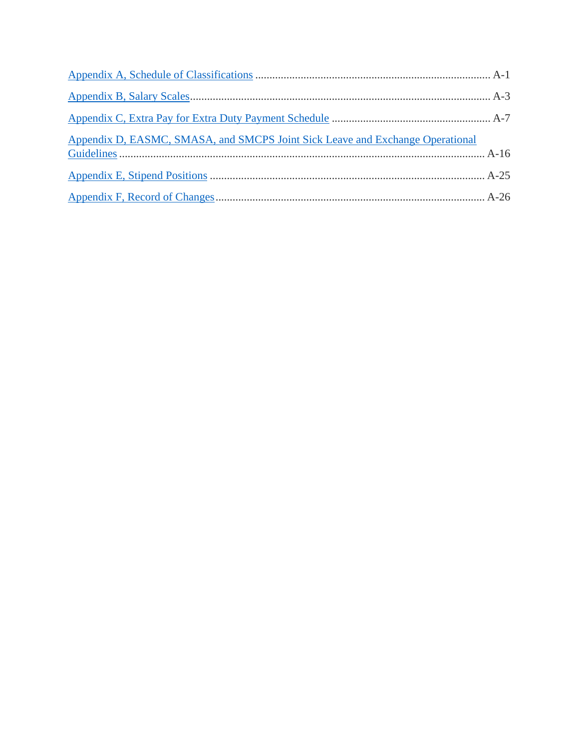[Appendix A, Schedule of Classifications](#) ........................................................................ A-1

[Appendix B, Salary Scales](#) ........................................................................................ A-3

[Appendix C, Extra Pay for Extra Duty Payment Schedule](#) ........................................... A-7

[Appendix D, EASMC, SMASA, and SMCPS Joint Sick Leave and Exchange Operational Guidelines](#) ................................................................................................................ A-16

[Appendix E, Stipend Positions](#) ..................................................................................... A-25

[Appendix F, Record of Changes](#) ................................................................................... A-26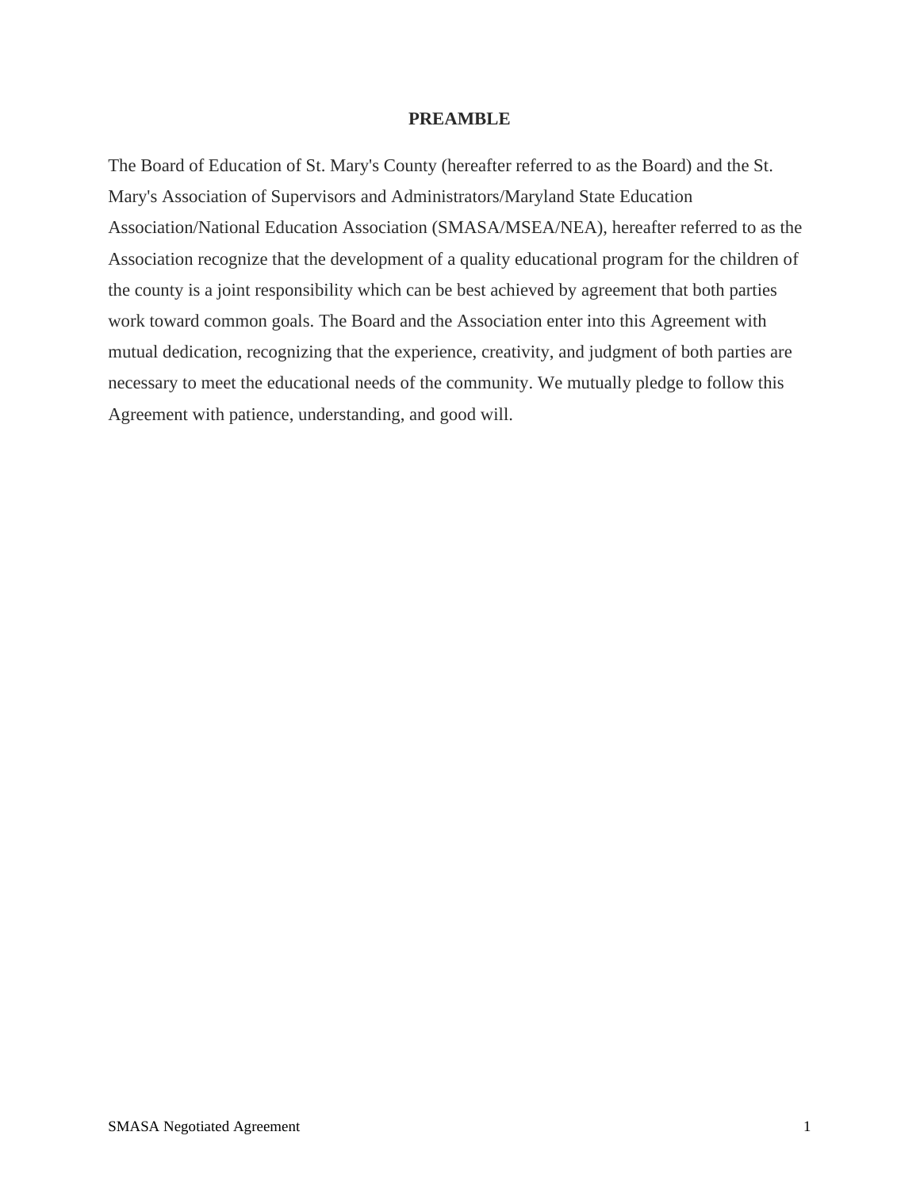# PREAMBLE

The Board of Education of St. Mary's County (hereafter referred to as the Board) and the St. Mary's Association of Supervisors and Administrators/Maryland State Education Association/National Education Association (SMASA/MSEA/NEA), hereafter referred to as the Association recognize that the development of a quality educational program for the children of the county is a joint responsibility which can be best achieved by agreement that both parties work toward common goals. The Board and the Association enter into this Agreement with mutual dedication, recognizing that the experience, creativity, and judgment of both parties are necessary to meet the educational needs of the community. We mutually pledge to follow this Agreement with patience, understanding, and good will.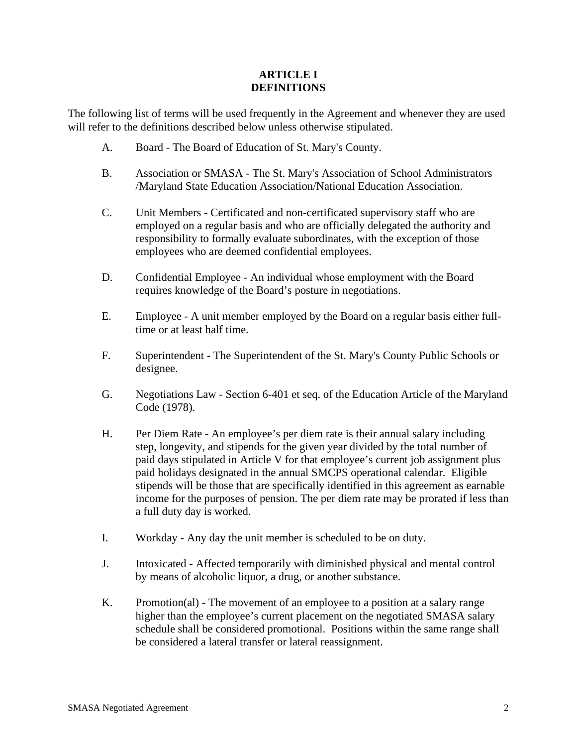# ARTICLE I
# DEFINITIONS

The following list of terms will be used frequently in the Agreement and whenever they are used will refer to the definitions described below unless otherwise stipulated.

A. Board - The Board of Education of St. Mary's County.

B. Association or SMASA - The St. Mary's Association of School Administrators /Maryland State Education Association/National Education Association.

C. Unit Members - Certificated and non-certificated supervisory staff who are employed on a regular basis and who are officially delegated the authority and responsibility to formally evaluate subordinates, with the exception of those employees who are deemed confidential employees.

D. Confidential Employee - An individual whose employment with the Board requires knowledge of the Board's posture in negotiations.

E. Employee - A unit member employed by the Board on a regular basis either full-time or at least half time.

F. Superintendent - The Superintendent of the St. Mary's County Public Schools or designee.

G. Negotiations Law - Section 6-401 et seq. of the Education Article of the Maryland Code (1978).

H. Per Diem Rate - An employee's per diem rate is their annual salary including step, longevity, and stipends for the given year divided by the total number of paid days stipulated in Article V for that employee's current job assignment plus paid holidays designated in the annual SMCPS operational calendar. Eligible stipends will be those that are specifically identified in this agreement as earnable income for the purposes of pension. The per diem rate may be prorated if less than a full duty day is worked.

I. Workday - Any day the unit member is scheduled to be on duty.

J. Intoxicated - Affected temporarily with diminished physical and mental control by means of alcoholic liquor, a drug, or another substance.

K. Promotion(al) - The movement of an employee to a position at a salary range higher than the employee's current placement on the negotiated SMASA salary schedule shall be considered promotional. Positions within the same range shall be considered a lateral transfer or lateral reassignment.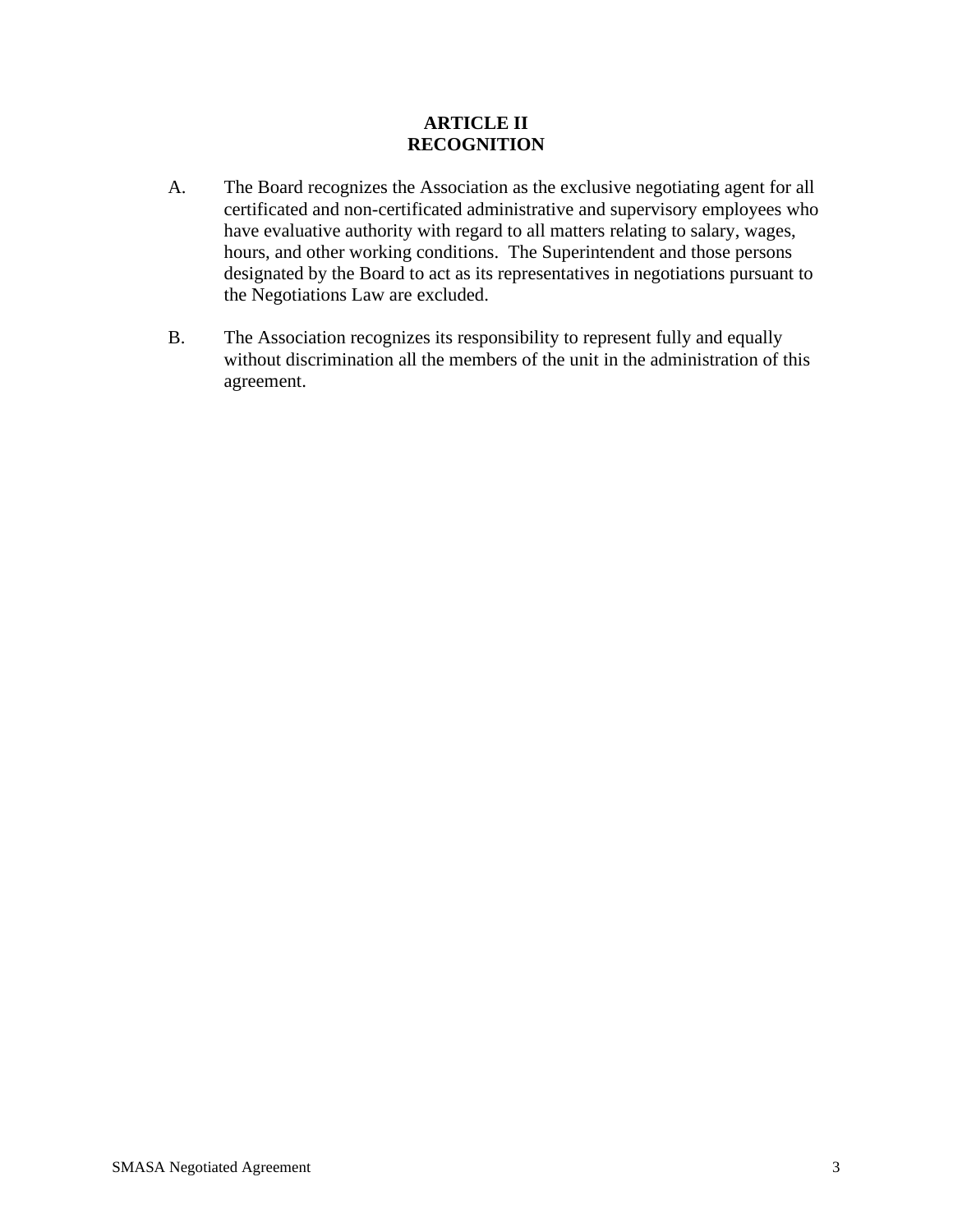# ARTICLE II
# RECOGNITION

A. The Board recognizes the Association as the exclusive negotiating agent for all certificated and non-certificated administrative and supervisory employees who have evaluative authority with regard to all matters relating to salary, wages, hours, and other working conditions. The Superintendent and those persons designated by the Board to act as its representatives in negotiations pursuant to the Negotiations Law are excluded.

B. The Association recognizes its responsibility to represent fully and equally without discrimination all the members of the unit in the administration of this agreement.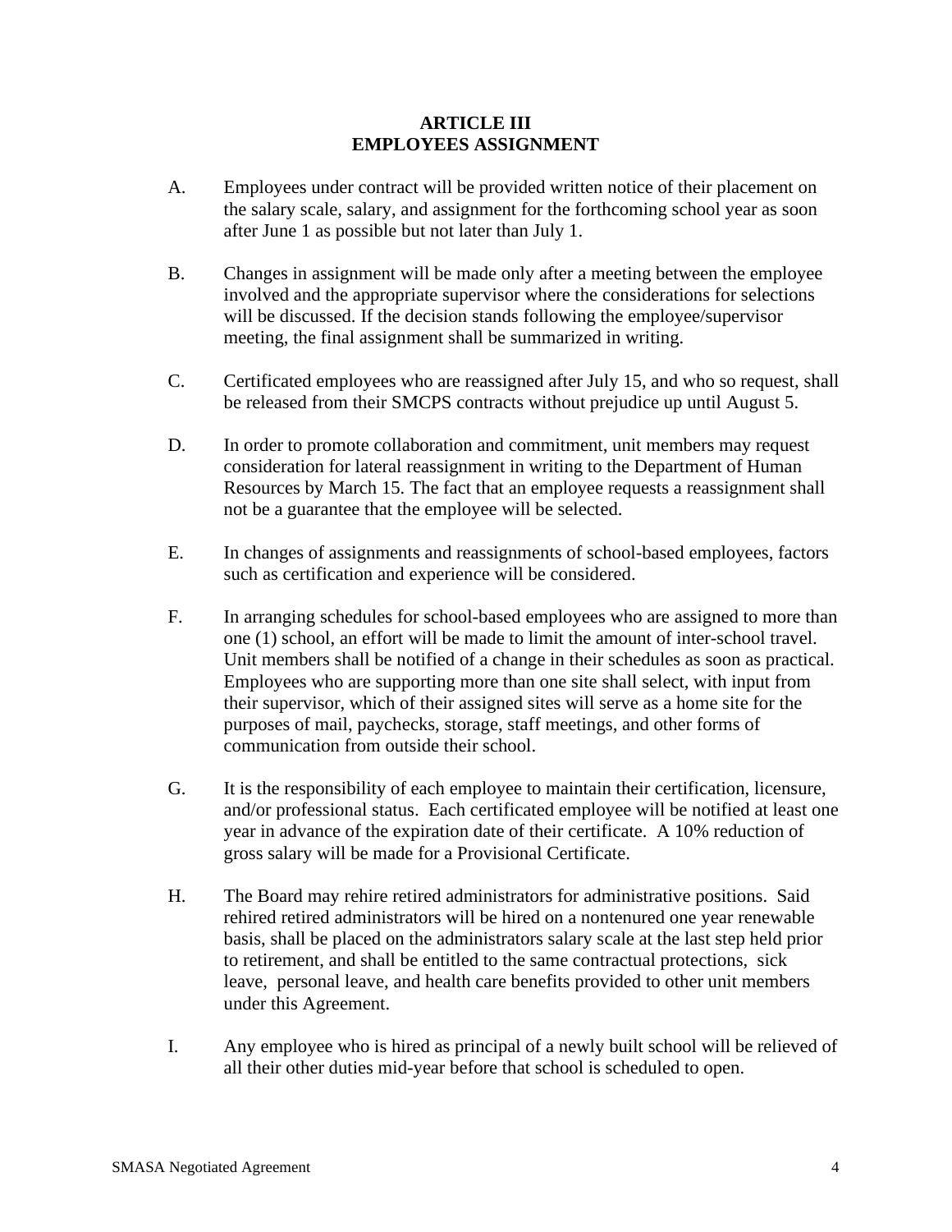# ARTICLE III
# EMPLOYEES ASSIGNMENT

A. Employees under contract will be provided written notice of their placement on the salary scale, salary, and assignment for the forthcoming school year as soon after June 1 as possible but not later than July 1.

B. Changes in assignment will be made only after a meeting between the employee involved and the appropriate supervisor where the considerations for selections will be discussed. If the decision stands following the employee/supervisor meeting, the final assignment shall be summarized in writing.

C. Certificated employees who are reassigned after July 15, and who so request, shall be released from their SMCPS contracts without prejudice up until August 5.

D. In order to promote collaboration and commitment, unit members may request consideration for lateral reassignment in writing to the Department of Human Resources by March 15. The fact that an employee requests a reassignment shall not be a guarantee that the employee will be selected.

E. In changes of assignments and reassignments of school-based employees, factors such as certification and experience will be considered.

F. In arranging schedules for school-based employees who are assigned to more than one (1) school, an effort will be made to limit the amount of inter-school travel. Unit members shall be notified of a change in their schedules as soon as practical. Employees who are supporting more than one site shall select, with input from their supervisor, which of their assigned sites will serve as a home site for the purposes of mail, paychecks, storage, staff meetings, and other forms of communication from outside their school.

G. It is the responsibility of each employee to maintain their certification, licensure, and/or professional status. Each certificated employee will be notified at least one year in advance of the expiration date of their certificate. A 10% reduction of gross salary will be made for a Provisional Certificate.

H. The Board may rehire retired administrators for administrative positions. Said rehired retired administrators will be hired on a nontenured one year renewable basis, shall be placed on the administrators salary scale at the last step held prior to retirement, and shall be entitled to the same contractual protections, sick leave, personal leave, and health care benefits provided to other unit members under this Agreement.

I. Any employee who is hired as principal of a newly built school will be relieved of all their other duties mid-year before that school is scheduled to open.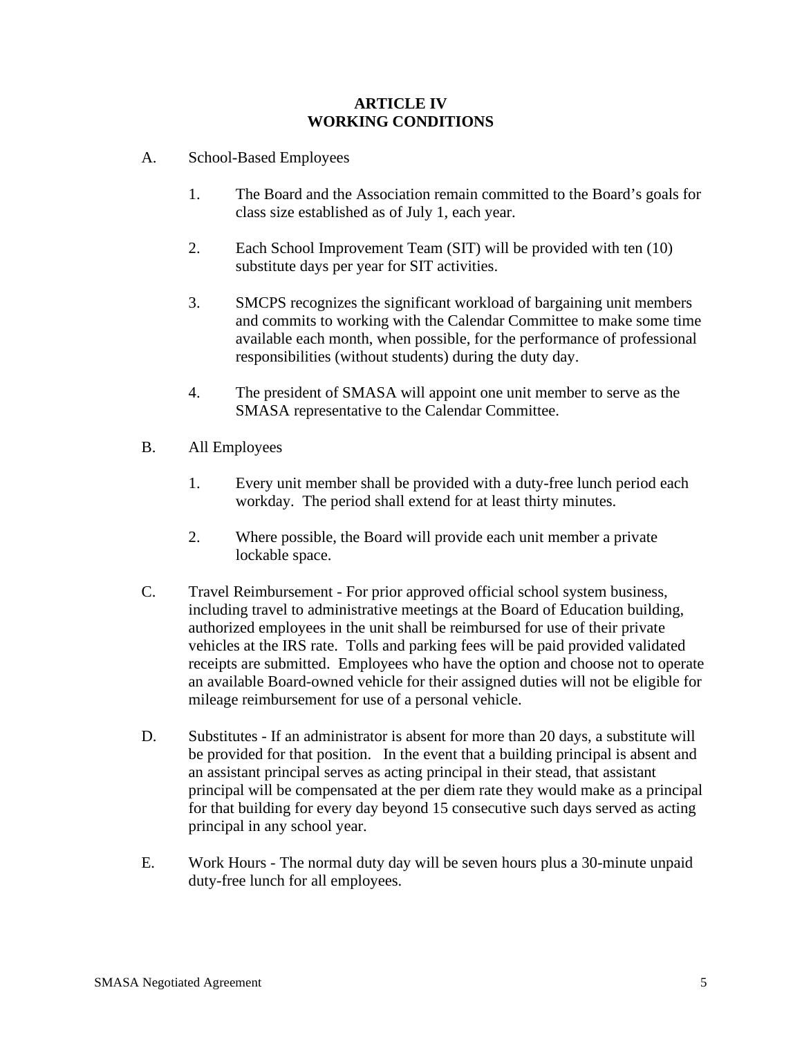# ARTICLE IV
# WORKING CONDITIONS

A. School-Based Employees

   1. The Board and the Association remain committed to the Board's goals for class size established as of July 1, each year.

   2. Each School Improvement Team (SIT) will be provided with ten (10) substitute days per year for SIT activities.

   3. SMCPS recognizes the significant workload of bargaining unit members and commits to working with the Calendar Committee to make some time available each month, when possible, for the performance of professional responsibilities (without students) during the duty day.

   4. The president of SMASA will appoint one unit member to serve as the SMASA representative to the Calendar Committee.

B. All Employees

   1. Every unit member shall be provided with a duty-free lunch period each workday. The period shall extend for at least thirty minutes.

   2. Where possible, the Board will provide each unit member a private lockable space.

C. Travel Reimbursement - For prior approved official school system business, including travel to administrative meetings at the Board of Education building, authorized employees in the unit shall be reimbursed for use of their private vehicles at the IRS rate. Tolls and parking fees will be paid provided validated receipts are submitted. Employees who have the option and choose not to operate an available Board-owned vehicle for their assigned duties will not be eligible for mileage reimbursement for use of a personal vehicle.

D. Substitutes - If an administrator is absent for more than 20 days, a substitute will be provided for that position. In the event that a building principal is absent and an assistant principal serves as acting principal in their stead, that assistant principal will be compensated at the per diem rate they would make as a principal for that building for every day beyond 15 consecutive such days served as acting principal in any school year.

E. Work Hours - The normal duty day will be seven hours plus a 30-minute unpaid duty-free lunch for all employees.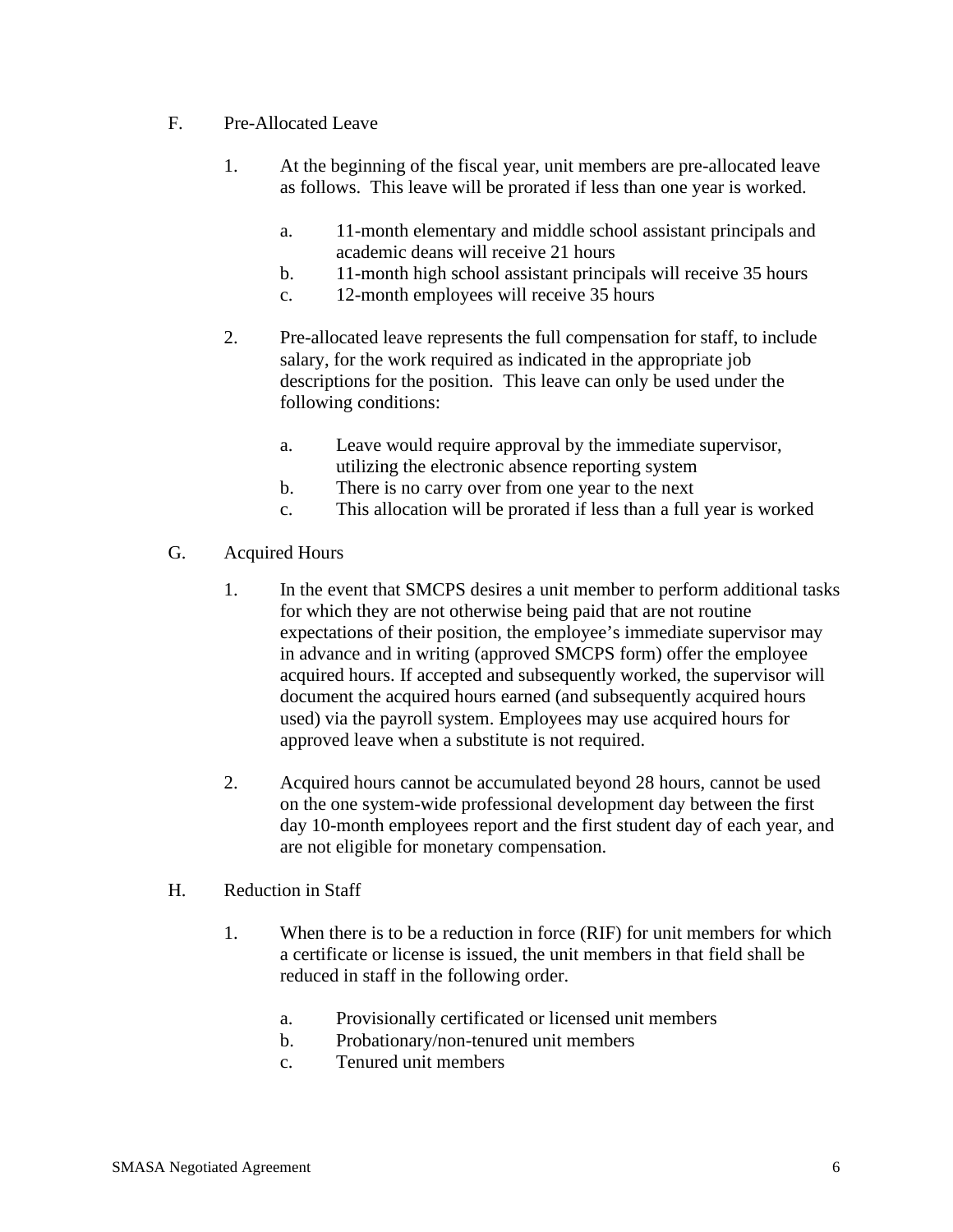F. Pre-Allocated Leave

1. At the beginning of the fiscal year, unit members are pre-allocated leave as follows. This leave will be prorated if less than one year is worked.

    a. 11-month elementary and middle school assistant principals and academic deans will receive 21 hours
    b. 11-month high school assistant principals will receive 35 hours
    c. 12-month employees will receive 35 hours

2. Pre-allocated leave represents the full compensation for staff, to include salary, for the work required as indicated in the appropriate job descriptions for the position. This leave can only be used under the following conditions:

    a. Leave would require approval by the immediate supervisor, utilizing the electronic absence reporting system
    b. There is no carry over from one year to the next
    c. This allocation will be prorated if less than a full year is worked

G. Acquired Hours

1. In the event that SMCPS desires a unit member to perform additional tasks for which they are not otherwise being paid that are not routine expectations of their position, the employee's immediate supervisor may in advance and in writing (approved SMCPS form) offer the employee acquired hours. If accepted and subsequently worked, the supervisor will document the acquired hours earned (and subsequently acquired hours used) via the payroll system. Employees may use acquired hours for approved leave when a substitute is not required.

2. Acquired hours cannot be accumulated beyond 28 hours, cannot be used on the one system-wide professional development day between the first day 10-month employees report and the first student day of each year, and are not eligible for monetary compensation.

H. Reduction in Staff

1. When there is to be a reduction in force (RIF) for unit members for which a certificate or license is issued, the unit members in that field shall be reduced in staff in the following order.

    a. Provisionally certificated or licensed unit members
    b. Probationary/non-tenured unit members
    c. Tenured unit members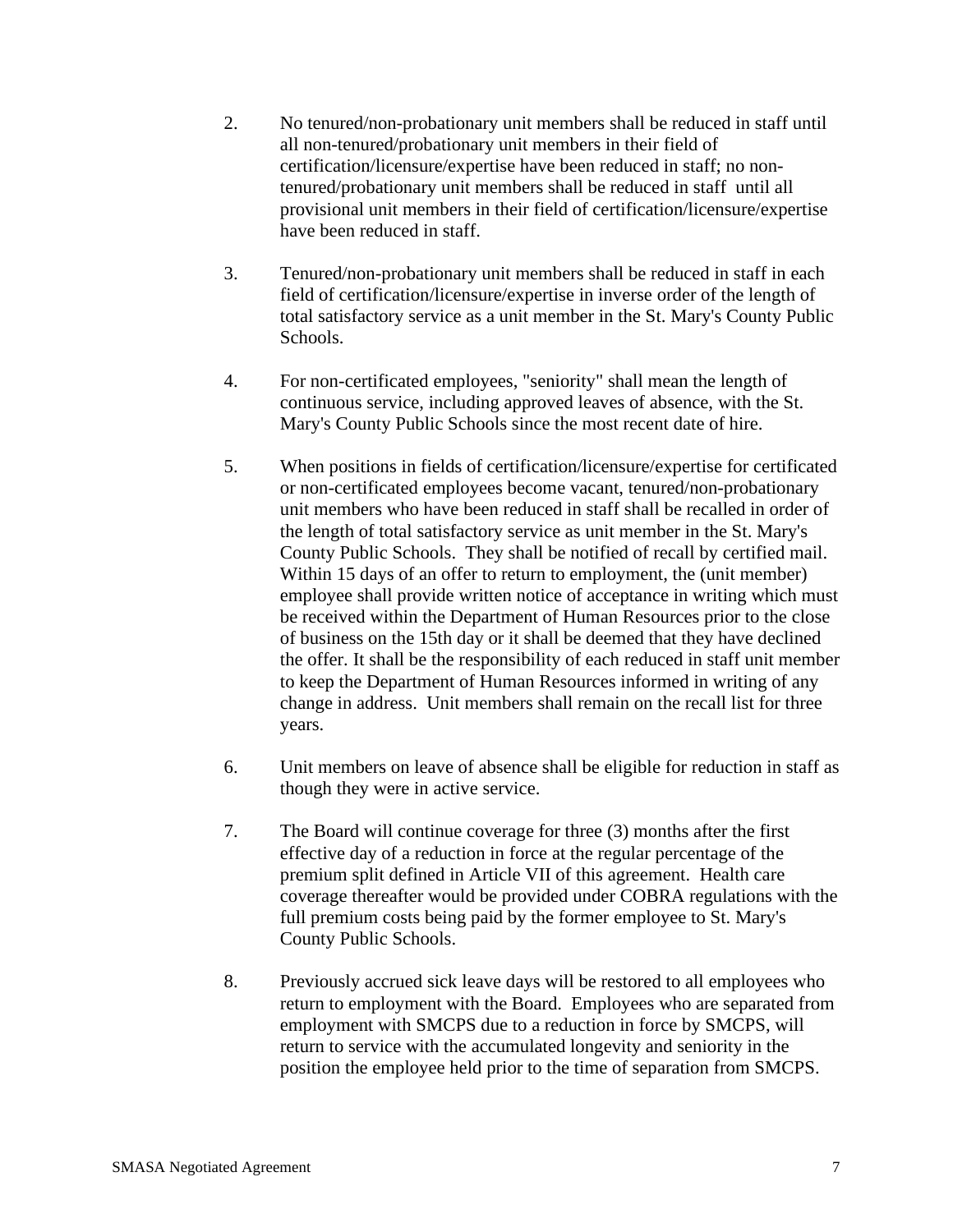2. No tenured/non-probationary unit members shall be reduced in staff until all non-tenured/probationary unit members in their field of certification/licensure/expertise have been reduced in staff; no non-tenured/probationary unit members shall be reduced in staff until all provisional unit members in their field of certification/licensure/expertise have been reduced in staff.

3. Tenured/non-probationary unit members shall be reduced in staff in each field of certification/licensure/expertise in inverse order of the length of total satisfactory service as a unit member in the St. Mary's County Public Schools.

4. For non-certificated employees, "seniority" shall mean the length of continuous service, including approved leaves of absence, with the St. Mary's County Public Schools since the most recent date of hire.

5. When positions in fields of certification/licensure/expertise for certificated or non-certificated employees become vacant, tenured/non-probationary unit members who have been reduced in staff shall be recalled in order of the length of total satisfactory service as unit member in the St. Mary's County Public Schools. They shall be notified of recall by certified mail. Within 15 days of an offer to return to employment, the (unit member) employee shall provide written notice of acceptance in writing which must be received within the Department of Human Resources prior to the close of business on the 15th day or it shall be deemed that they have declined the offer. It shall be the responsibility of each reduced in staff unit member to keep the Department of Human Resources informed in writing of any change in address. Unit members shall remain on the recall list for three years.

6. Unit members on leave of absence shall be eligible for reduction in staff as though they were in active service.

7. The Board will continue coverage for three (3) months after the first effective day of a reduction in force at the regular percentage of the premium split defined in Article VII of this agreement. Health care coverage thereafter would be provided under COBRA regulations with the full premium costs being paid by the former employee to St. Mary's County Public Schools.

8. Previously accrued sick leave days will be restored to all employees who return to employment with the Board. Employees who are separated from employment with SMCPS due to a reduction in force by SMCPS, will return to service with the accumulated longevity and seniority in the position the employee held prior to the time of separation from SMCPS.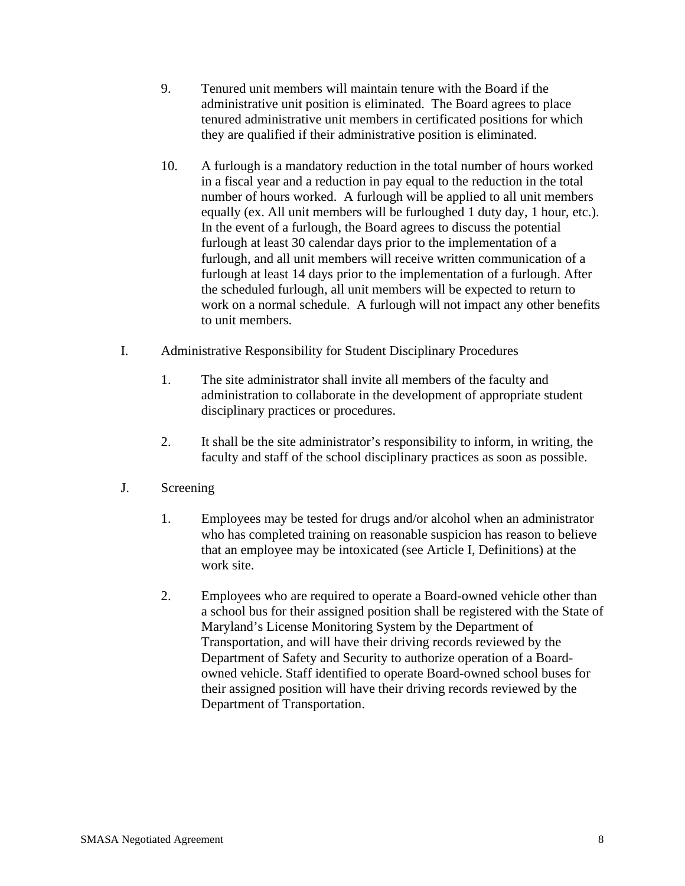9. Tenured unit members will maintain tenure with the Board if the administrative unit position is eliminated. The Board agrees to place tenured administrative unit members in certificated positions for which they are qualified if their administrative position is eliminated.

10. A furlough is a mandatory reduction in the total number of hours worked in a fiscal year and a reduction in pay equal to the reduction in the total number of hours worked. A furlough will be applied to all unit members equally (ex. All unit members will be furloughed 1 duty day, 1 hour, etc.). In the event of a furlough, the Board agrees to discuss the potential furlough at least 30 calendar days prior to the implementation of a furlough, and all unit members will receive written communication of a furlough at least 14 days prior to the implementation of a furlough. After the scheduled furlough, all unit members will be expected to return to work on a normal schedule. A furlough will not impact any other benefits to unit members.

I. Administrative Responsibility for Student Disciplinary Procedures

1. The site administrator shall invite all members of the faculty and administration to collaborate in the development of appropriate student disciplinary practices or procedures.

2. It shall be the site administrator's responsibility to inform, in writing, the faculty and staff of the school disciplinary practices as soon as possible.

J. Screening

1. Employees may be tested for drugs and/or alcohol when an administrator who has completed training on reasonable suspicion has reason to believe that an employee may be intoxicated (see Article I, Definitions) at the work site.

2. Employees who are required to operate a Board-owned vehicle other than a school bus for their assigned position shall be registered with the State of Maryland's License Monitoring System by the Department of Transportation, and will have their driving records reviewed by the Department of Safety and Security to authorize operation of a Board-owned vehicle. Staff identified to operate Board-owned school buses for their assigned position will have their driving records reviewed by the Department of Transportation.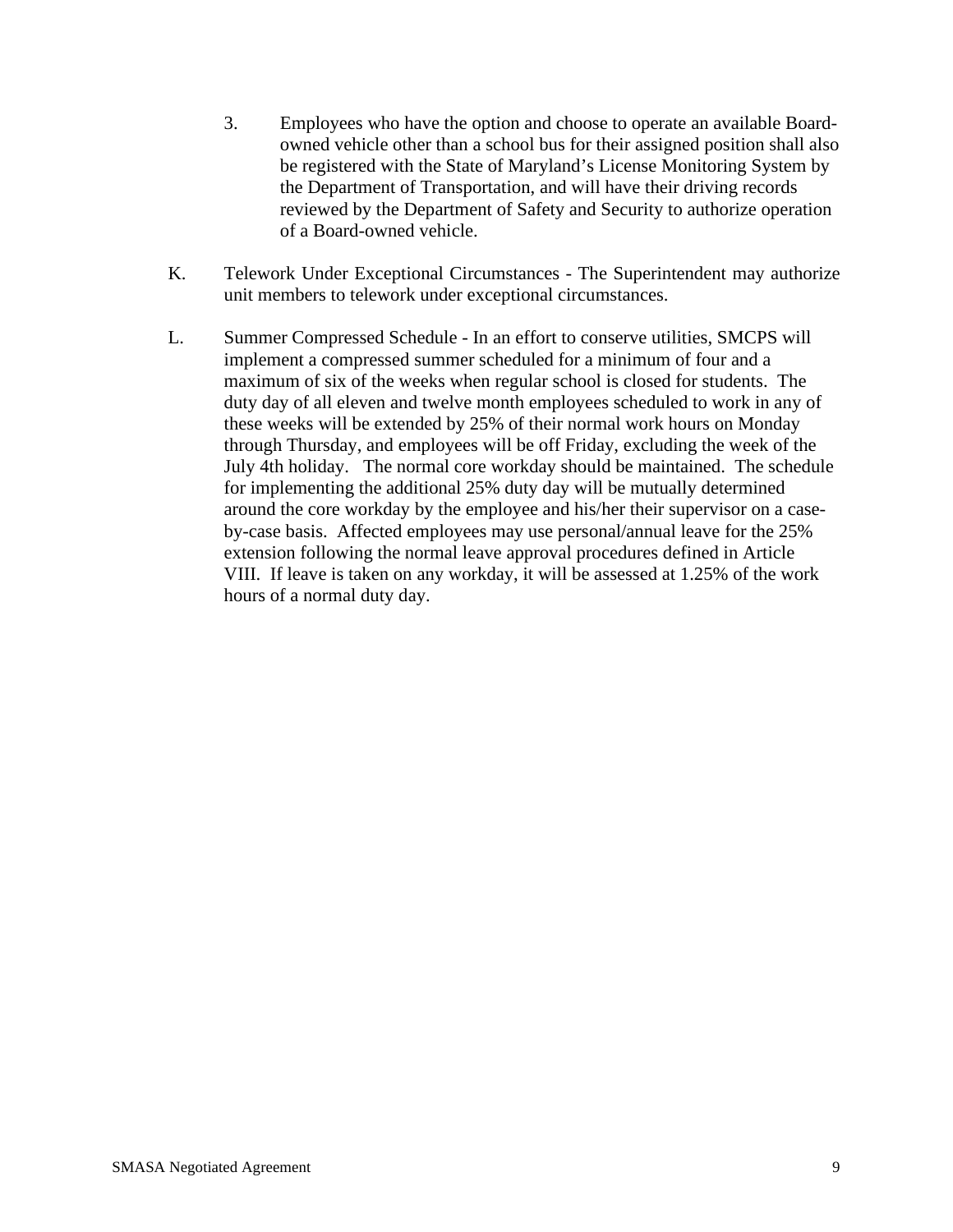3. Employees who have the option and choose to operate an available Board-owned vehicle other than a school bus for their assigned position shall also be registered with the State of Maryland's License Monitoring System by the Department of Transportation, and will have their driving records reviewed by the Department of Safety and Security to authorize operation of a Board-owned vehicle.

K. Telework Under Exceptional Circumstances - The Superintendent may authorize unit members to telework under exceptional circumstances.

L. Summer Compressed Schedule - In an effort to conserve utilities, SMCPS will implement a compressed summer scheduled for a minimum of four and a maximum of six of the weeks when regular school is closed for students. The duty day of all eleven and twelve month employees scheduled to work in any of these weeks will be extended by 25% of their normal work hours on Monday through Thursday, and employees will be off Friday, excluding the week of the July 4th holiday. The normal core workday should be maintained. The schedule for implementing the additional 25% duty day will be mutually determined around the core workday by the employee and his/her their supervisor on a case-by-case basis. Affected employees may use personal/annual leave for the 25% extension following the normal leave approval procedures defined in Article VIII. If leave is taken on any workday, it will be assessed at 1.25% of the work hours of a normal duty day.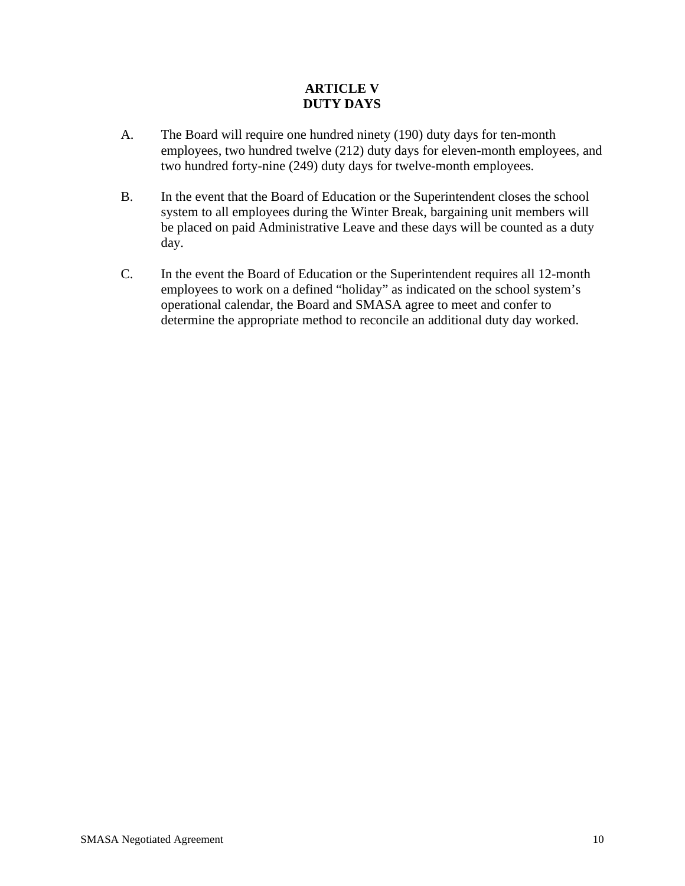# ARTICLE V
# DUTY DAYS

A. The Board will require one hundred ninety (190) duty days for ten-month employees, two hundred twelve (212) duty days for eleven-month employees, and two hundred forty-nine (249) duty days for twelve-month employees.

B. In the event that the Board of Education or the Superintendent closes the school system to all employees during the Winter Break, bargaining unit members will be placed on paid Administrative Leave and these days will be counted as a duty day.

C. In the event the Board of Education or the Superintendent requires all 12-month employees to work on a defined "holiday" as indicated on the school system's operational calendar, the Board and SMASA agree to meet and confer to determine the appropriate method to reconcile an additional duty day worked.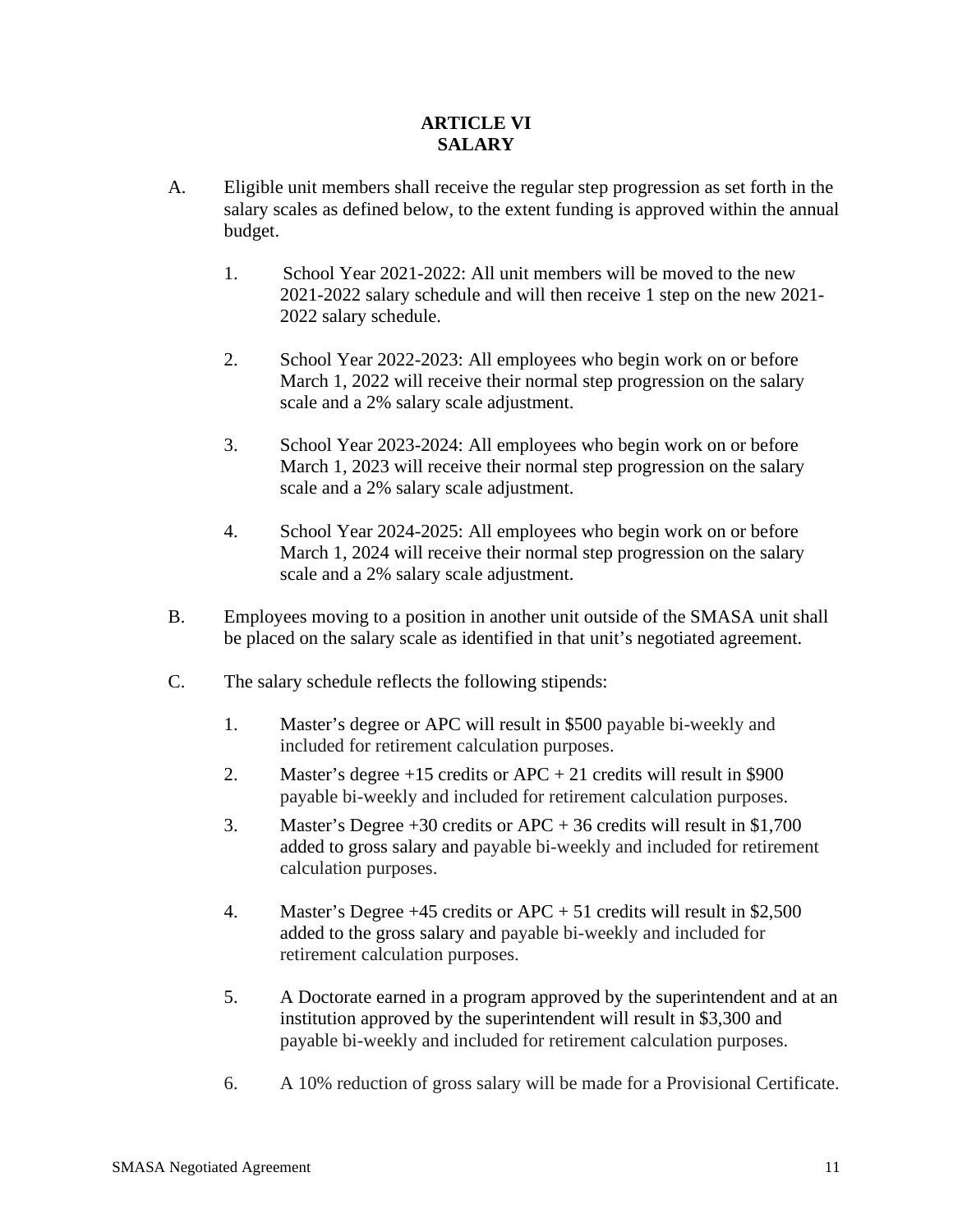# ARTICLE VI
# SALARY

A. Eligible unit members shall receive the regular step progression as set forth in the salary scales as defined below, to the extent funding is approved within the annual budget.

   1. School Year 2021-2022: All unit members will be moved to the new 2021-2022 salary schedule and will then receive 1 step on the new 2021-2022 salary schedule.

   2. School Year 2022-2023: All employees who begin work on or before March 1, 2022 will receive their normal step progression on the salary scale and a 2% salary scale adjustment.

   3. School Year 2023-2024: All employees who begin work on or before March 1, 2023 will receive their normal step progression on the salary scale and a 2% salary scale adjustment.

   4. School Year 2024-2025: All employees who begin work on or before March 1, 2024 will receive their normal step progression on the salary scale and a 2% salary scale adjustment.

B. Employees moving to a position in another unit outside of the SMASA unit shall be placed on the salary scale as identified in that unit's negotiated agreement.

C. The salary schedule reflects the following stipends:

   1. Master's degree or APC will result in $500 payable bi-weekly and included for retirement calculation purposes.

   2. Master's degree +15 credits or APC + 21 credits will result in $900 payable bi-weekly and included for retirement calculation purposes.

   3. Master's Degree +30 credits or APC + 36 credits will result in $1,700 added to gross salary and payable bi-weekly and included for retirement calculation purposes.

   4. Master's Degree +45 credits or APC + 51 credits will result in $2,500 added to the gross salary and payable bi-weekly and included for retirement calculation purposes.

   5. A Doctorate earned in a program approved by the superintendent and at an institution approved by the superintendent will result in $3,300 and payable bi-weekly and included for retirement calculation purposes.

   6. A 10% reduction of gross salary will be made for a Provisional Certificate.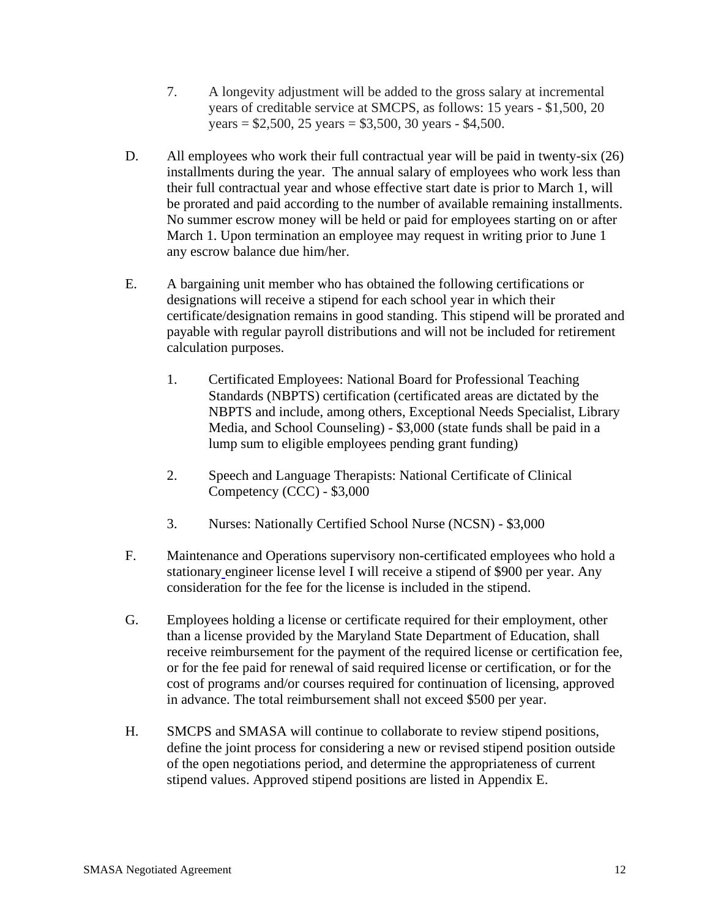7. A longevity adjustment will be added to the gross salary at incremental years of creditable service at SMCPS, as follows: 15 years - $1,500, 20 years = $2,500, 25 years = $3,500, 30 years - $4,500.

D. All employees who work their full contractual year will be paid in twenty-six (26) installments during the year. The annual salary of employees who work less than their full contractual year and whose effective start date is prior to March 1, will be prorated and paid according to the number of available remaining installments. No summer escrow money will be held or paid for employees starting on or after March 1. Upon termination an employee may request in writing prior to June 1 any escrow balance due him/her.

E. A bargaining unit member who has obtained the following certifications or designations will receive a stipend for each school year in which their certificate/designation remains in good standing. This stipend will be prorated and payable with regular payroll distributions and will not be included for retirement calculation purposes.

1. Certificated Employees: National Board for Professional Teaching Standards (NBPTS) certification (certificated areas are dictated by the NBPTS and include, among others, Exceptional Needs Specialist, Library Media, and School Counseling) - $3,000 (state funds shall be paid in a lump sum to eligible employees pending grant funding)

2. Speech and Language Therapists: National Certificate of Clinical Competency (CCC) - $3,000

3. Nurses: Nationally Certified School Nurse (NCSN) - $3,000

F. Maintenance and Operations supervisory non-certificated employees who hold a stationary engineer license level I will receive a stipend of $900 per year. Any consideration for the fee for the license is included in the stipend.

G. Employees holding a license or certificate required for their employment, other than a license provided by the Maryland State Department of Education, shall receive reimbursement for the payment of the required license or certification fee, or for the fee paid for renewal of said required license or certification, or for the cost of programs and/or courses required for continuation of licensing, approved in advance. The total reimbursement shall not exceed $500 per year.

H. SMCPS and SMASA will continue to collaborate to review stipend positions, define the joint process for considering a new or revised stipend position outside of the open negotiations period, and determine the appropriateness of current stipend values. Approved stipend positions are listed in Appendix E.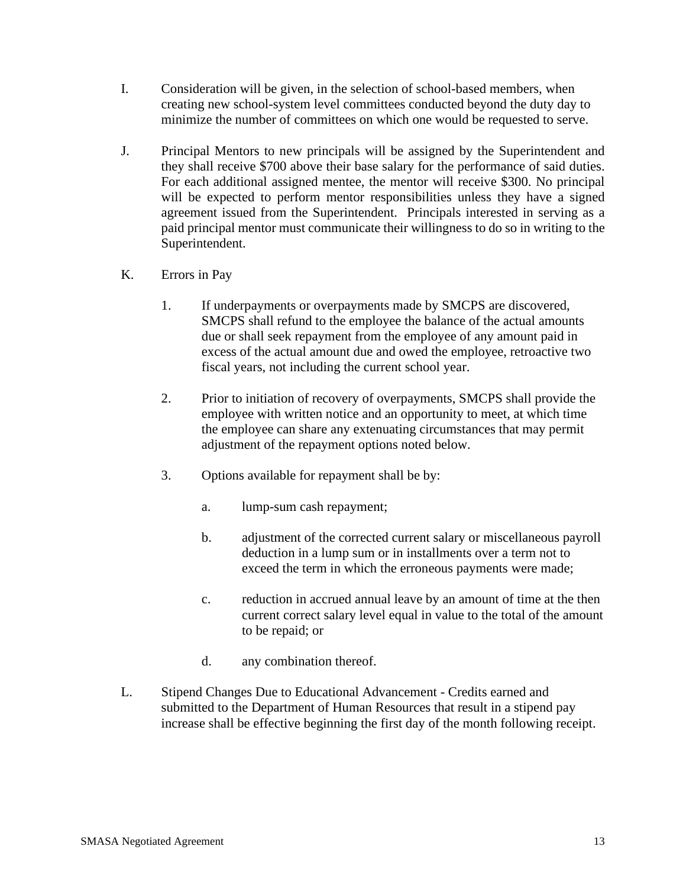I. Consideration will be given, in the selection of school-based members, when creating new school-system level committees conducted beyond the duty day to minimize the number of committees on which one would be requested to serve.

J. Principal Mentors to new principals will be assigned by the Superintendent and they shall receive $700 above their base salary for the performance of said duties. For each additional assigned mentee, the mentor will receive $300. No principal will be expected to perform mentor responsibilities unless they have a signed agreement issued from the Superintendent. Principals interested in serving as a paid principal mentor must communicate their willingness to do so in writing to the Superintendent.

K. Errors in Pay

  1. If underpayments or overpayments made by SMCPS are discovered, SMCPS shall refund to the employee the balance of the actual amounts due or shall seek repayment from the employee of any amount paid in excess of the actual amount due and owed the employee, retroactive two fiscal years, not including the current school year.

  2. Prior to initiation of recovery of overpayments, SMCPS shall provide the employee with written notice and an opportunity to meet, at which time the employee can share any extenuating circumstances that may permit adjustment of the repayment options noted below.

  3. Options available for repayment shall be by:

     a. lump-sum cash repayment;

     b. adjustment of the corrected current salary or miscellaneous payroll deduction in a lump sum or in installments over a term not to exceed the term in which the erroneous payments were made;

     c. reduction in accrued annual leave by an amount of time at the then current correct salary level equal in value to the total of the amount to be repaid; or

     d. any combination thereof.

L. Stipend Changes Due to Educational Advancement - Credits earned and submitted to the Department of Human Resources that result in a stipend pay increase shall be effective beginning the first day of the month following receipt.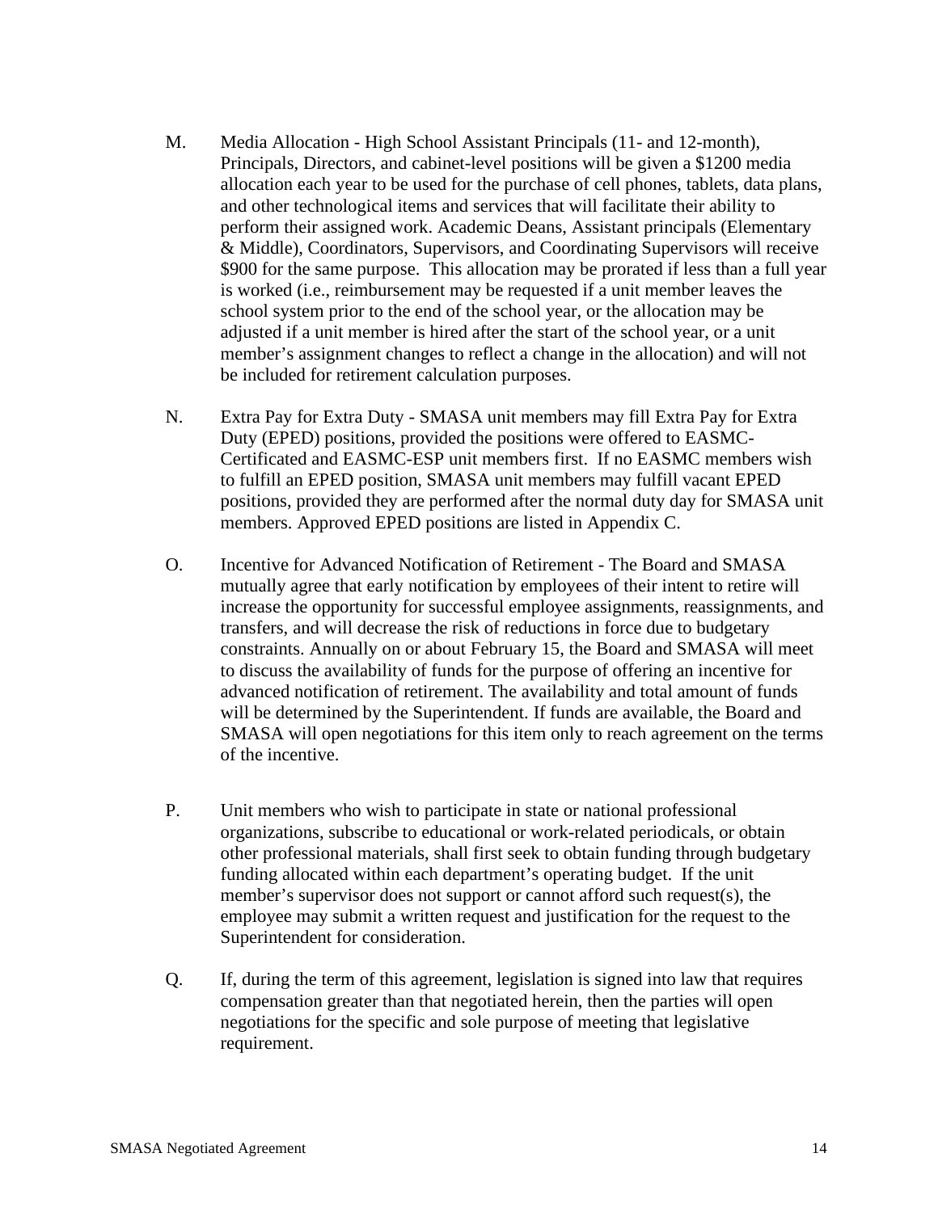M. Media Allocation - High School Assistant Principals (11- and 12-month), Principals, Directors, and cabinet-level positions will be given a $1200 media allocation each year to be used for the purchase of cell phones, tablets, data plans, and other technological items and services that will facilitate their ability to perform their assigned work. Academic Deans, Assistant principals (Elementary & Middle), Coordinators, Supervisors, and Coordinating Supervisors will receive $900 for the same purpose. This allocation may be prorated if less than a full year is worked (i.e., reimbursement may be requested if a unit member leaves the school system prior to the end of the school year, or the allocation may be adjusted if a unit member is hired after the start of the school year, or a unit member's assignment changes to reflect a change in the allocation) and will not be included for retirement calculation purposes.

N. Extra Pay for Extra Duty - SMASA unit members may fill Extra Pay for Extra Duty (EPED) positions, provided the positions were offered to EASMC-Certificated and EASMC-ESP unit members first. If no EASMC members wish to fulfill an EPED position, SMASA unit members may fulfill vacant EPED positions, provided they are performed after the normal duty day for SMASA unit members. Approved EPED positions are listed in Appendix C.

O. Incentive for Advanced Notification of Retirement - The Board and SMASA mutually agree that early notification by employees of their intent to retire will increase the opportunity for successful employee assignments, reassignments, and transfers, and will decrease the risk of reductions in force due to budgetary constraints. Annually on or about February 15, the Board and SMASA will meet to discuss the availability of funds for the purpose of offering an incentive for advanced notification of retirement. The availability and total amount of funds will be determined by the Superintendent. If funds are available, the Board and SMASA will open negotiations for this item only to reach agreement on the terms of the incentive.

P. Unit members who wish to participate in state or national professional organizations, subscribe to educational or work-related periodicals, or obtain other professional materials, shall first seek to obtain funding through budgetary funding allocated within each department's operating budget. If the unit member's supervisor does not support or cannot afford such request(s), the employee may submit a written request and justification for the request to the Superintendent for consideration.

Q. If, during the term of this agreement, legislation is signed into law that requires compensation greater than that negotiated herein, then the parties will open negotiations for the specific and sole purpose of meeting that legislative requirement.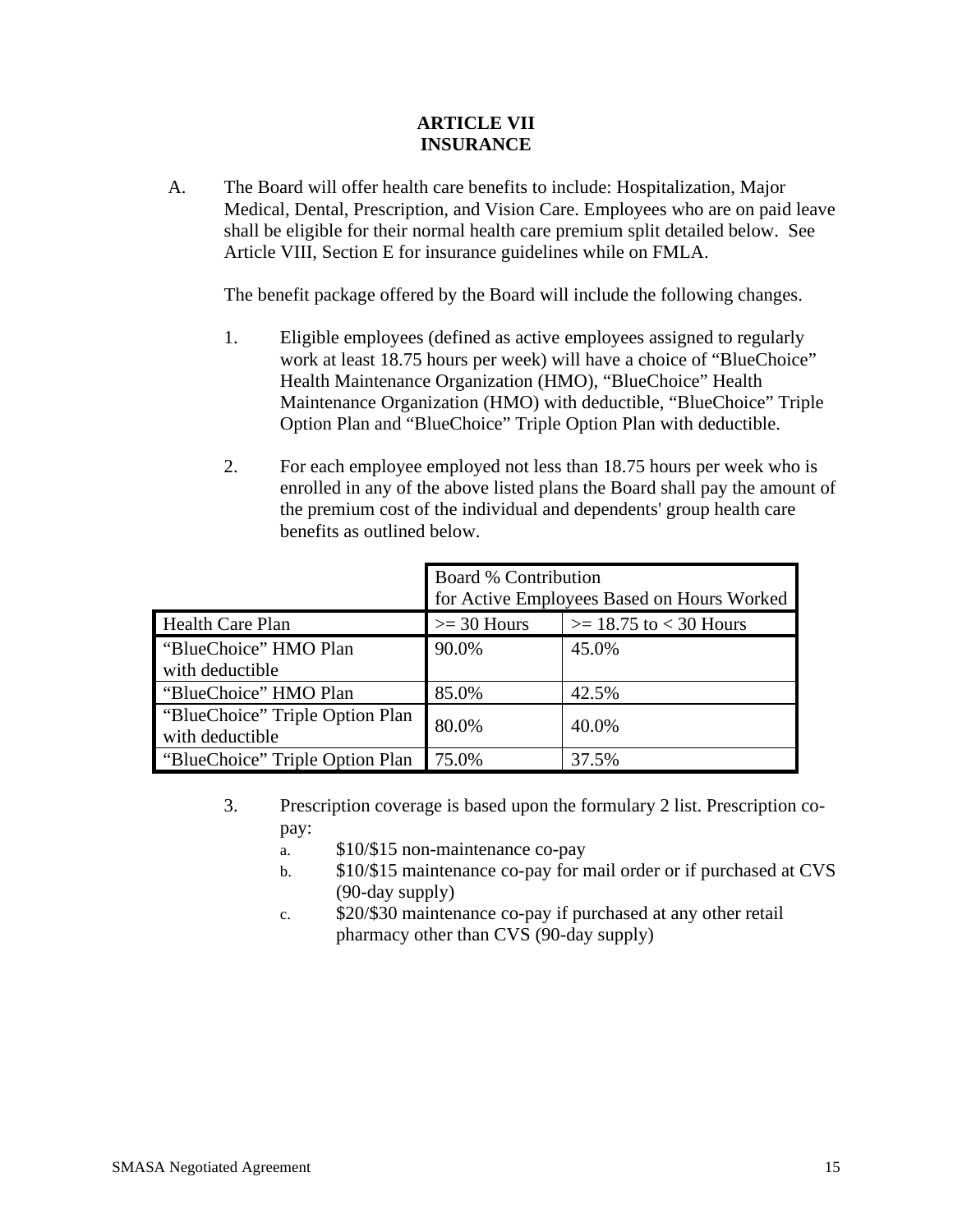# ARTICLE VII
# INSURANCE

A. The Board will offer health care benefits to include: Hospitalization, Major Medical, Dental, Prescription, and Vision Care. Employees who are on paid leave shall be eligible for their normal health care premium split detailed below. See Article VIII, Section E for insurance guidelines while on FMLA.

The benefit package offered by the Board will include the following changes.

1. Eligible employees (defined as active employees assigned to regularly work at least 18.75 hours per week) will have a choice of "BlueChoice" Health Maintenance Organization (HMO), "BlueChoice" Health Maintenance Organization (HMO) with deductible, "BlueChoice" Triple Option Plan and "BlueChoice" Triple Option Plan with deductible.

2. For each employee employed not less than 18.75 hours per week who is enrolled in any of the above listed plans the Board shall pay the amount of the premium cost of the individual and dependents' group health care benefits as outlined below.

| | Board % Contribution for Active Employees Based on Hours Worked | |
|---|---|---|
| Health Care Plan | >= 30 Hours | >= 18.75 to < 30 Hours |
| "BlueChoice" HMO Plan with deductible | 90.0% | 45.0% |
| "BlueChoice" HMO Plan | 85.0% | 42.5% |
| "BlueChoice" Triple Option Plan with deductible | 80.0% | 40.0% |
| "BlueChoice" Triple Option Plan | 75.0% | 37.5% |

3. Prescription coverage is based upon the formulary 2 list. Prescription co-pay:
   a. $10/$15 non-maintenance co-pay
   b. $10/$15 maintenance co-pay for mail order or if purchased at CVS (90-day supply)
   c. $20/$30 maintenance co-pay if purchased at any other retail pharmacy other than CVS (90-day supply)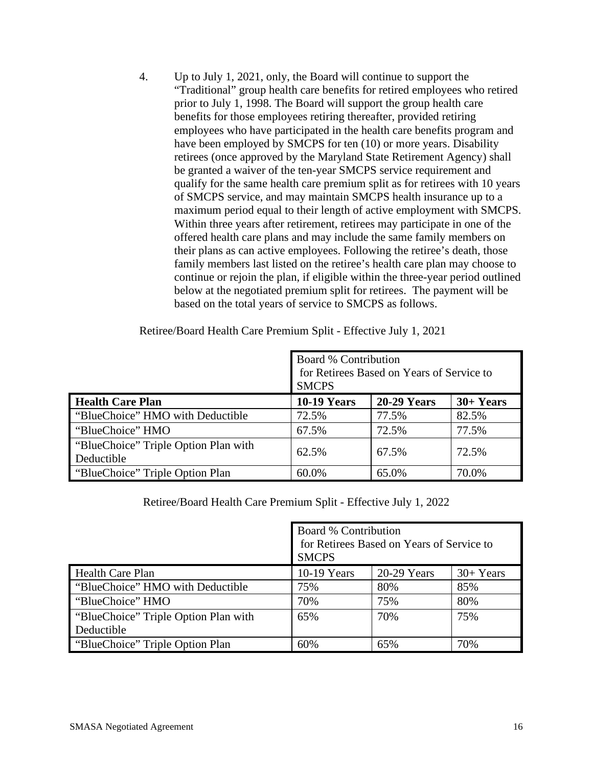4. Up to July 1, 2021, only, the Board will continue to support the "Traditional" group health care benefits for retired employees who retired prior to July 1, 1998. The Board will support the group health care benefits for those employees retiring thereafter, provided retiring employees who have participated in the health care benefits program and have been employed by SMCPS for ten (10) or more years. Disability retirees (once approved by the Maryland State Retirement Agency) shall be granted a waiver of the ten-year SMCPS service requirement and qualify for the same health care premium split as for retirees with 10 years of SMCPS service, and may maintain SMCPS health insurance up to a maximum period equal to their length of active employment with SMCPS. Within three years after retirement, retirees may participate in one of the offered health care plans and may include the same family members on their plans as can active employees. Following the retiree's death, those family members last listed on the retiree's health care plan may choose to continue or rejoin the plan, if eligible within the three-year period outlined below at the negotiated premium split for retirees. The payment will be based on the total years of service to SMCPS as follows.

Retiree/Board Health Care Premium Split - Effective July 1, 2021

| | Board % Contribution for Retirees Based on Years of Service to SMCPS | | |
|---|---|---|---|
| **Health Care Plan** | **10-19 Years** | **20-29 Years** | **30+ Years** |
| "BlueChoice" HMO with Deductible | 72.5% | 77.5% | 82.5% |
| "BlueChoice" HMO | 67.5% | 72.5% | 77.5% |
| "BlueChoice" Triple Option Plan with Deductible | 62.5% | 67.5% | 72.5% |
| "BlueChoice" Triple Option Plan | 60.0% | 65.0% | 70.0% |

Retiree/Board Health Care Premium Split - Effective July 1, 2022

| | Board % Contribution for Retirees Based on Years of Service to SMCPS | | |
|---|---|---|---|
| Health Care Plan | 10-19 Years | 20-29 Years | 30+ Years |
| "BlueChoice" HMO with Deductible | 75% | 80% | 85% |
| "BlueChoice" HMO | 70% | 75% | 80% |
| "BlueChoice" Triple Option Plan with Deductible | 65% | 70% | 75% |
| "BlueChoice" Triple Option Plan | 60% | 65% | 70% |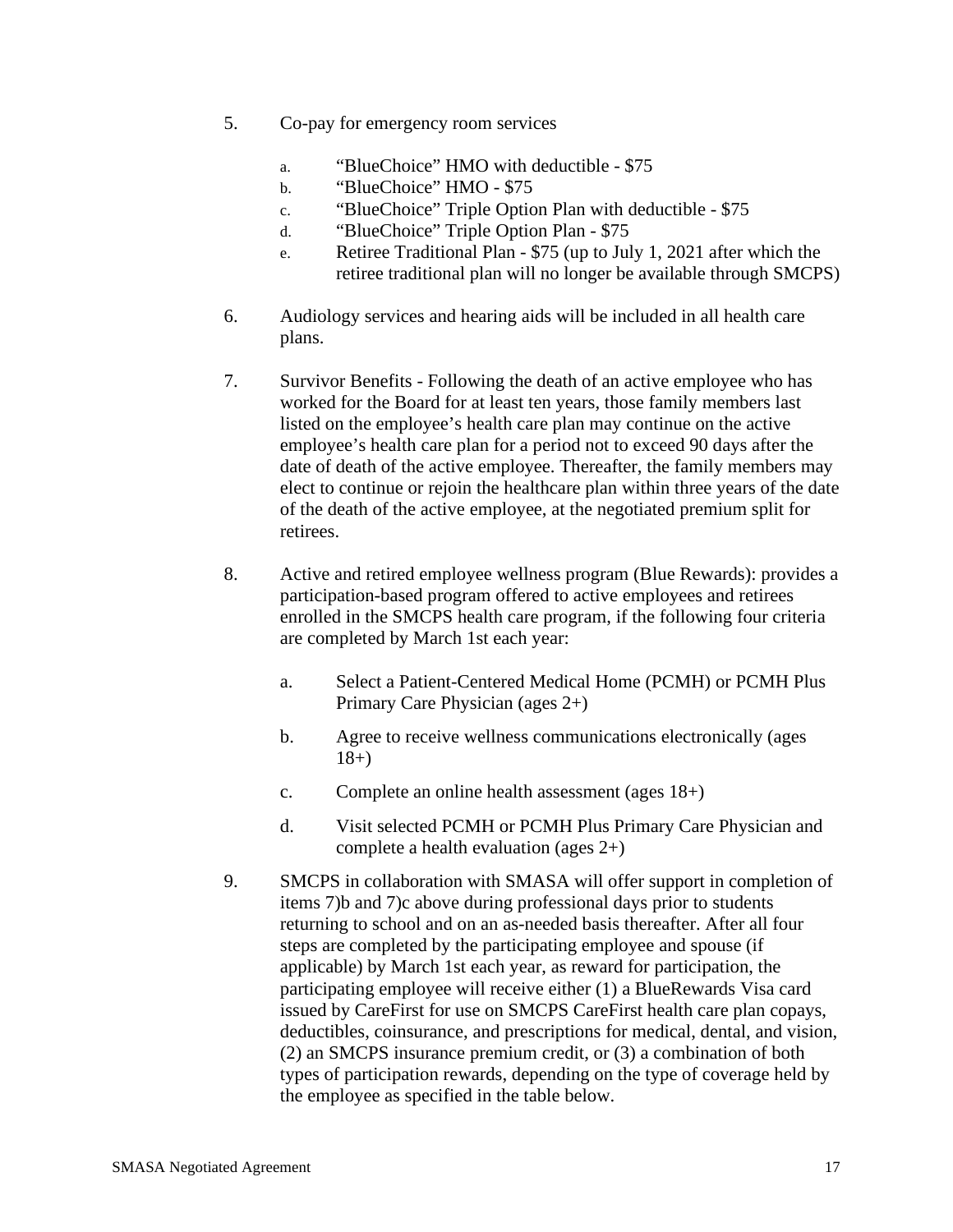5. Co-pay for emergency room services

   a. “BlueChoice” HMO with deductible - $75
   b. “BlueChoice” HMO - $75
   c. “BlueChoice” Triple Option Plan with deductible - $75
   d. “BlueChoice” Triple Option Plan - $75
   e. Retiree Traditional Plan - $75 (up to July 1, 2021 after which the retiree traditional plan will no longer be available through SMCPS)

6. Audiology services and hearing aids will be included in all health care plans.

7. Survivor Benefits - Following the death of an active employee who has worked for the Board for at least ten years, those family members last listed on the employee’s health care plan may continue on the active employee’s health care plan for a period not to exceed 90 days after the date of death of the active employee. Thereafter, the family members may elect to continue or rejoin the healthcare plan within three years of the date of the death of the active employee, at the negotiated premium split for retirees.

8. Active and retired employee wellness program (Blue Rewards): provides a participation-based program offered to active employees and retirees enrolled in the SMCPS health care program, if the following four criteria are completed by March 1st each year:

   a. Select a Patient-Centered Medical Home (PCMH) or PCMH Plus Primary Care Physician (ages 2+)

   b. Agree to receive wellness communications electronically (ages 18+)

   c. Complete an online health assessment (ages 18+)

   d. Visit selected PCMH or PCMH Plus Primary Care Physician and complete a health evaluation (ages 2+)

9. SMCPS in collaboration with SMASA will offer support in completion of items 7)b and 7)c above during professional days prior to students returning to school and on an as-needed basis thereafter. After all four steps are completed by the participating employee and spouse (if applicable) by March 1st each year, as reward for participation, the participating employee will receive either (1) a BlueRewards Visa card issued by CareFirst for use on SMCPS CareFirst health care plan copays, deductibles, coinsurance, and prescriptions for medical, dental, and vision, (2) an SMCPS insurance premium credit, or (3) a combination of both types of participation rewards, depending on the type of coverage held by the employee as specified in the table below.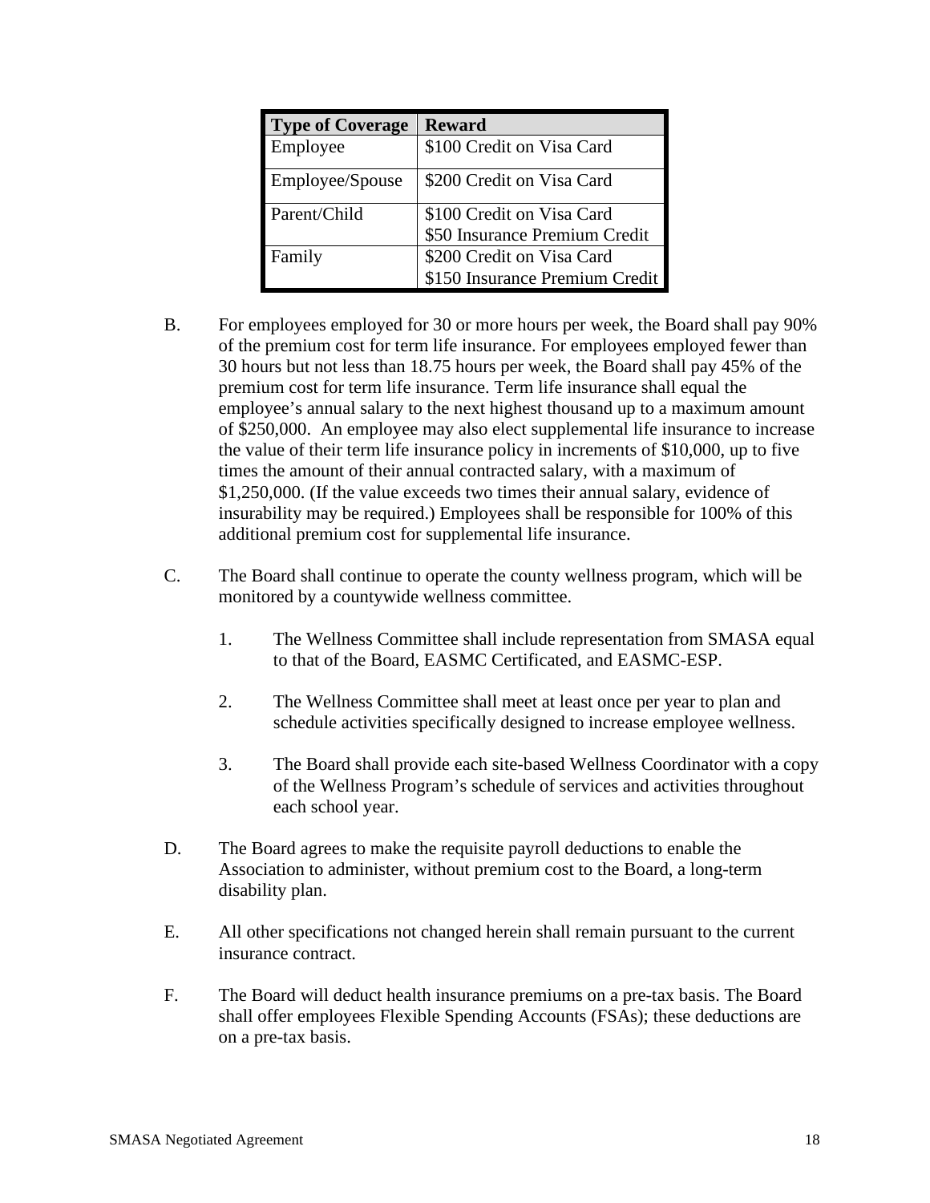| Type of Coverage | Reward |
| --- | --- |
| Employee | $100 Credit on Visa Card |
| Employee/Spouse | $200 Credit on Visa Card |
| Parent/Child | $100 Credit on Visa Card<br>$50 Insurance Premium Credit |
| Family | $200 Credit on Visa Card<br>$150 Insurance Premium Credit |

B. For employees employed for 30 or more hours per week, the Board shall pay 90% of the premium cost for term life insurance. For employees employed fewer than 30 hours but not less than 18.75 hours per week, the Board shall pay 45% of the premium cost for term life insurance. Term life insurance shall equal the employee's annual salary to the next highest thousand up to a maximum amount of $250,000. An employee may also elect supplemental life insurance to increase the value of their term life insurance policy in increments of $10,000, up to five times the amount of their annual contracted salary, with a maximum of $1,250,000. (If the value exceeds two times their annual salary, evidence of insurability may be required.) Employees shall be responsible for 100% of this additional premium cost for supplemental life insurance.

C. The Board shall continue to operate the county wellness program, which will be monitored by a countywide wellness committee.

1. The Wellness Committee shall include representation from SMASA equal to that of the Board, EASMC Certificated, and EASMC-ESP.

2. The Wellness Committee shall meet at least once per year to plan and schedule activities specifically designed to increase employee wellness.

3. The Board shall provide each site-based Wellness Coordinator with a copy of the Wellness Program's schedule of services and activities throughout each school year.

D. The Board agrees to make the requisite payroll deductions to enable the Association to administer, without premium cost to the Board, a long-term disability plan.

E. All other specifications not changed herein shall remain pursuant to the current insurance contract.

F. The Board will deduct health insurance premiums on a pre-tax basis. The Board shall offer employees Flexible Spending Accounts (FSAs); these deductions are on a pre-tax basis.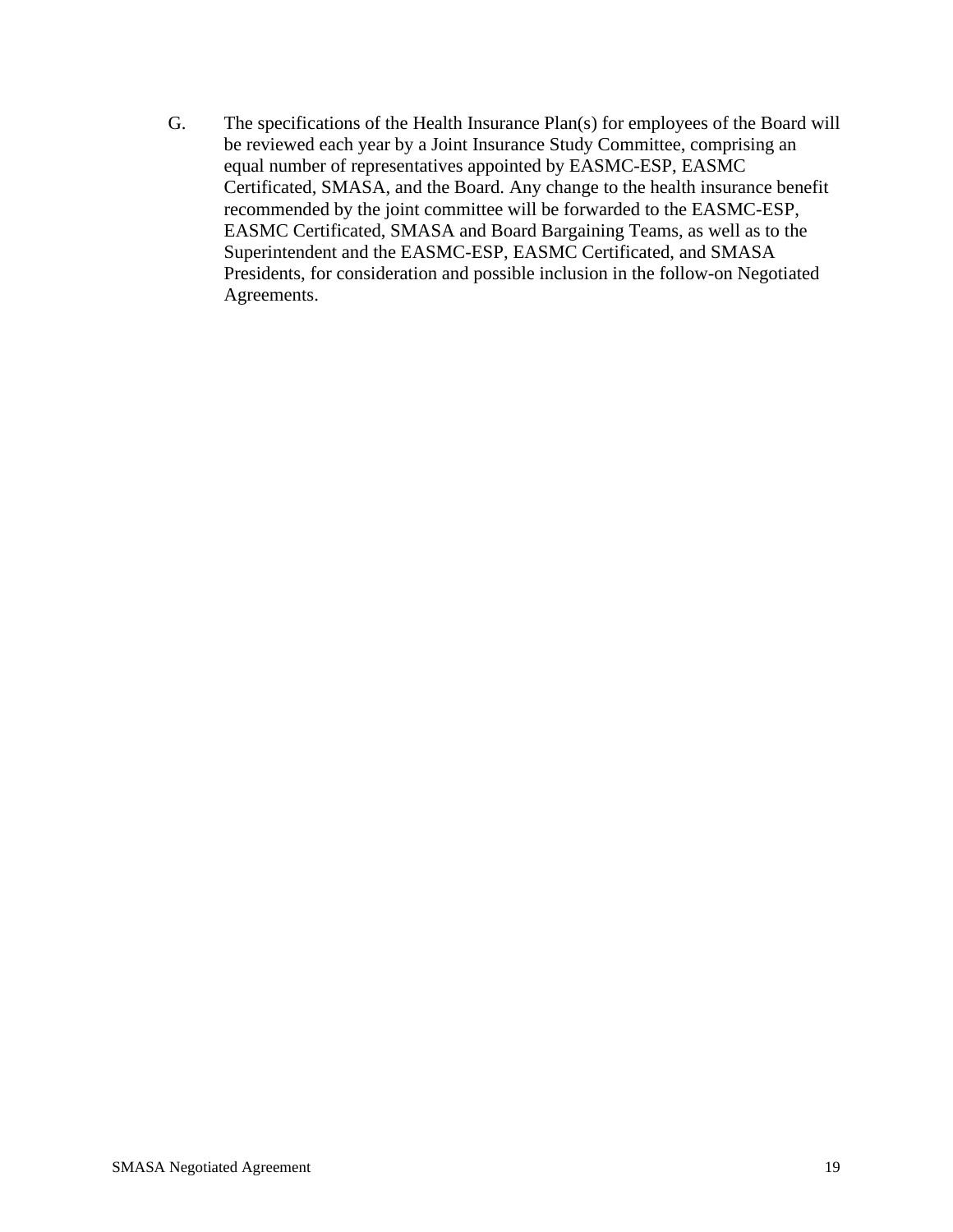G. The specifications of the Health Insurance Plan(s) for employees of the Board will be reviewed each year by a Joint Insurance Study Committee, comprising an equal number of representatives appointed by EASMC-ESP, EASMC Certificated, SMASA, and the Board. Any change to the health insurance benefit recommended by the joint committee will be forwarded to the EASMC-ESP, EASMC Certificated, SMASA and Board Bargaining Teams, as well as to the Superintendent and the EASMC-ESP, EASMC Certificated, and SMASA Presidents, for consideration and possible inclusion in the follow-on Negotiated Agreements.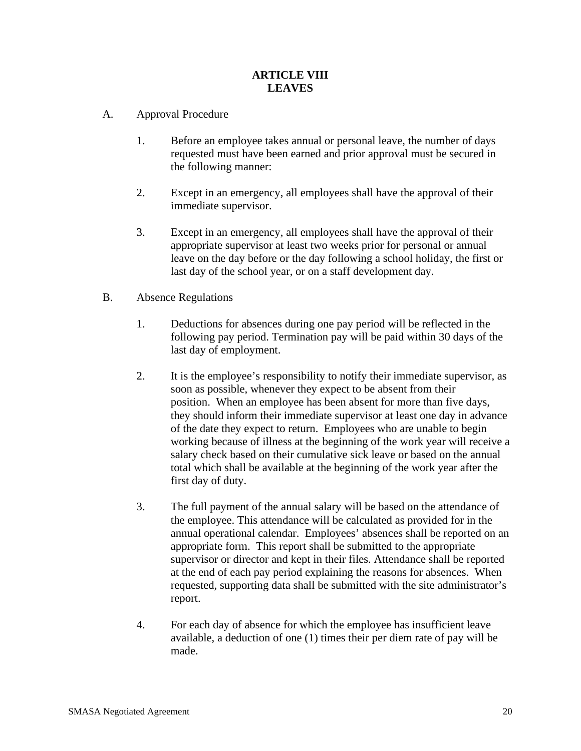# ARTICLE VIII
# LEAVES

A. Approval Procedure

1. Before an employee takes annual or personal leave, the number of days requested must have been earned and prior approval must be secured in the following manner:

2. Except in an emergency, all employees shall have the approval of their immediate supervisor.

3. Except in an emergency, all employees shall have the approval of their appropriate supervisor at least two weeks prior for personal or annual leave on the day before or the day following a school holiday, the first or last day of the school year, or on a staff development day.

B. Absence Regulations

1. Deductions for absences during one pay period will be reflected in the following pay period. Termination pay will be paid within 30 days of the last day of employment.

2. It is the employee's responsibility to notify their immediate supervisor, as soon as possible, whenever they expect to be absent from their position. When an employee has been absent for more than five days, they should inform their immediate supervisor at least one day in advance of the date they expect to return. Employees who are unable to begin working because of illness at the beginning of the work year will receive a salary check based on their cumulative sick leave or based on the annual total which shall be available at the beginning of the work year after the first day of duty.

3. The full payment of the annual salary will be based on the attendance of the employee. This attendance will be calculated as provided for in the annual operational calendar. Employees' absences shall be reported on an appropriate form. This report shall be submitted to the appropriate supervisor or director and kept in their files. Attendance shall be reported at the end of each pay period explaining the reasons for absences. When requested, supporting data shall be submitted with the site administrator's report.

4. For each day of absence for which the employee has insufficient leave available, a deduction of one (1) times their per diem rate of pay will be made.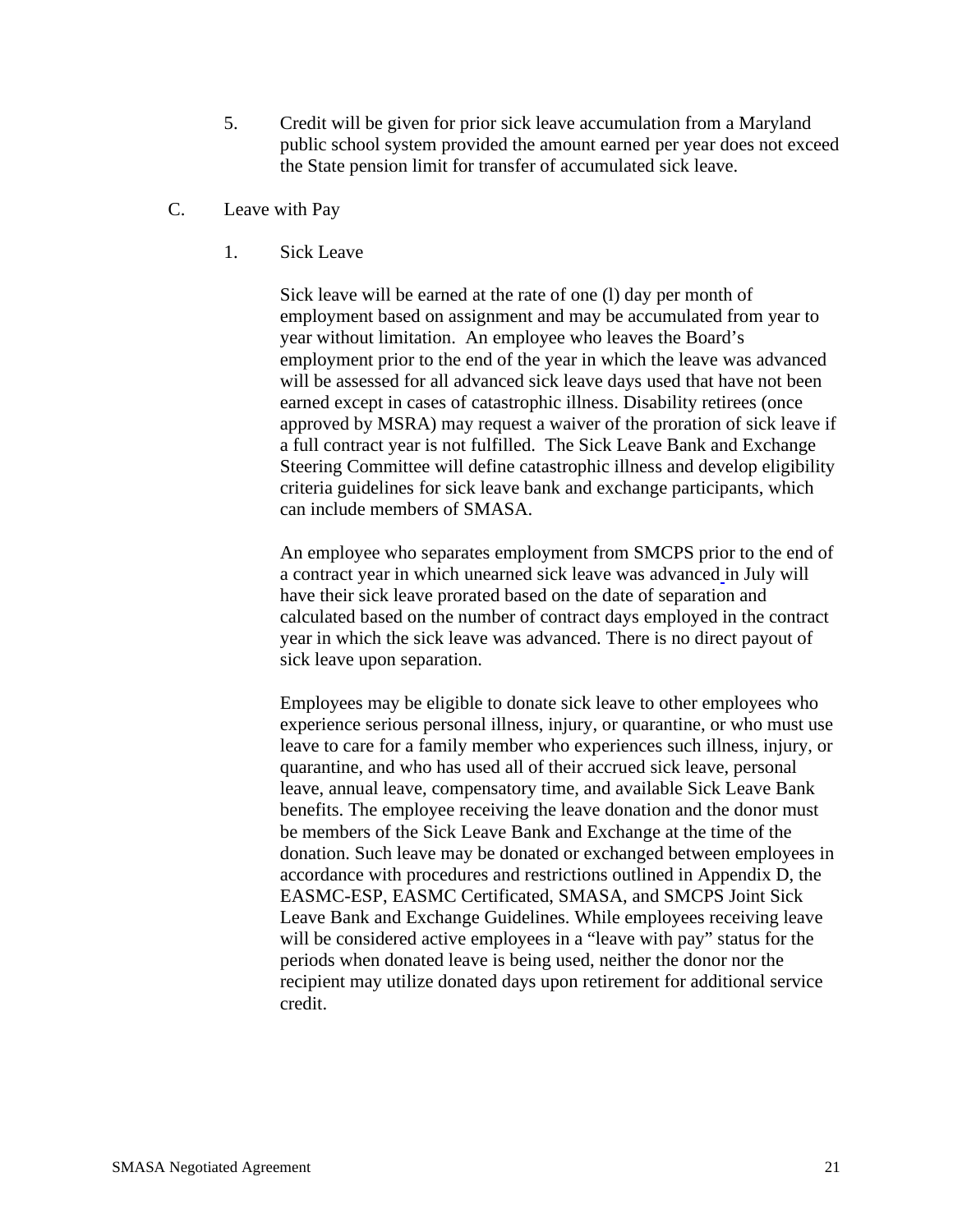5. Credit will be given for prior sick leave accumulation from a Maryland public school system provided the amount earned per year does not exceed the State pension limit for transfer of accumulated sick leave.

C. Leave with Pay

1. Sick Leave

Sick leave will be earned at the rate of one (l) day per month of employment based on assignment and may be accumulated from year to year without limitation. An employee who leaves the Board's employment prior to the end of the year in which the leave was advanced will be assessed for all advanced sick leave days used that have not been earned except in cases of catastrophic illness. Disability retirees (once approved by MSRA) may request a waiver of the proration of sick leave if a full contract year is not fulfilled. The Sick Leave Bank and Exchange Steering Committee will define catastrophic illness and develop eligibility criteria guidelines for sick leave bank and exchange participants, which can include members of SMASA.

An employee who separates employment from SMCPS prior to the end of a contract year in which unearned sick leave was advanced in July will have their sick leave prorated based on the date of separation and calculated based on the number of contract days employed in the contract year in which the sick leave was advanced. There is no direct payout of sick leave upon separation.

Employees may be eligible to donate sick leave to other employees who experience serious personal illness, injury, or quarantine, or who must use leave to care for a family member who experiences such illness, injury, or quarantine, and who has used all of their accrued sick leave, personal leave, annual leave, compensatory time, and available Sick Leave Bank benefits. The employee receiving the leave donation and the donor must be members of the Sick Leave Bank and Exchange at the time of the donation. Such leave may be donated or exchanged between employees in accordance with procedures and restrictions outlined in Appendix D, the EASMC-ESP, EASMC Certificated, SMASA, and SMCPS Joint Sick Leave Bank and Exchange Guidelines. While employees receiving leave will be considered active employees in a "leave with pay" status for the periods when donated leave is being used, neither the donor nor the recipient may utilize donated days upon retirement for additional service credit.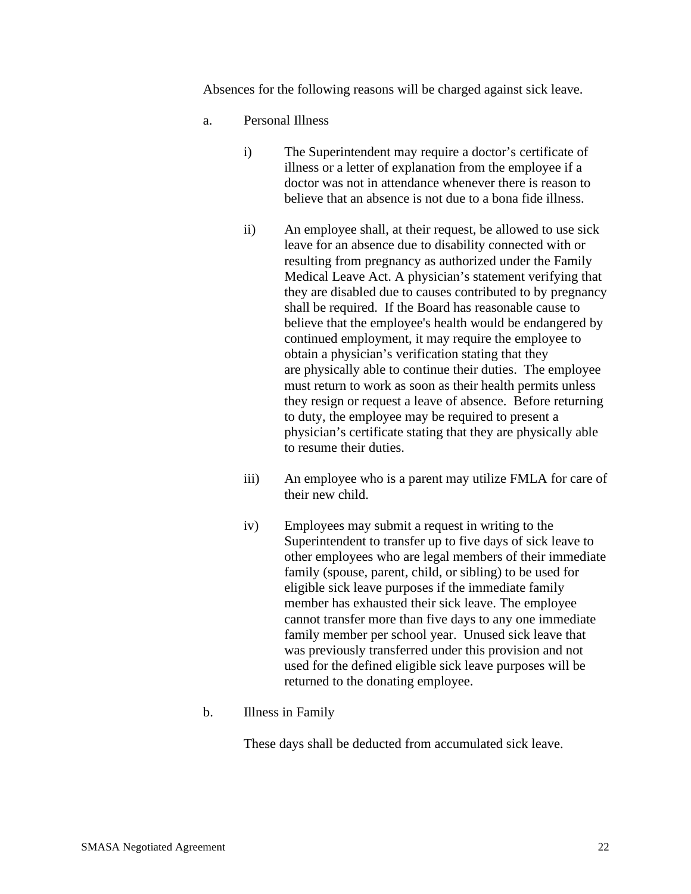Absences for the following reasons will be charged against sick leave.

a. Personal Illness

   i) The Superintendent may require a doctor's certificate of illness or a letter of explanation from the employee if a doctor was not in attendance whenever there is reason to believe that an absence is not due to a bona fide illness.

   ii) An employee shall, at their request, be allowed to use sick leave for an absence due to disability connected with or resulting from pregnancy as authorized under the Family Medical Leave Act. A physician's statement verifying that they are disabled due to causes contributed to by pregnancy shall be required. If the Board has reasonable cause to believe that the employee's health would be endangered by continued employment, it may require the employee to obtain a physician's verification stating that they are physically able to continue their duties. The employee must return to work as soon as their health permits unless they resign or request a leave of absence. Before returning to duty, the employee may be required to present a physician's certificate stating that they are physically able to resume their duties.

   iii) An employee who is a parent may utilize FMLA for care of their new child.

   iv) Employees may submit a request in writing to the Superintendent to transfer up to five days of sick leave to other employees who are legal members of their immediate family (spouse, parent, child, or sibling) to be used for eligible sick leave purposes if the immediate family member has exhausted their sick leave. The employee cannot transfer more than five days to any one immediate family member per school year. Unused sick leave that was previously transferred under this provision and not used for the defined eligible sick leave purposes will be returned to the donating employee.

b. Illness in Family

   These days shall be deducted from accumulated sick leave.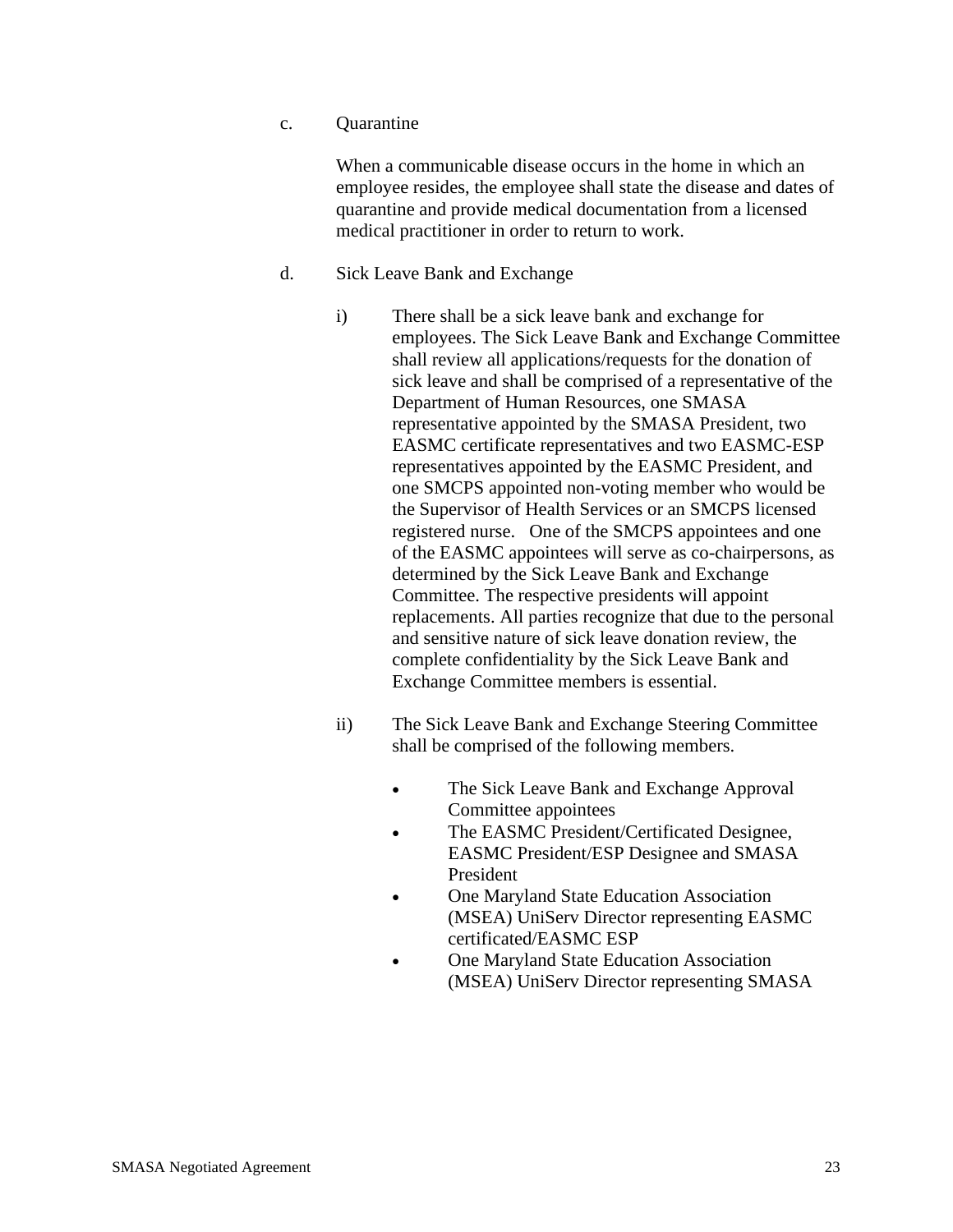c. Quarantine

When a communicable disease occurs in the home in which an employee resides, the employee shall state the disease and dates of quarantine and provide medical documentation from a licensed medical practitioner in order to return to work.

d. Sick Leave Bank and Exchange

i) There shall be a sick leave bank and exchange for employees. The Sick Leave Bank and Exchange Committee shall review all applications/requests for the donation of sick leave and shall be comprised of a representative of the Department of Human Resources, one SMASA representative appointed by the SMASA President, two EASMC certificate representatives and two EASMC-ESP representatives appointed by the EASMC President, and one SMCPS appointed non-voting member who would be the Supervisor of Health Services or an SMCPS licensed registered nurse. One of the SMCPS appointees and one of the EASMC appointees will serve as co-chairpersons, as determined by the Sick Leave Bank and Exchange Committee. The respective presidents will appoint replacements. All parties recognize that due to the personal and sensitive nature of sick leave donation review, the complete confidentiality by the Sick Leave Bank and Exchange Committee members is essential.

ii) The Sick Leave Bank and Exchange Steering Committee shall be comprised of the following members.

- The Sick Leave Bank and Exchange Approval Committee appointees
- The EASMC President/Certificated Designee, EASMC President/ESP Designee and SMASA President
- One Maryland State Education Association (MSEA) UniServ Director representing EASMC certificated/EASMC ESP
- One Maryland State Education Association (MSEA) UniServ Director representing SMASA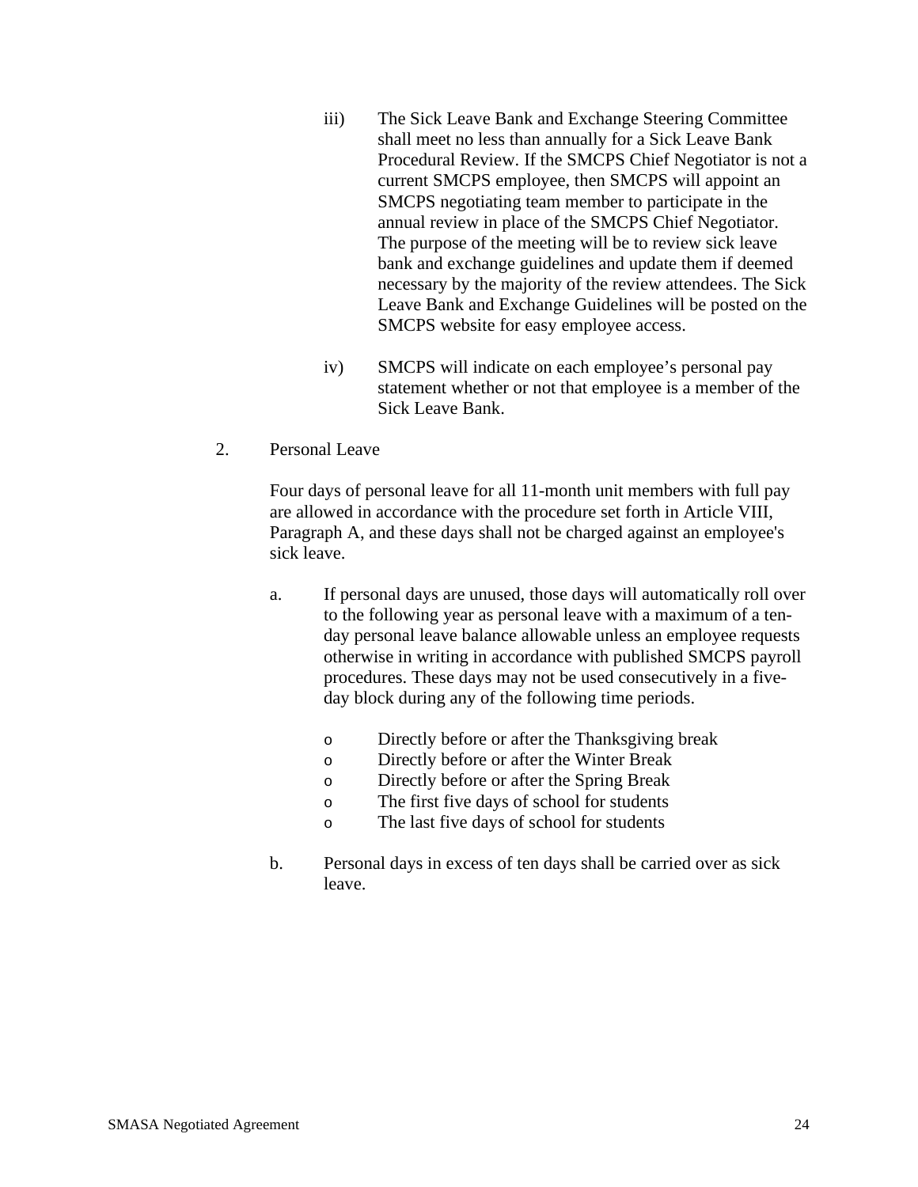iii) The Sick Leave Bank and Exchange Steering Committee shall meet no less than annually for a Sick Leave Bank Procedural Review. If the SMCPS Chief Negotiator is not a current SMCPS employee, then SMCPS will appoint an SMCPS negotiating team member to participate in the annual review in place of the SMCPS Chief Negotiator. The purpose of the meeting will be to review sick leave bank and exchange guidelines and update them if deemed necessary by the majority of the review attendees. The Sick Leave Bank and Exchange Guidelines will be posted on the SMCPS website for easy employee access.

iv) SMCPS will indicate on each employee's personal pay statement whether or not that employee is a member of the Sick Leave Bank.

2. Personal Leave

Four days of personal leave for all 11-month unit members with full pay are allowed in accordance with the procedure set forth in Article VIII, Paragraph A, and these days shall not be charged against an employee's sick leave.

a. If personal days are unused, those days will automatically roll over to the following year as personal leave with a maximum of a ten-day personal leave balance allowable unless an employee requests otherwise in writing in accordance with published SMCPS payroll procedures. These days may not be used consecutively in a five-day block during any of the following time periods.

- Directly before or after the Thanksgiving break
- Directly before or after the Winter Break
- Directly before or after the Spring Break
- The first five days of school for students
- The last five days of school for students

b. Personal days in excess of ten days shall be carried over as sick leave.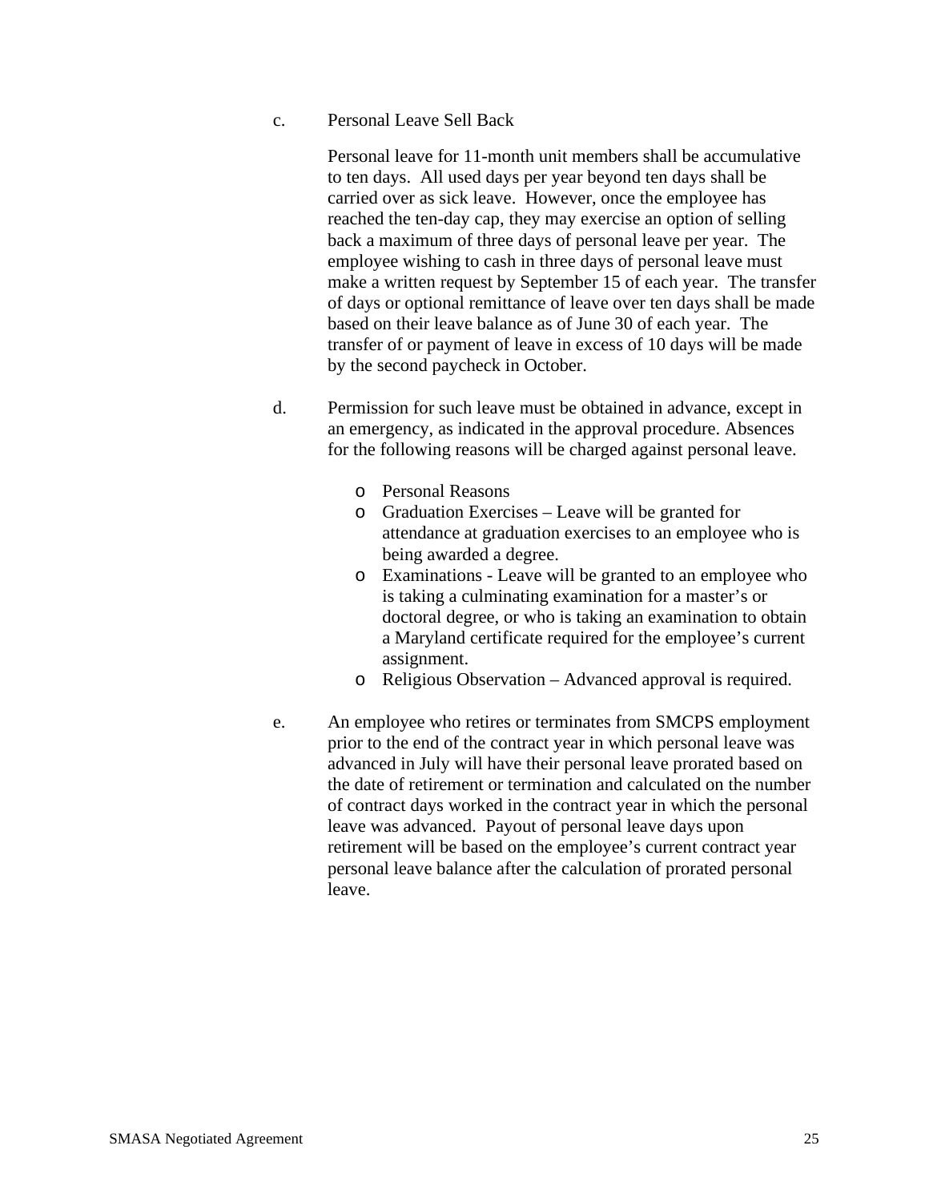c. Personal Leave Sell Back

Personal leave for 11-month unit members shall be accumulative to ten days. All used days per year beyond ten days shall be carried over as sick leave. However, once the employee has reached the ten-day cap, they may exercise an option of selling back a maximum of three days of personal leave per year. The employee wishing to cash in three days of personal leave must make a written request by September 15 of each year. The transfer of days or optional remittance of leave over ten days shall be made based on their leave balance as of June 30 of each year. The transfer of or payment of leave in excess of 10 days will be made by the second paycheck in October.

d. Permission for such leave must be obtained in advance, except in an emergency, as indicated in the approval procedure. Absences for the following reasons will be charged against personal leave.

- Personal Reasons
- Graduation Exercises – Leave will be granted for attendance at graduation exercises to an employee who is being awarded a degree.
- Examinations - Leave will be granted to an employee who is taking a culminating examination for a master's or doctoral degree, or who is taking an examination to obtain a Maryland certificate required for the employee's current assignment.
- Religious Observation – Advanced approval is required.

e. An employee who retires or terminates from SMCPS employment prior to the end of the contract year in which personal leave was advanced in July will have their personal leave prorated based on the date of retirement or termination and calculated on the number of contract days worked in the contract year in which the personal leave was advanced. Payout of personal leave days upon retirement will be based on the employee's current contract year personal leave balance after the calculation of prorated personal leave.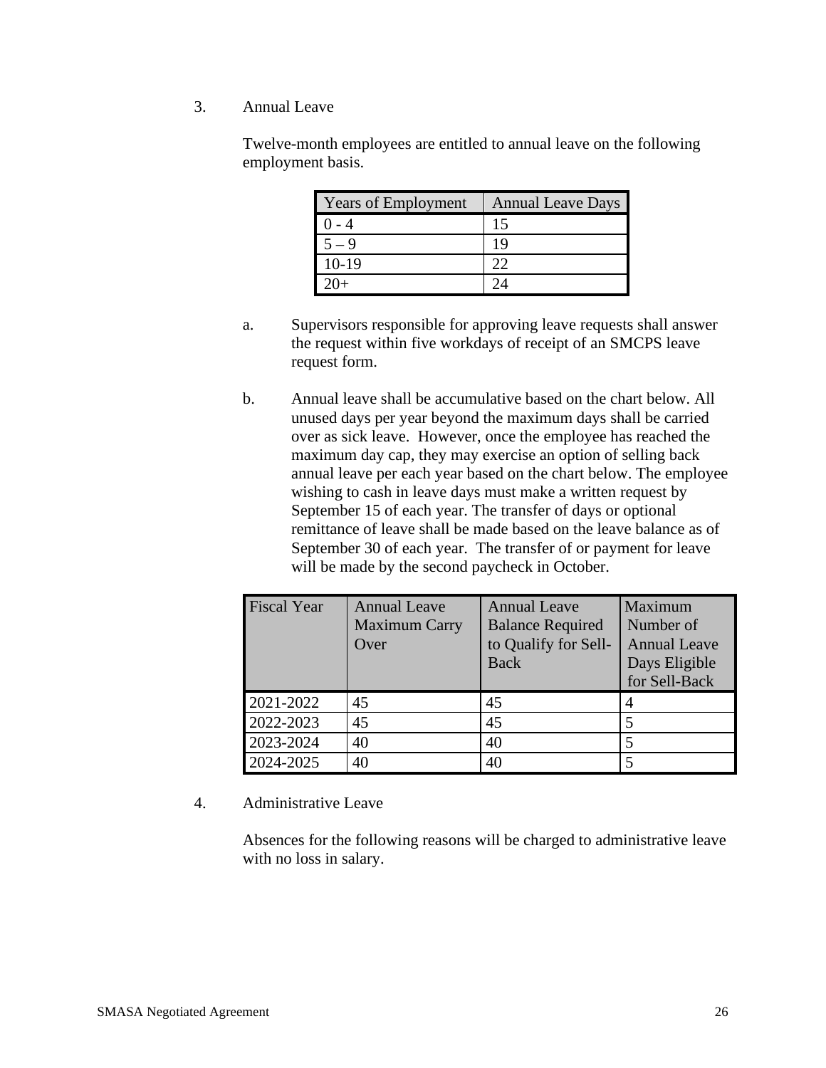3. Annual Leave

Twelve-month employees are entitled to annual leave on the following employment basis.

| Years of Employment | Annual Leave Days |
|---|---|
| 0 - 4 | 15 |
| 5 – 9 | 19 |
| 10-19 | 22 |
| 20+ | 24 |

a. Supervisors responsible for approving leave requests shall answer the request within five workdays of receipt of an SMCPS leave request form.

b. Annual leave shall be accumulative based on the chart below. All unused days per year beyond the maximum days shall be carried over as sick leave. However, once the employee has reached the maximum day cap, they may exercise an option of selling back annual leave per each year based on the chart below. The employee wishing to cash in leave days must make a written request by September 15 of each year. The transfer of days or optional remittance of leave shall be made based on the leave balance as of September 30 of each year. The transfer of or payment for leave will be made by the second paycheck in October.

| Fiscal Year | Annual Leave Maximum Carry Over | Annual Leave Balance Required to Qualify for Sell-Back | Maximum Number of Annual Leave Days Eligible for Sell-Back |
|---|---|---|---|
| 2021-2022 | 45 | 45 | 4 |
| 2022-2023 | 45 | 45 | 5 |
| 2023-2024 | 40 | 40 | 5 |
| 2024-2025 | 40 | 40 | 5 |

4. Administrative Leave

Absences for the following reasons will be charged to administrative leave with no loss in salary.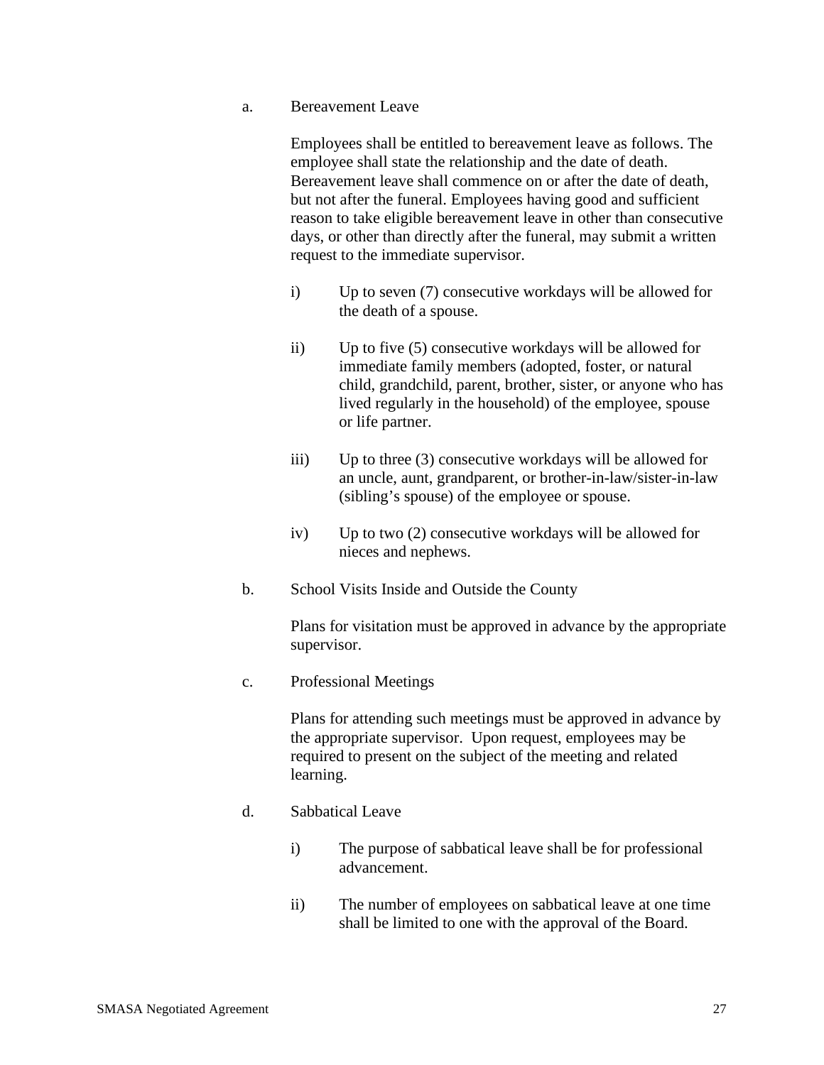a. Bereavement Leave

Employees shall be entitled to bereavement leave as follows. The employee shall state the relationship and the date of death. Bereavement leave shall commence on or after the date of death, but not after the funeral. Employees having good and sufficient reason to take eligible bereavement leave in other than consecutive days, or other than directly after the funeral, may submit a written request to the immediate supervisor.

i) Up to seven (7) consecutive workdays will be allowed for the death of a spouse.

ii) Up to five (5) consecutive workdays will be allowed for immediate family members (adopted, foster, or natural child, grandchild, parent, brother, sister, or anyone who has lived regularly in the household) of the employee, spouse or life partner.

iii) Up to three (3) consecutive workdays will be allowed for an uncle, aunt, grandparent, or brother-in-law/sister-in-law (sibling's spouse) of the employee or spouse.

iv) Up to two (2) consecutive workdays will be allowed for nieces and nephews.

b. School Visits Inside and Outside the County

Plans for visitation must be approved in advance by the appropriate supervisor.

c. Professional Meetings

Plans for attending such meetings must be approved in advance by the appropriate supervisor. Upon request, employees may be required to present on the subject of the meeting and related learning.

d. Sabbatical Leave

i) The purpose of sabbatical leave shall be for professional advancement.

ii) The number of employees on sabbatical leave at one time shall be limited to one with the approval of the Board.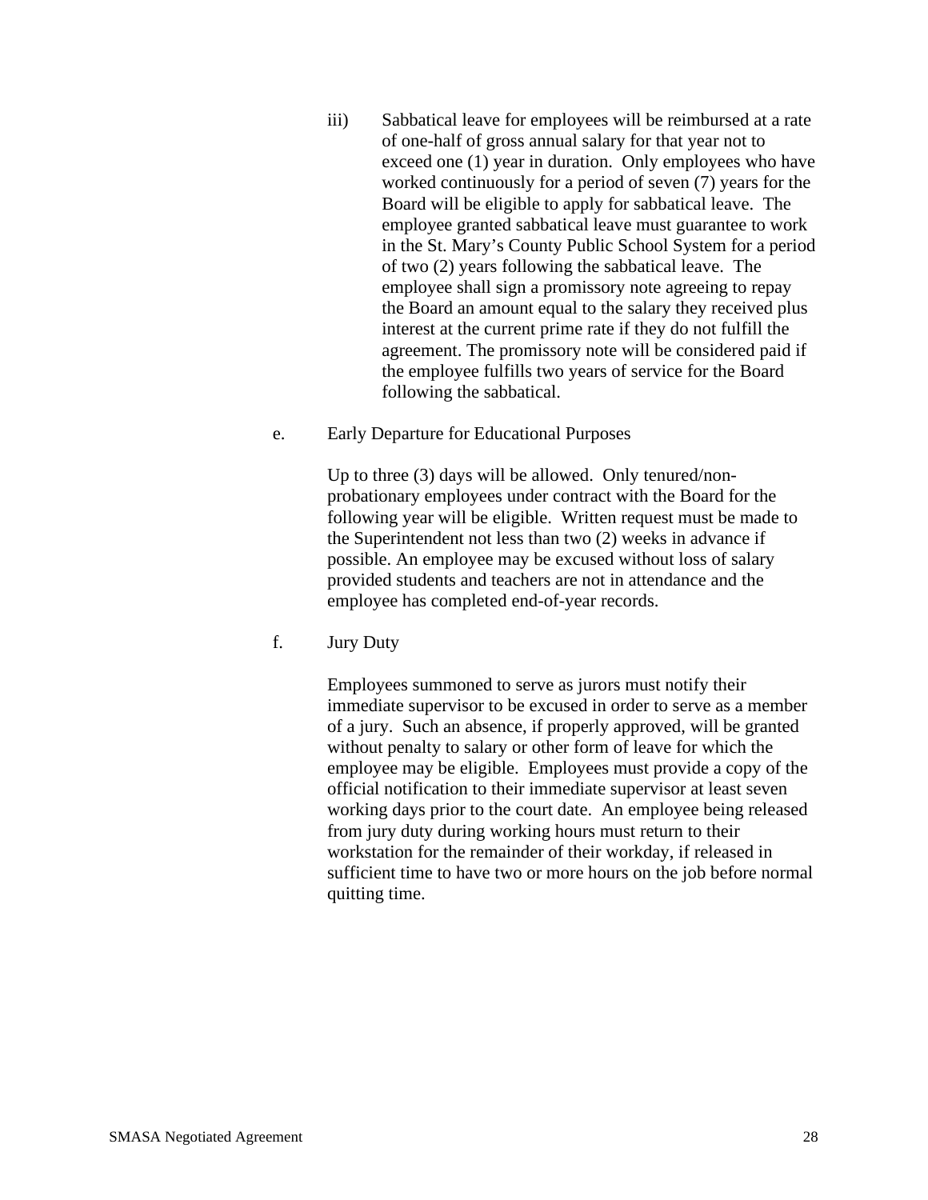iii) Sabbatical leave for employees will be reimbursed at a rate of one-half of gross annual salary for that year not to exceed one (1) year in duration. Only employees who have worked continuously for a period of seven (7) years for the Board will be eligible to apply for sabbatical leave. The employee granted sabbatical leave must guarantee to work in the St. Mary's County Public School System for a period of two (2) years following the sabbatical leave. The employee shall sign a promissory note agreeing to repay the Board an amount equal to the salary they received plus interest at the current prime rate if they do not fulfill the agreement. The promissory note will be considered paid if the employee fulfills two years of service for the Board following the sabbatical.

e. Early Departure for Educational Purposes

Up to three (3) days will be allowed. Only tenured/non-probationary employees under contract with the Board for the following year will be eligible. Written request must be made to the Superintendent not less than two (2) weeks in advance if possible. An employee may be excused without loss of salary provided students and teachers are not in attendance and the employee has completed end-of-year records.

f. Jury Duty

Employees summoned to serve as jurors must notify their immediate supervisor to be excused in order to serve as a member of a jury. Such an absence, if properly approved, will be granted without penalty to salary or other form of leave for which the employee may be eligible. Employees must provide a copy of the official notification to their immediate supervisor at least seven working days prior to the court date. An employee being released from jury duty during working hours must return to their workstation for the remainder of their workday, if released in sufficient time to have two or more hours on the job before normal quitting time.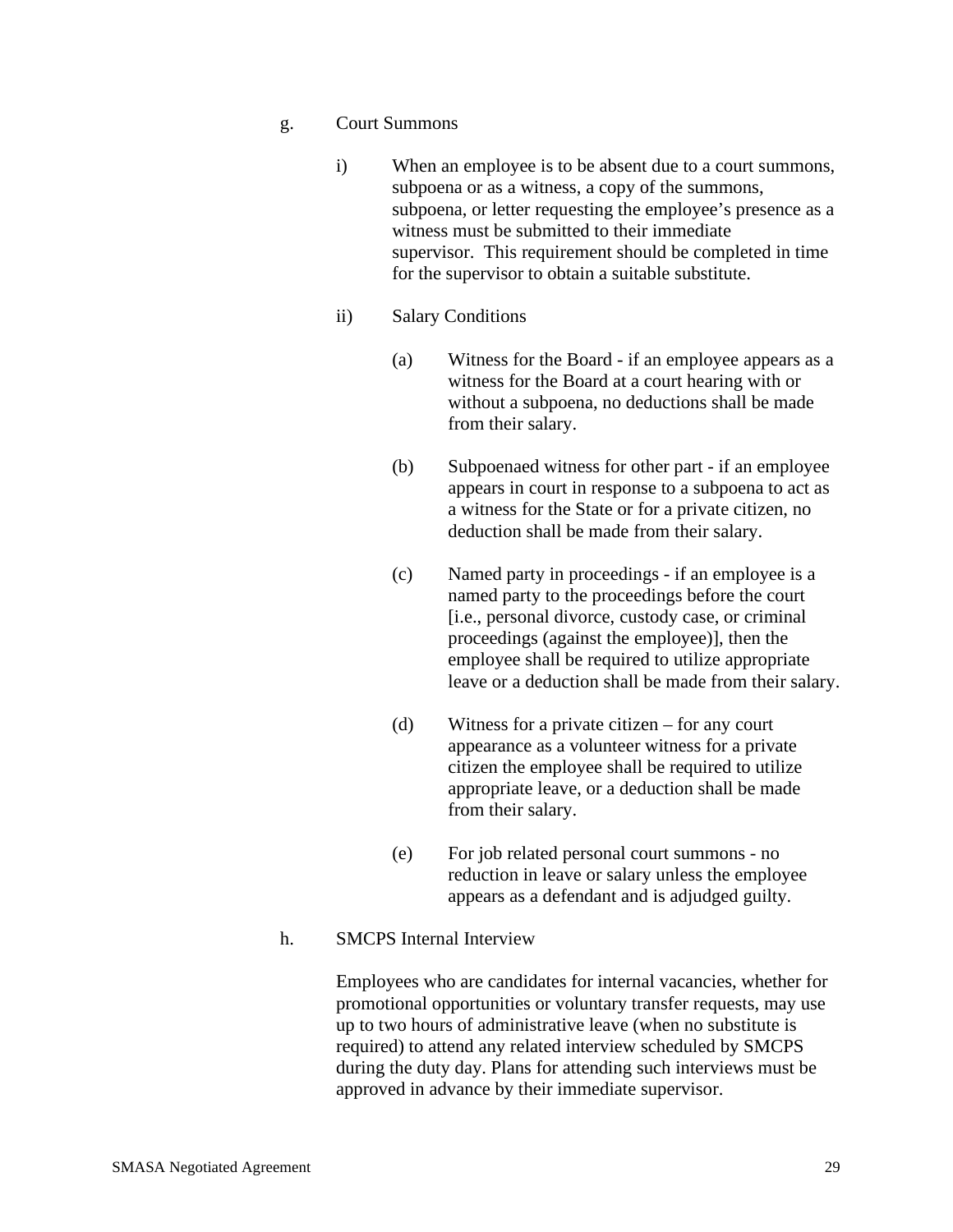g. Court Summons

i) When an employee is to be absent due to a court summons, subpoena or as a witness, a copy of the summons, subpoena, or letter requesting the employee's presence as a witness must be submitted to their immediate supervisor. This requirement should be completed in time for the supervisor to obtain a suitable substitute.

ii) Salary Conditions

(a) Witness for the Board - if an employee appears as a witness for the Board at a court hearing with or without a subpoena, no deductions shall be made from their salary.

(b) Subpoenaed witness for other part - if an employee appears in court in response to a subpoena to act as a witness for the State or for a private citizen, no deduction shall be made from their salary.

(c) Named party in proceedings - if an employee is a named party to the proceedings before the court [i.e., personal divorce, custody case, or criminal proceedings (against the employee)], then the employee shall be required to utilize appropriate leave or a deduction shall be made from their salary.

(d) Witness for a private citizen – for any court appearance as a volunteer witness for a private citizen the employee shall be required to utilize appropriate leave, or a deduction shall be made from their salary.

(e) For job related personal court summons - no reduction in leave or salary unless the employee appears as a defendant and is adjudged guilty.

h. SMCPS Internal Interview

Employees who are candidates for internal vacancies, whether for promotional opportunities or voluntary transfer requests, may use up to two hours of administrative leave (when no substitute is required) to attend any related interview scheduled by SMCPS during the duty day. Plans for attending such interviews must be approved in advance by their immediate supervisor.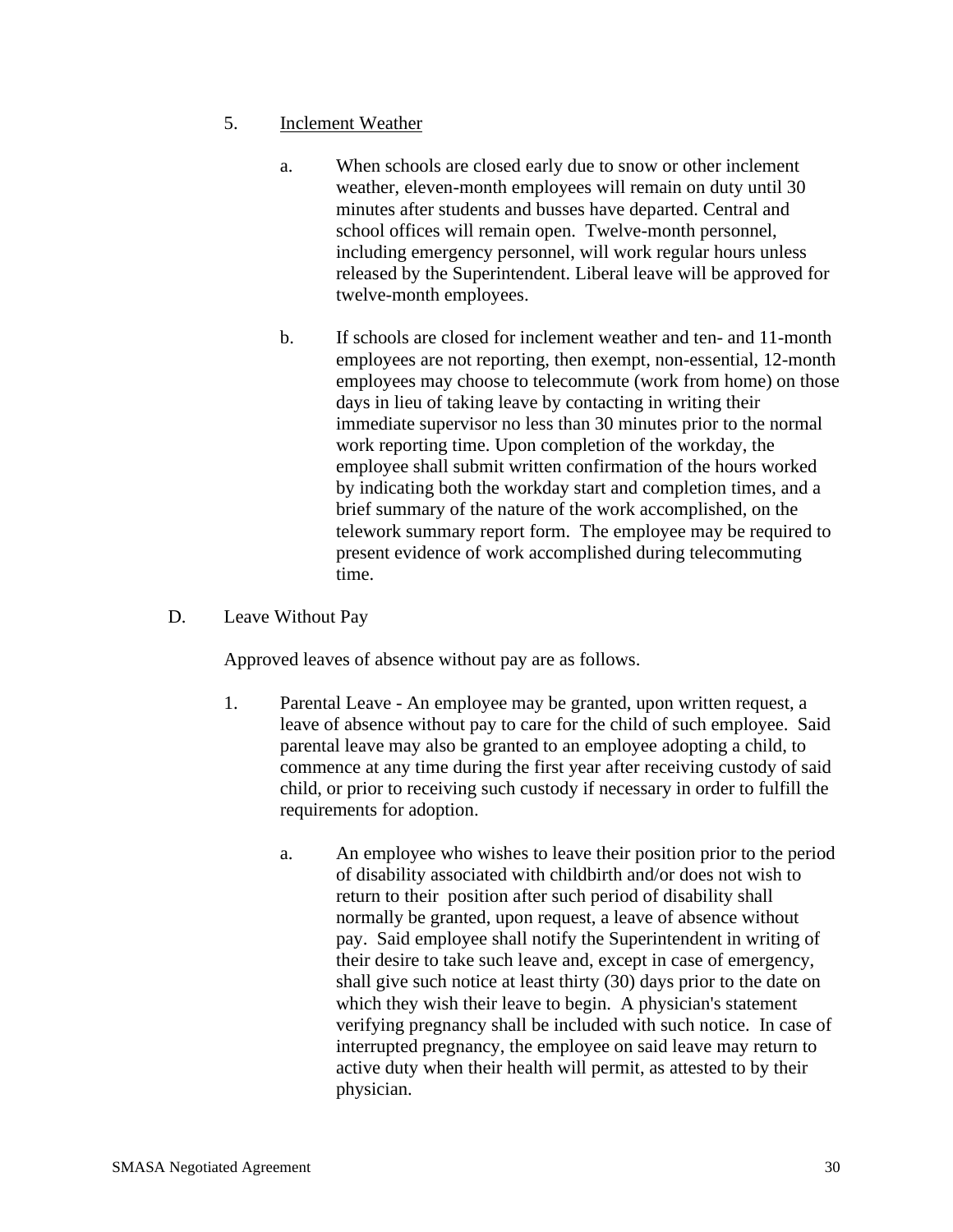5. <u>Inclement Weather</u>

   a. When schools are closed early due to snow or other inclement weather, eleven-month employees will remain on duty until 30 minutes after students and busses have departed. Central and school offices will remain open. Twelve-month personnel, including emergency personnel, will work regular hours unless released by the Superintendent. Liberal leave will be approved for twelve-month employees.

   b. If schools are closed for inclement weather and ten- and 11-month employees are not reporting, then exempt, non-essential, 12-month employees may choose to telecommute (work from home) on those days in lieu of taking leave by contacting in writing their immediate supervisor no less than 30 minutes prior to the normal work reporting time. Upon completion of the workday, the employee shall submit written confirmation of the hours worked by indicating both the workday start and completion times, and a brief summary of the nature of the work accomplished, on the telework summary report form. The employee may be required to present evidence of work accomplished during telecommuting time.

D. Leave Without Pay

Approved leaves of absence without pay are as follows.

1. Parental Leave - An employee may be granted, upon written request, a leave of absence without pay to care for the child of such employee. Said parental leave may also be granted to an employee adopting a child, to commence at any time during the first year after receiving custody of said child, or prior to receiving such custody if necessary in order to fulfill the requirements for adoption.

   a. An employee who wishes to leave their position prior to the period of disability associated with childbirth and/or does not wish to return to their position after such period of disability shall normally be granted, upon request, a leave of absence without pay. Said employee shall notify the Superintendent in writing of their desire to take such leave and, except in case of emergency, shall give such notice at least thirty (30) days prior to the date on which they wish their leave to begin. A physician's statement verifying pregnancy shall be included with such notice. In case of interrupted pregnancy, the employee on said leave may return to active duty when their health will permit, as attested to by their physician.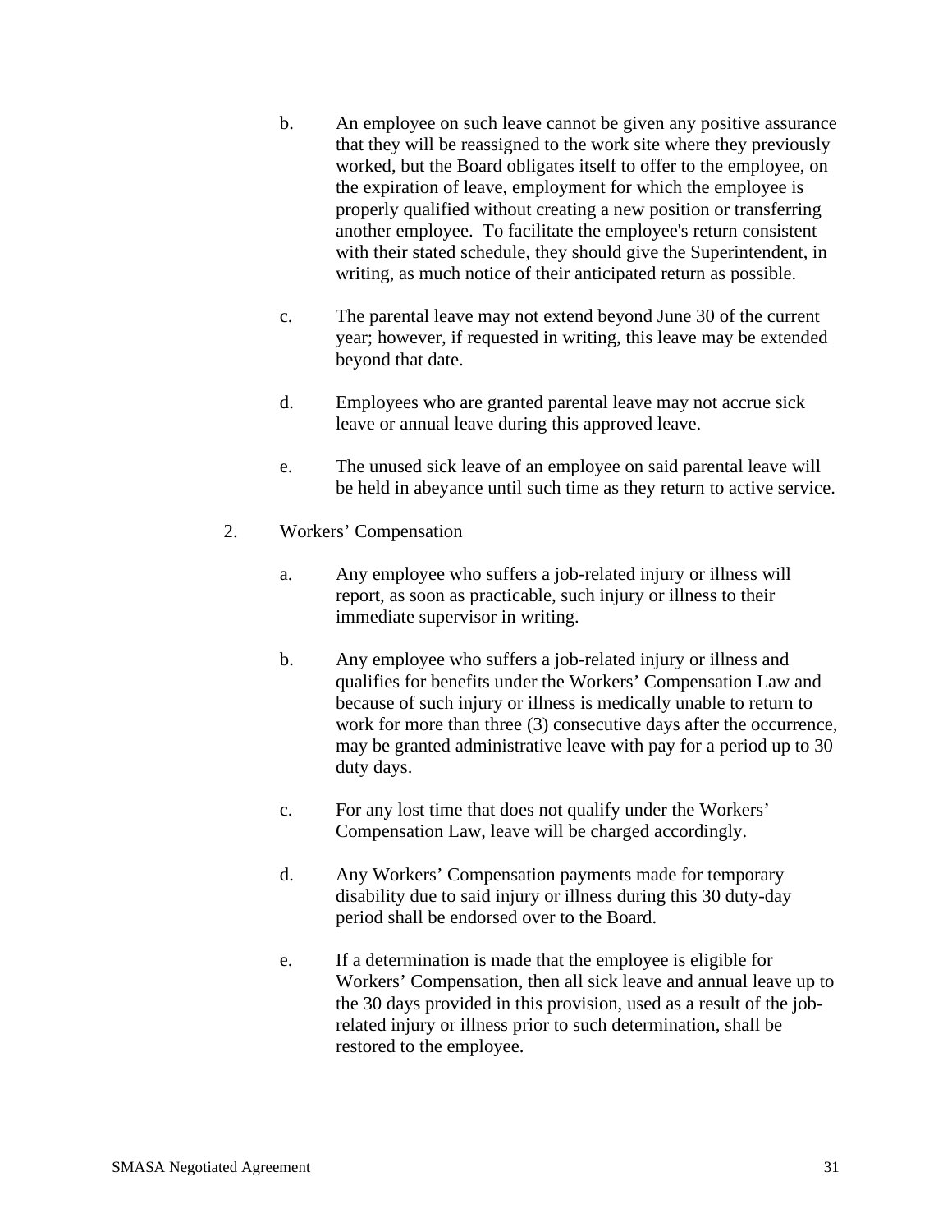b. An employee on such leave cannot be given any positive assurance that they will be reassigned to the work site where they previously worked, but the Board obligates itself to offer to the employee, on the expiration of leave, employment for which the employee is properly qualified without creating a new position or transferring another employee. To facilitate the employee's return consistent with their stated schedule, they should give the Superintendent, in writing, as much notice of their anticipated return as possible.

c. The parental leave may not extend beyond June 30 of the current year; however, if requested in writing, this leave may be extended beyond that date.

d. Employees who are granted parental leave may not accrue sick leave or annual leave during this approved leave.

e. The unused sick leave of an employee on said parental leave will be held in abeyance until such time as they return to active service.

2. Workers' Compensation

a. Any employee who suffers a job-related injury or illness will report, as soon as practicable, such injury or illness to their immediate supervisor in writing.

b. Any employee who suffers a job-related injury or illness and qualifies for benefits under the Workers' Compensation Law and because of such injury or illness is medically unable to return to work for more than three (3) consecutive days after the occurrence, may be granted administrative leave with pay for a period up to 30 duty days.

c. For any lost time that does not qualify under the Workers' Compensation Law, leave will be charged accordingly.

d. Any Workers' Compensation payments made for temporary disability due to said injury or illness during this 30 duty-day period shall be endorsed over to the Board.

e. If a determination is made that the employee is eligible for Workers' Compensation, then all sick leave and annual leave up to the 30 days provided in this provision, used as a result of the job-related injury or illness prior to such determination, shall be restored to the employee.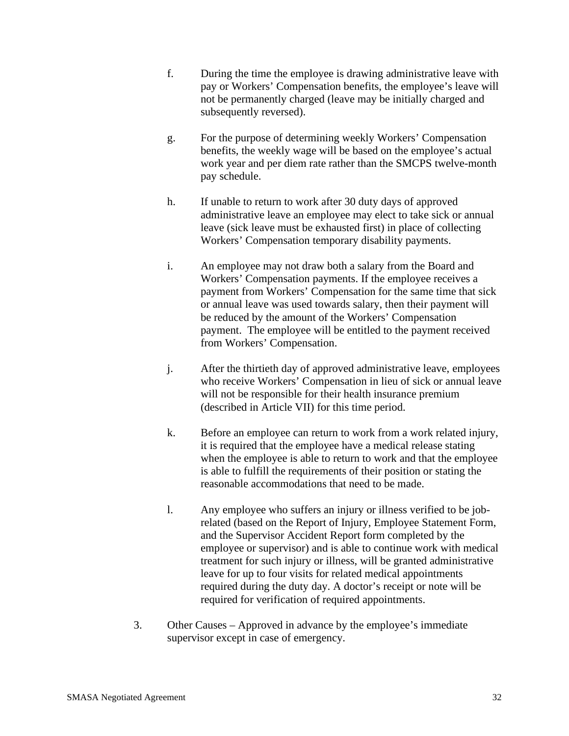f. During the time the employee is drawing administrative leave with pay or Workers' Compensation benefits, the employee's leave will not be permanently charged (leave may be initially charged and subsequently reversed).

g. For the purpose of determining weekly Workers' Compensation benefits, the weekly wage will be based on the employee's actual work year and per diem rate rather than the SMCPS twelve-month pay schedule.

h. If unable to return to work after 30 duty days of approved administrative leave an employee may elect to take sick or annual leave (sick leave must be exhausted first) in place of collecting Workers' Compensation temporary disability payments.

i. An employee may not draw both a salary from the Board and Workers' Compensation payments. If the employee receives a payment from Workers' Compensation for the same time that sick or annual leave was used towards salary, then their payment will be reduced by the amount of the Workers' Compensation payment. The employee will be entitled to the payment received from Workers' Compensation.

j. After the thirtieth day of approved administrative leave, employees who receive Workers' Compensation in lieu of sick or annual leave will not be responsible for their health insurance premium (described in Article VII) for this time period.

k. Before an employee can return to work from a work related injury, it is required that the employee have a medical release stating when the employee is able to return to work and that the employee is able to fulfill the requirements of their position or stating the reasonable accommodations that need to be made.

l. Any employee who suffers an injury or illness verified to be job-related (based on the Report of Injury, Employee Statement Form, and the Supervisor Accident Report form completed by the employee or supervisor) and is able to continue work with medical treatment for such injury or illness, will be granted administrative leave for up to four visits for related medical appointments required during the duty day. A doctor's receipt or note will be required for verification of required appointments.

3. Other Causes – Approved in advance by the employee's immediate supervisor except in case of emergency.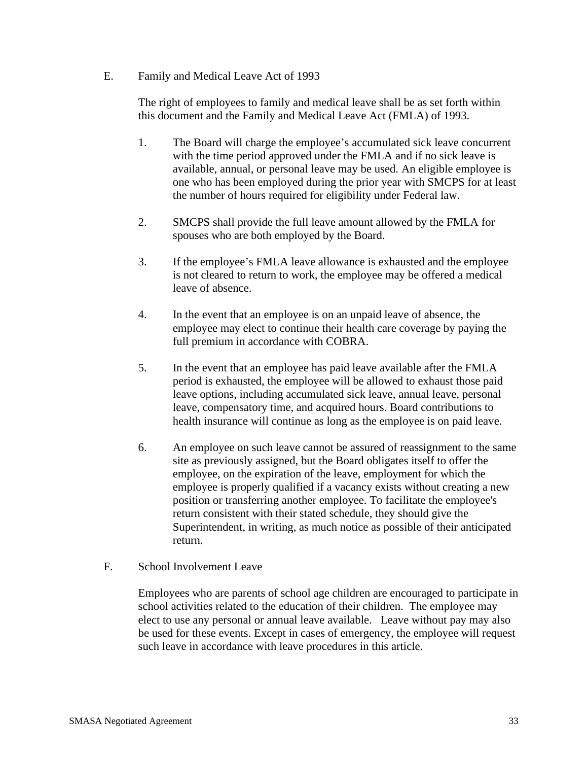E. Family and Medical Leave Act of 1993

The right of employees to family and medical leave shall be as set forth within this document and the Family and Medical Leave Act (FMLA) of 1993.

1. The Board will charge the employee's accumulated sick leave concurrent with the time period approved under the FMLA and if no sick leave is available, annual, or personal leave may be used. An eligible employee is one who has been employed during the prior year with SMCPS for at least the number of hours required for eligibility under Federal law.

2. SMCPS shall provide the full leave amount allowed by the FMLA for spouses who are both employed by the Board.

3. If the employee's FMLA leave allowance is exhausted and the employee is not cleared to return to work, the employee may be offered a medical leave of absence.

4. In the event that an employee is on an unpaid leave of absence, the employee may elect to continue their health care coverage by paying the full premium in accordance with COBRA.

5. In the event that an employee has paid leave available after the FMLA period is exhausted, the employee will be allowed to exhaust those paid leave options, including accumulated sick leave, annual leave, personal leave, compensatory time, and acquired hours. Board contributions to health insurance will continue as long as the employee is on paid leave.

6. An employee on such leave cannot be assured of reassignment to the same site as previously assigned, but the Board obligates itself to offer the employee, on the expiration of the leave, employment for which the employee is properly qualified if a vacancy exists without creating a new position or transferring another employee. To facilitate the employee's return consistent with their stated schedule, they should give the Superintendent, in writing, as much notice as possible of their anticipated return.

F. School Involvement Leave

Employees who are parents of school age children are encouraged to participate in school activities related to the education of their children. The employee may elect to use any personal or annual leave available. Leave without pay may also be used for these events. Except in cases of emergency, the employee will request such leave in accordance with leave procedures in this article.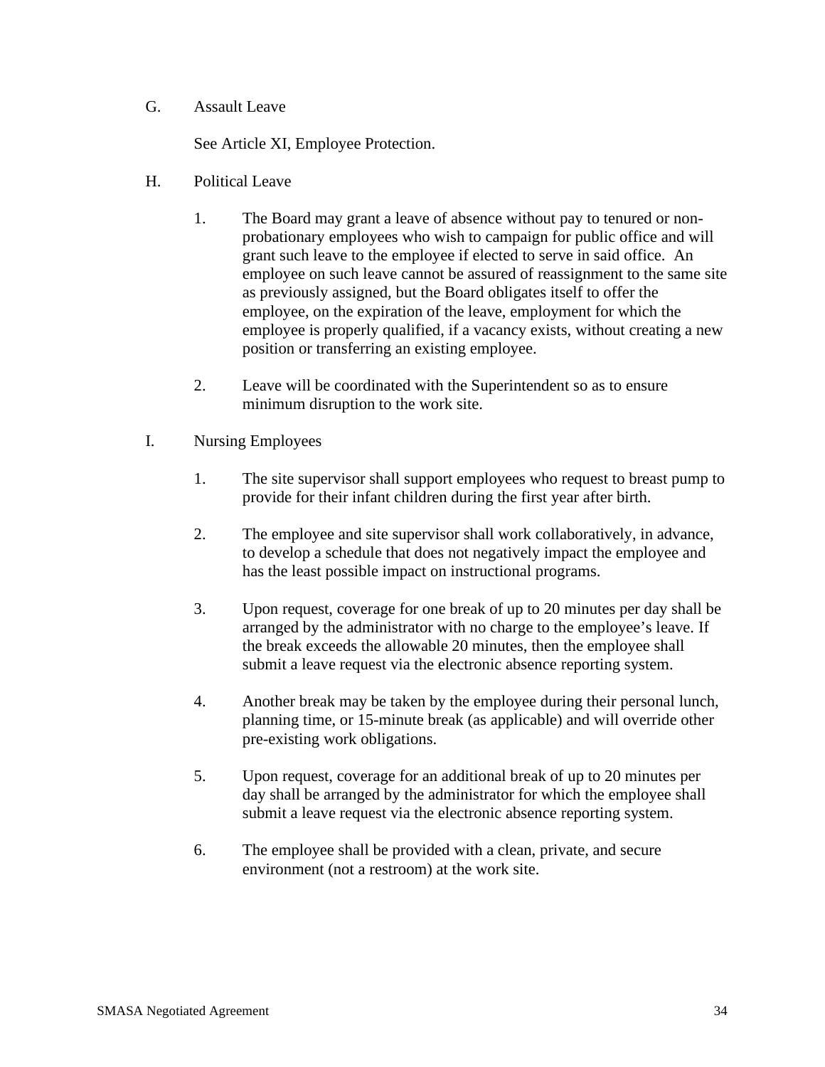G. Assault Leave

See Article XI, Employee Protection.

H. Political Leave

1. The Board may grant a leave of absence without pay to tenured or non-probationary employees who wish to campaign for public office and will grant such leave to the employee if elected to serve in said office. An employee on such leave cannot be assured of reassignment to the same site as previously assigned, but the Board obligates itself to offer the employee, on the expiration of the leave, employment for which the employee is properly qualified, if a vacancy exists, without creating a new position or transferring an existing employee.

2. Leave will be coordinated with the Superintendent so as to ensure minimum disruption to the work site.

I. Nursing Employees

1. The site supervisor shall support employees who request to breast pump to provide for their infant children during the first year after birth.

2. The employee and site supervisor shall work collaboratively, in advance, to develop a schedule that does not negatively impact the employee and has the least possible impact on instructional programs.

3. Upon request, coverage for one break of up to 20 minutes per day shall be arranged by the administrator with no charge to the employee's leave. If the break exceeds the allowable 20 minutes, then the employee shall submit a leave request via the electronic absence reporting system.

4. Another break may be taken by the employee during their personal lunch, planning time, or 15-minute break (as applicable) and will override other pre-existing work obligations.

5. Upon request, coverage for an additional break of up to 20 minutes per day shall be arranged by the administrator for which the employee shall submit a leave request via the electronic absence reporting system.

6. The employee shall be provided with a clean, private, and secure environment (not a restroom) at the work site.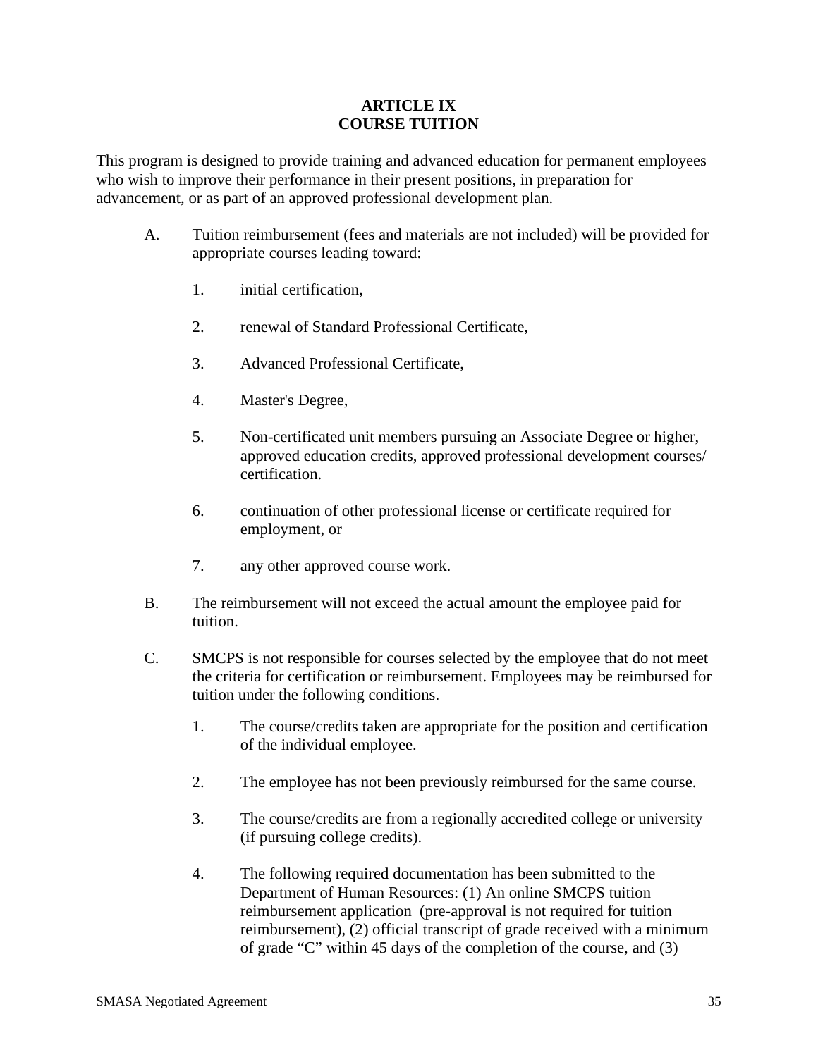# ARTICLE IX
# COURSE TUITION

This program is designed to provide training and advanced education for permanent employees who wish to improve their performance in their present positions, in preparation for advancement, or as part of an approved professional development plan.

A. Tuition reimbursement (fees and materials are not included) will be provided for appropriate courses leading toward:

   1. initial certification,

   2. renewal of Standard Professional Certificate,

   3. Advanced Professional Certificate,

   4. Master's Degree,

   5. Non-certificated unit members pursuing an Associate Degree or higher, approved education credits, approved professional development courses/ certification.

   6. continuation of other professional license or certificate required for employment, or

   7. any other approved course work.

B. The reimbursement will not exceed the actual amount the employee paid for tuition.

C. SMCPS is not responsible for courses selected by the employee that do not meet the criteria for certification or reimbursement. Employees may be reimbursed for tuition under the following conditions.

   1. The course/credits taken are appropriate for the position and certification of the individual employee.

   2. The employee has not been previously reimbursed for the same course.

   3. The course/credits are from a regionally accredited college or university (if pursuing college credits).

   4. The following required documentation has been submitted to the Department of Human Resources: (1) An online SMCPS tuition reimbursement application (pre-approval is not required for tuition reimbursement), (2) official transcript of grade received with a minimum of grade "C" within 45 days of the completion of the course, and (3)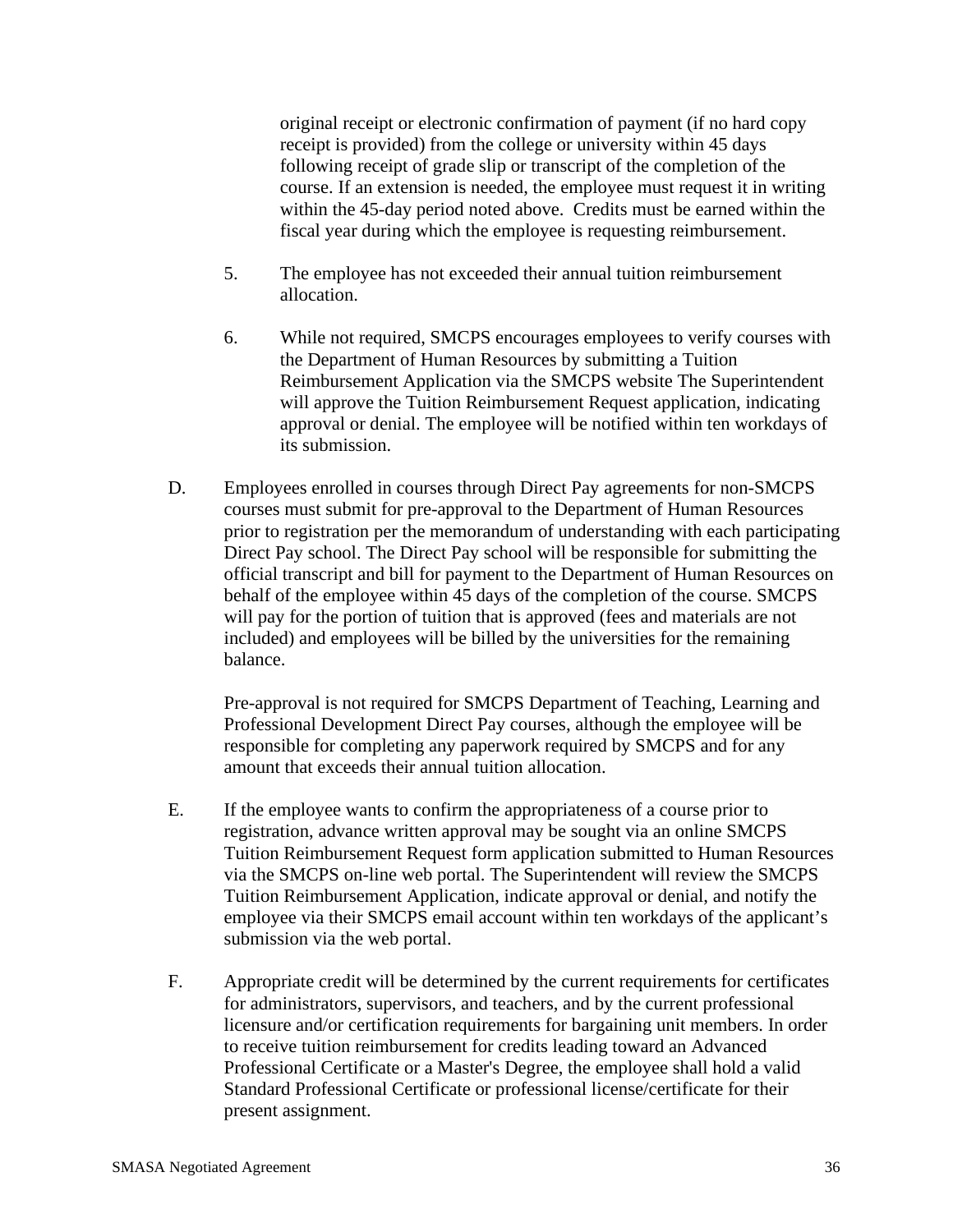original receipt or electronic confirmation of payment (if no hard copy receipt is provided) from the college or university within 45 days following receipt of grade slip or transcript of the completion of the course. If an extension is needed, the employee must request it in writing within the 45-day period noted above. Credits must be earned within the fiscal year during which the employee is requesting reimbursement.

5. The employee has not exceeded their annual tuition reimbursement allocation.

6. While not required, SMCPS encourages employees to verify courses with the Department of Human Resources by submitting a Tuition Reimbursement Application via the SMCPS website The Superintendent will approve the Tuition Reimbursement Request application, indicating approval or denial. The employee will be notified within ten workdays of its submission.

D. Employees enrolled in courses through Direct Pay agreements for non-SMCPS courses must submit for pre-approval to the Department of Human Resources prior to registration per the memorandum of understanding with each participating Direct Pay school. The Direct Pay school will be responsible for submitting the official transcript and bill for payment to the Department of Human Resources on behalf of the employee within 45 days of the completion of the course. SMCPS will pay for the portion of tuition that is approved (fees and materials are not included) and employees will be billed by the universities for the remaining balance.

   Pre-approval is not required for SMCPS Department of Teaching, Learning and Professional Development Direct Pay courses, although the employee will be responsible for completing any paperwork required by SMCPS and for any amount that exceeds their annual tuition allocation.

E. If the employee wants to confirm the appropriateness of a course prior to registration, advance written approval may be sought via an online SMCPS Tuition Reimbursement Request form application submitted to Human Resources via the SMCPS on-line web portal. The Superintendent will review the SMCPS Tuition Reimbursement Application, indicate approval or denial, and notify the employee via their SMCPS email account within ten workdays of the applicant's submission via the web portal.

F. Appropriate credit will be determined by the current requirements for certificates for administrators, supervisors, and teachers, and by the current professional licensure and/or certification requirements for bargaining unit members. In order to receive tuition reimbursement for credits leading toward an Advanced Professional Certificate or a Master's Degree, the employee shall hold a valid Standard Professional Certificate or professional license/certificate for their present assignment.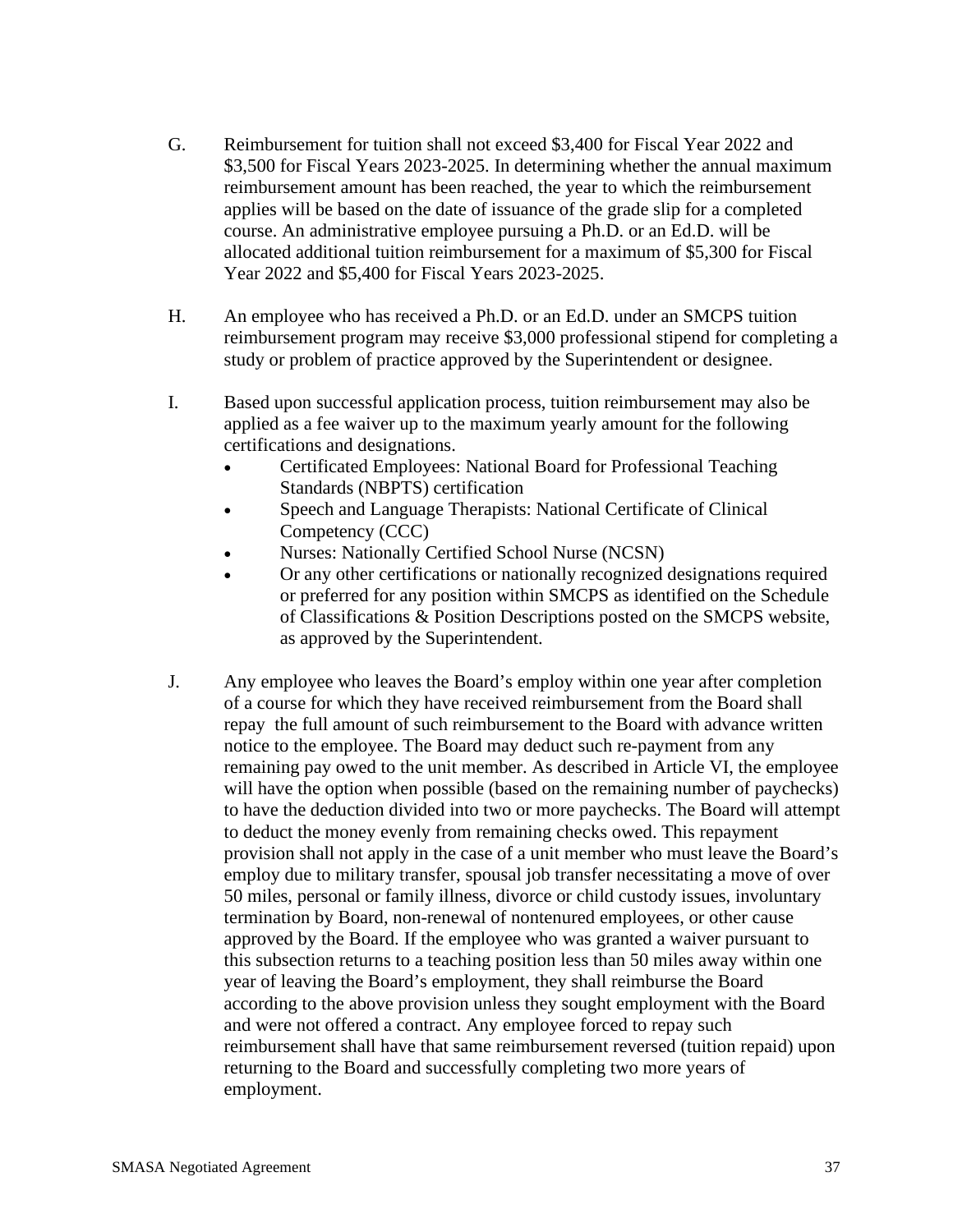G. Reimbursement for tuition shall not exceed $3,400 for Fiscal Year 2022 and $3,500 for Fiscal Years 2023-2025. In determining whether the annual maximum reimbursement amount has been reached, the year to which the reimbursement applies will be based on the date of issuance of the grade slip for a completed course. An administrative employee pursuing a Ph.D. or an Ed.D. will be allocated additional tuition reimbursement for a maximum of $5,300 for Fiscal Year 2022 and $5,400 for Fiscal Years 2023-2025.

H. An employee who has received a Ph.D. or an Ed.D. under an SMCPS tuition reimbursement program may receive $3,000 professional stipend for completing a study or problem of practice approved by the Superintendent or designee.

I. Based upon successful application process, tuition reimbursement may also be applied as a fee waiver up to the maximum yearly amount for the following certifications and designations.
   - Certificated Employees: National Board for Professional Teaching Standards (NBPTS) certification
   - Speech and Language Therapists: National Certificate of Clinical Competency (CCC)
   - Nurses: Nationally Certified School Nurse (NCSN)
   - Or any other certifications or nationally recognized designations required or preferred for any position within SMCPS as identified on the Schedule of Classifications & Position Descriptions posted on the SMCPS website, as approved by the Superintendent.

J. Any employee who leaves the Board's employ within one year after completion of a course for which they have received reimbursement from the Board shall repay the full amount of such reimbursement to the Board with advance written notice to the employee. The Board may deduct such re-payment from any remaining pay owed to the unit member. As described in Article VI, the employee will have the option when possible (based on the remaining number of paychecks) to have the deduction divided into two or more paychecks. The Board will attempt to deduct the money evenly from remaining checks owed. This repayment provision shall not apply in the case of a unit member who must leave the Board's employ due to military transfer, spousal job transfer necessitating a move of over 50 miles, personal or family illness, divorce or child custody issues, involuntary termination by Board, non-renewal of nontenured employees, or other cause approved by the Board. If the employee who was granted a waiver pursuant to this subsection returns to a teaching position less than 50 miles away within one year of leaving the Board's employment, they shall reimburse the Board according to the above provision unless they sought employment with the Board and were not offered a contract. Any employee forced to repay such reimbursement shall have that same reimbursement reversed (tuition repaid) upon returning to the Board and successfully completing two more years of employment.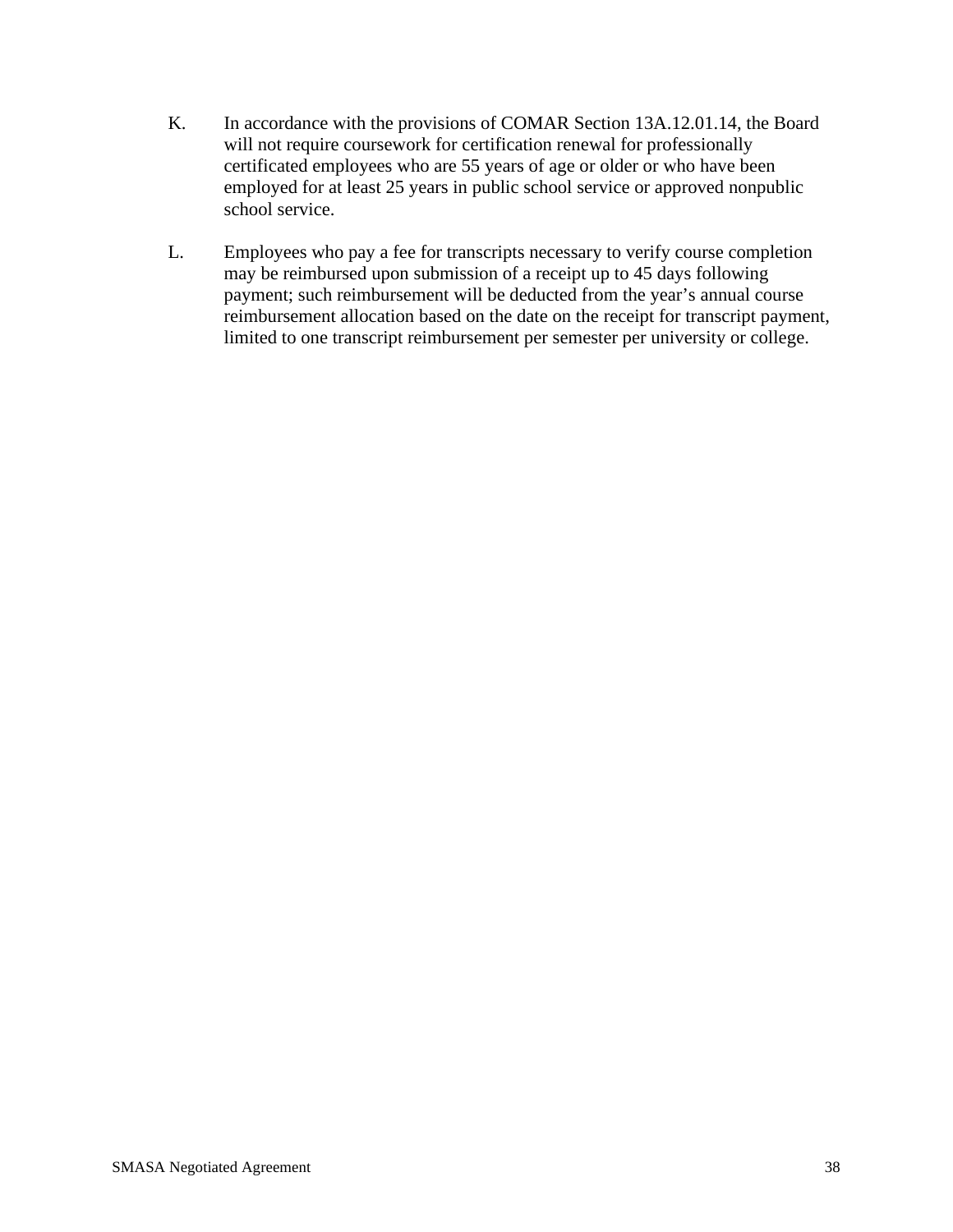K. In accordance with the provisions of COMAR Section 13A.12.01.14, the Board will not require coursework for certification renewal for professionally certificated employees who are 55 years of age or older or who have been employed for at least 25 years in public school service or approved nonpublic school service.

L. Employees who pay a fee for transcripts necessary to verify course completion may be reimbursed upon submission of a receipt up to 45 days following payment; such reimbursement will be deducted from the year’s annual course reimbursement allocation based on the date on the receipt for transcript payment, limited to one transcript reimbursement per semester per university or college.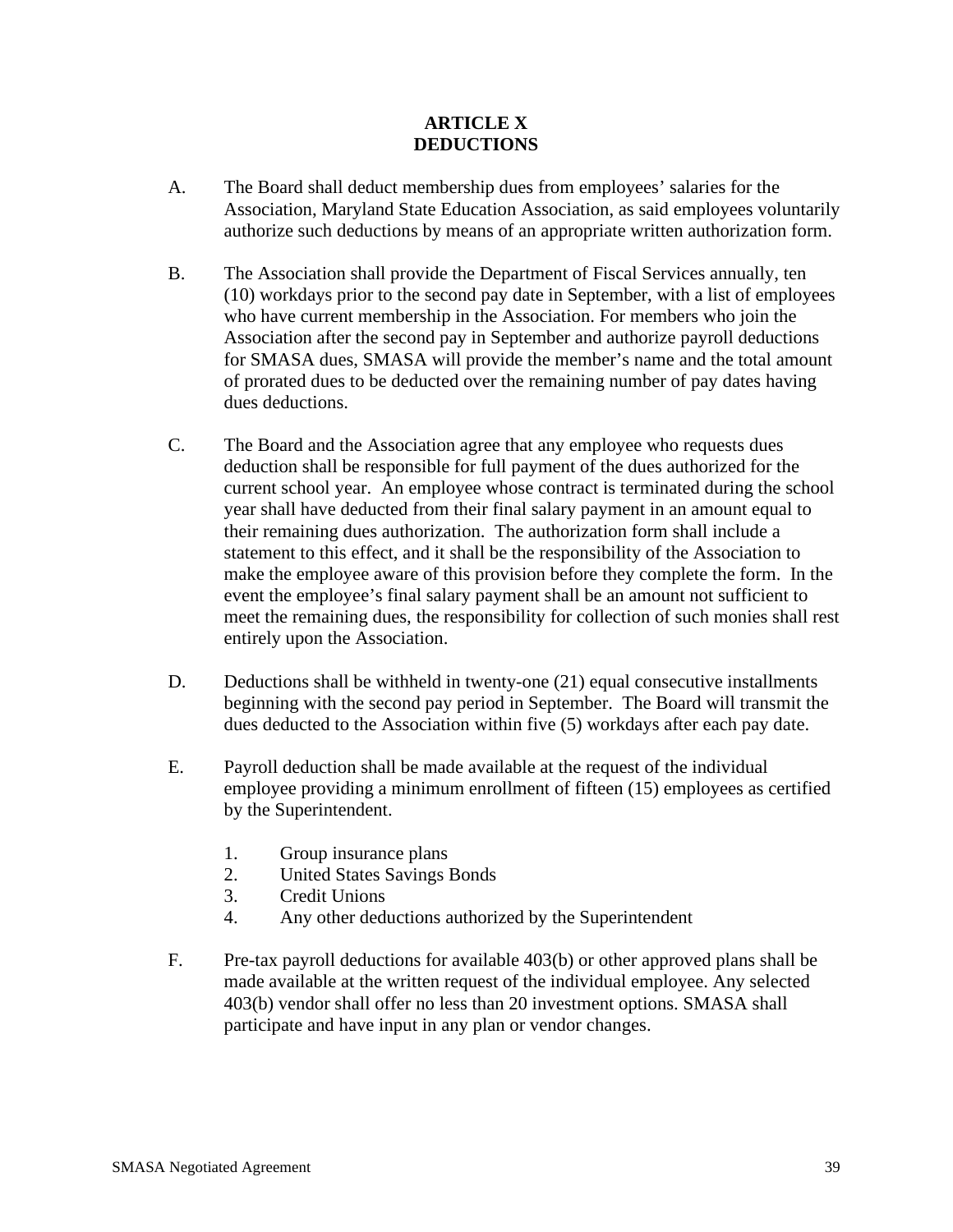# ARTICLE X
# DEDUCTIONS

A. The Board shall deduct membership dues from employees' salaries for the Association, Maryland State Education Association, as said employees voluntarily authorize such deductions by means of an appropriate written authorization form.

B. The Association shall provide the Department of Fiscal Services annually, ten (10) workdays prior to the second pay date in September, with a list of employees who have current membership in the Association. For members who join the Association after the second pay in September and authorize payroll deductions for SMASA dues, SMASA will provide the member's name and the total amount of prorated dues to be deducted over the remaining number of pay dates having dues deductions.

C. The Board and the Association agree that any employee who requests dues deduction shall be responsible for full payment of the dues authorized for the current school year. An employee whose contract is terminated during the school year shall have deducted from their final salary payment in an amount equal to their remaining dues authorization. The authorization form shall include a statement to this effect, and it shall be the responsibility of the Association to make the employee aware of this provision before they complete the form. In the event the employee's final salary payment shall be an amount not sufficient to meet the remaining dues, the responsibility for collection of such monies shall rest entirely upon the Association.

D. Deductions shall be withheld in twenty-one (21) equal consecutive installments beginning with the second pay period in September. The Board will transmit the dues deducted to the Association within five (5) workdays after each pay date.

E. Payroll deduction shall be made available at the request of the individual employee providing a minimum enrollment of fifteen (15) employees as certified by the Superintendent.

   1. Group insurance plans
   2. United States Savings Bonds
   3. Credit Unions
   4. Any other deductions authorized by the Superintendent

F. Pre-tax payroll deductions for available 403(b) or other approved plans shall be made available at the written request of the individual employee. Any selected 403(b) vendor shall offer no less than 20 investment options. SMASA shall participate and have input in any plan or vendor changes.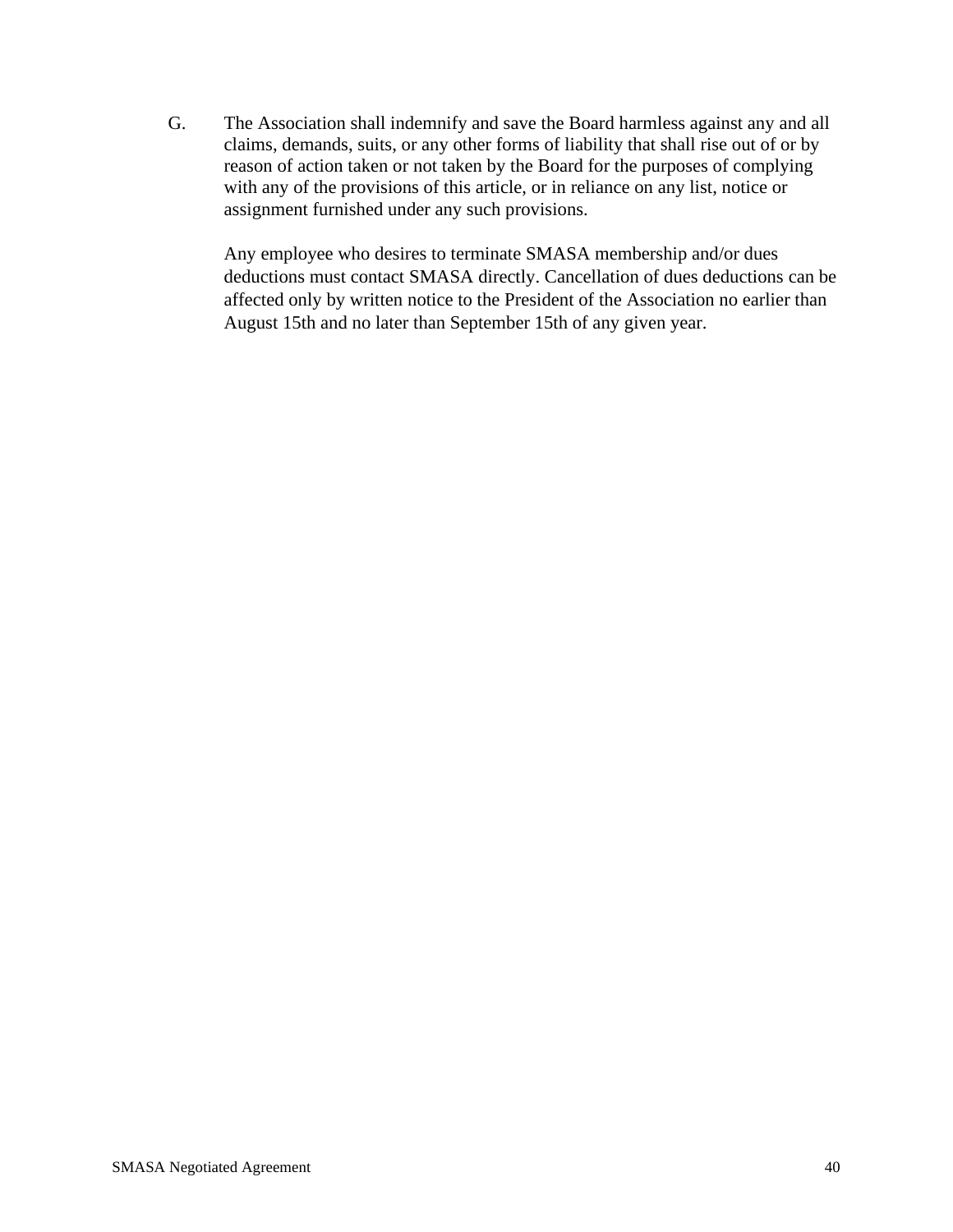G. The Association shall indemnify and save the Board harmless against any and all claims, demands, suits, or any other forms of liability that shall rise out of or by reason of action taken or not taken by the Board for the purposes of complying with any of the provisions of this article, or in reliance on any list, notice or assignment furnished under any such provisions.

   Any employee who desires to terminate SMASA membership and/or dues deductions must contact SMASA directly. Cancellation of dues deductions can be affected only by written notice to the President of the Association no earlier than August 15th and no later than September 15th of any given year.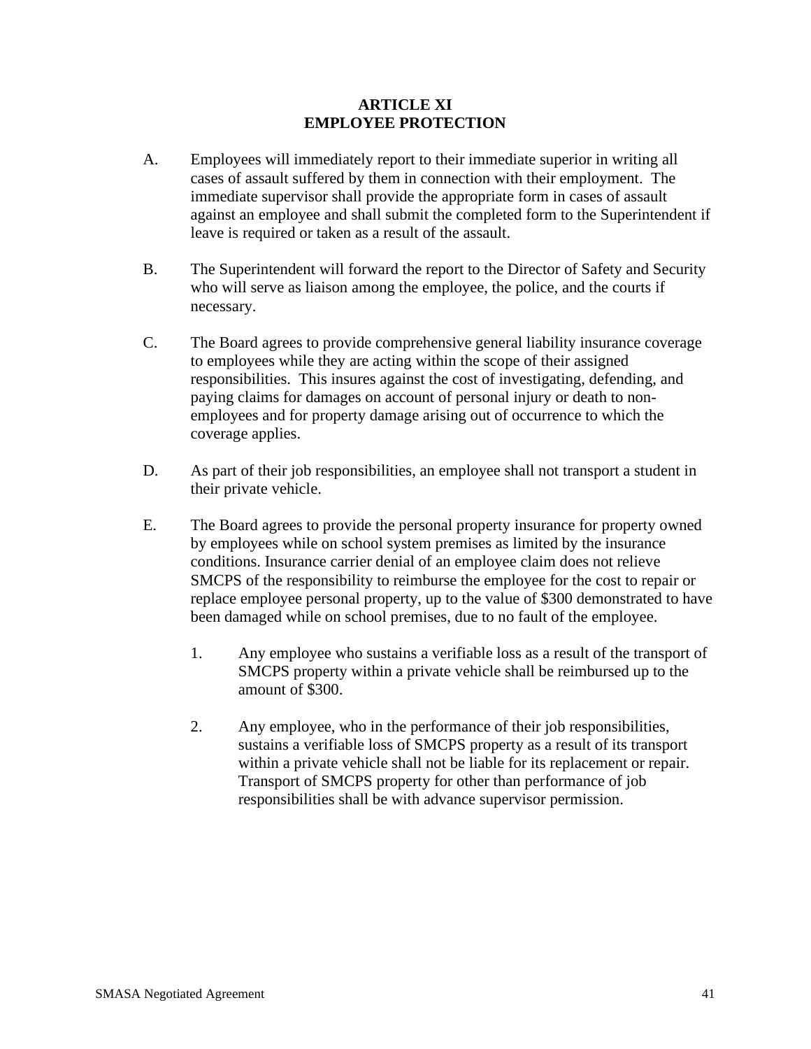# ARTICLE XI
# EMPLOYEE PROTECTION

A. Employees will immediately report to their immediate superior in writing all cases of assault suffered by them in connection with their employment. The immediate supervisor shall provide the appropriate form in cases of assault against an employee and shall submit the completed form to the Superintendent if leave is required or taken as a result of the assault.

B. The Superintendent will forward the report to the Director of Safety and Security who will serve as liaison among the employee, the police, and the courts if necessary.

C. The Board agrees to provide comprehensive general liability insurance coverage to employees while they are acting within the scope of their assigned responsibilities. This insures against the cost of investigating, defending, and paying claims for damages on account of personal injury or death to non-employees and for property damage arising out of occurrence to which the coverage applies.

D. As part of their job responsibilities, an employee shall not transport a student in their private vehicle.

E. The Board agrees to provide the personal property insurance for property owned by employees while on school system premises as limited by the insurance conditions. Insurance carrier denial of an employee claim does not relieve SMCPS of the responsibility to reimburse the employee for the cost to repair or replace employee personal property, up to the value of $300 demonstrated to have been damaged while on school premises, due to no fault of the employee.

   1. Any employee who sustains a verifiable loss as a result of the transport of SMCPS property within a private vehicle shall be reimbursed up to the amount of $300.

   2. Any employee, who in the performance of their job responsibilities, sustains a verifiable loss of SMCPS property as a result of its transport within a private vehicle shall not be liable for its replacement or repair. Transport of SMCPS property for other than performance of job responsibilities shall be with advance supervisor permission.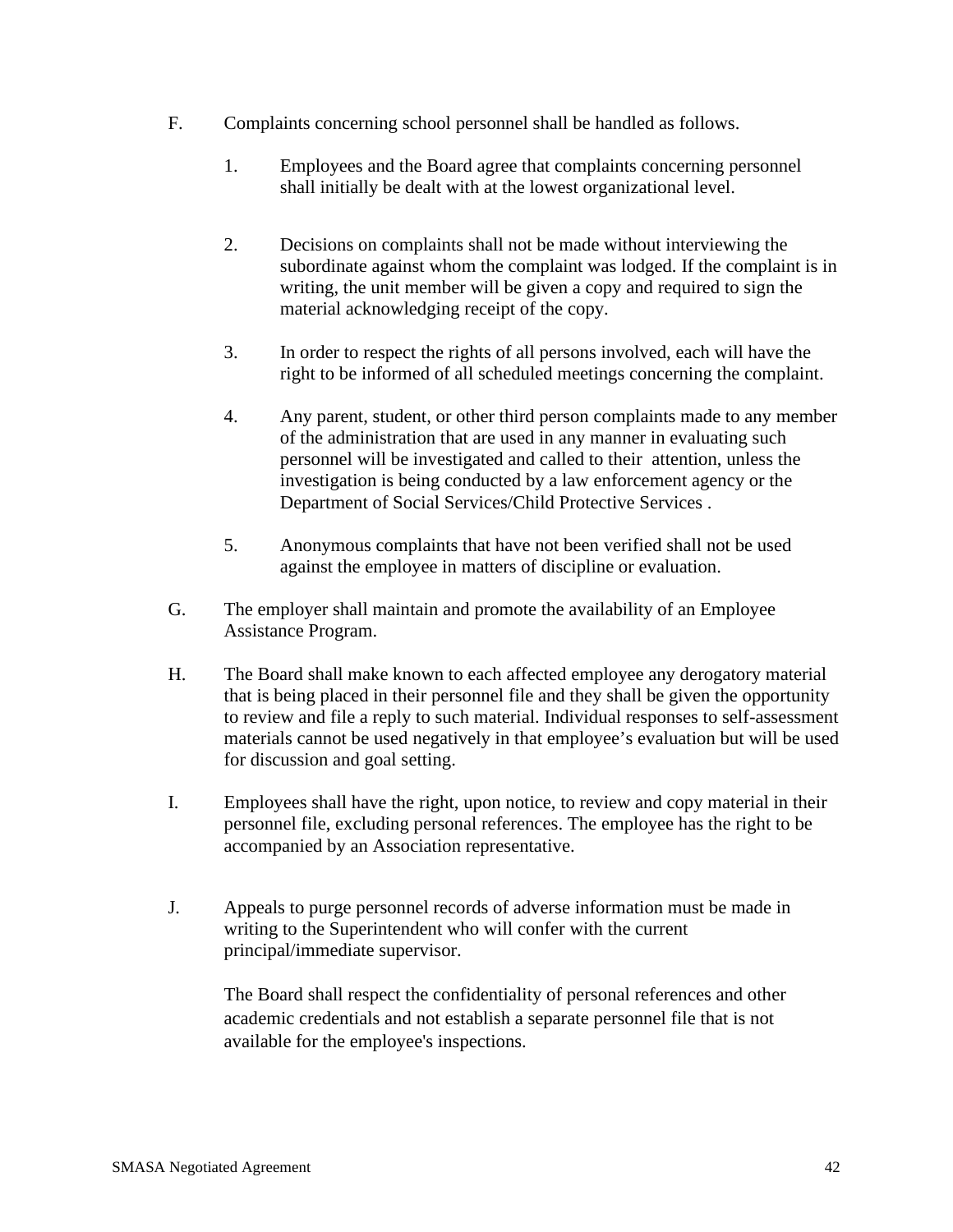F. Complaints concerning school personnel shall be handled as follows.

1. Employees and the Board agree that complaints concerning personnel shall initially be dealt with at the lowest organizational level.

2. Decisions on complaints shall not be made without interviewing the subordinate against whom the complaint was lodged. If the complaint is in writing, the unit member will be given a copy and required to sign the material acknowledging receipt of the copy.

3. In order to respect the rights of all persons involved, each will have the right to be informed of all scheduled meetings concerning the complaint.

4. Any parent, student, or other third person complaints made to any member of the administration that are used in any manner in evaluating such personnel will be investigated and called to their attention, unless the investigation is being conducted by a law enforcement agency or the Department of Social Services/Child Protective Services .

5. Anonymous complaints that have not been verified shall not be used against the employee in matters of discipline or evaluation.

G. The employer shall maintain and promote the availability of an Employee Assistance Program.

H. The Board shall make known to each affected employee any derogatory material that is being placed in their personnel file and they shall be given the opportunity to review and file a reply to such material. Individual responses to self-assessment materials cannot be used negatively in that employee's evaluation but will be used for discussion and goal setting.

I. Employees shall have the right, upon notice, to review and copy material in their personnel file, excluding personal references. The employee has the right to be accompanied by an Association representative.

J. Appeals to purge personnel records of adverse information must be made in writing to the Superintendent who will confer with the current principal/immediate supervisor.

The Board shall respect the confidentiality of personal references and other academic credentials and not establish a separate personnel file that is not available for the employee's inspections.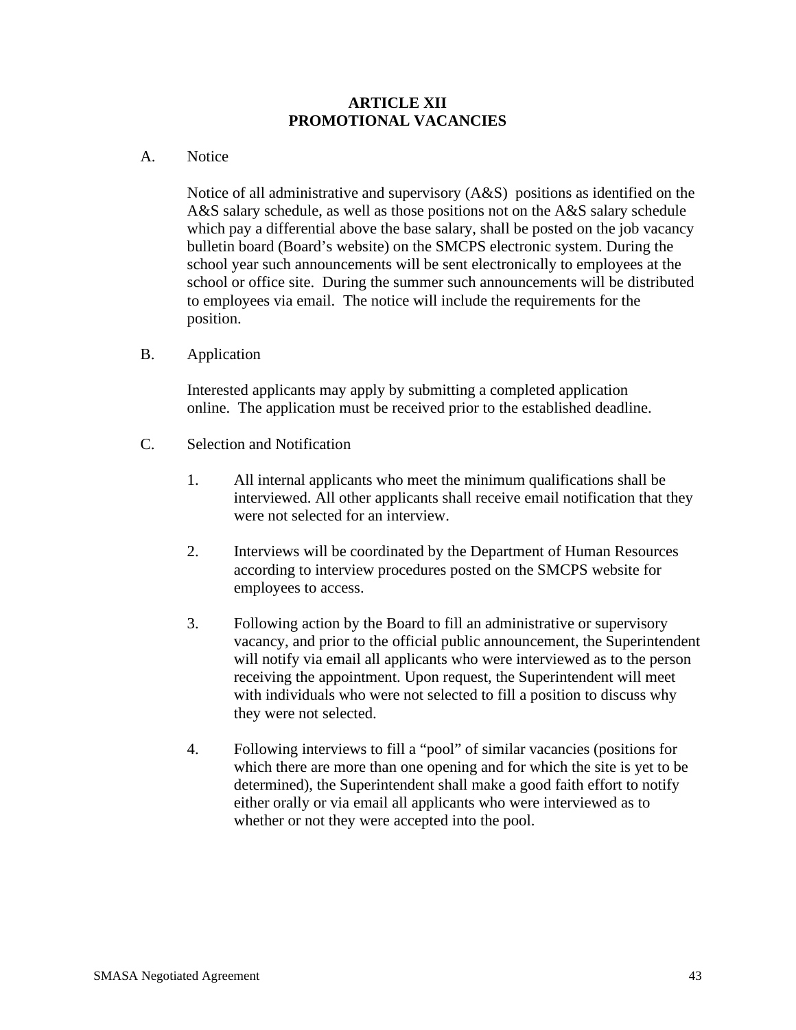# ARTICLE XII
# PROMOTIONAL VACANCIES

A. Notice

Notice of all administrative and supervisory (A&S) positions as identified on the A&S salary schedule, as well as those positions not on the A&S salary schedule which pay a differential above the base salary, shall be posted on the job vacancy bulletin board (Board's website) on the SMCPS electronic system. During the school year such announcements will be sent electronically to employees at the school or office site. During the summer such announcements will be distributed to employees via email. The notice will include the requirements for the position.

B. Application

Interested applicants may apply by submitting a completed application online. The application must be received prior to the established deadline.

C. Selection and Notification

1. All internal applicants who meet the minimum qualifications shall be interviewed. All other applicants shall receive email notification that they were not selected for an interview.

2. Interviews will be coordinated by the Department of Human Resources according to interview procedures posted on the SMCPS website for employees to access.

3. Following action by the Board to fill an administrative or supervisory vacancy, and prior to the official public announcement, the Superintendent will notify via email all applicants who were interviewed as to the person receiving the appointment. Upon request, the Superintendent will meet with individuals who were not selected to fill a position to discuss why they were not selected.

4. Following interviews to fill a "pool" of similar vacancies (positions for which there are more than one opening and for which the site is yet to be determined), the Superintendent shall make a good faith effort to notify either orally or via email all applicants who were interviewed as to whether or not they were accepted into the pool.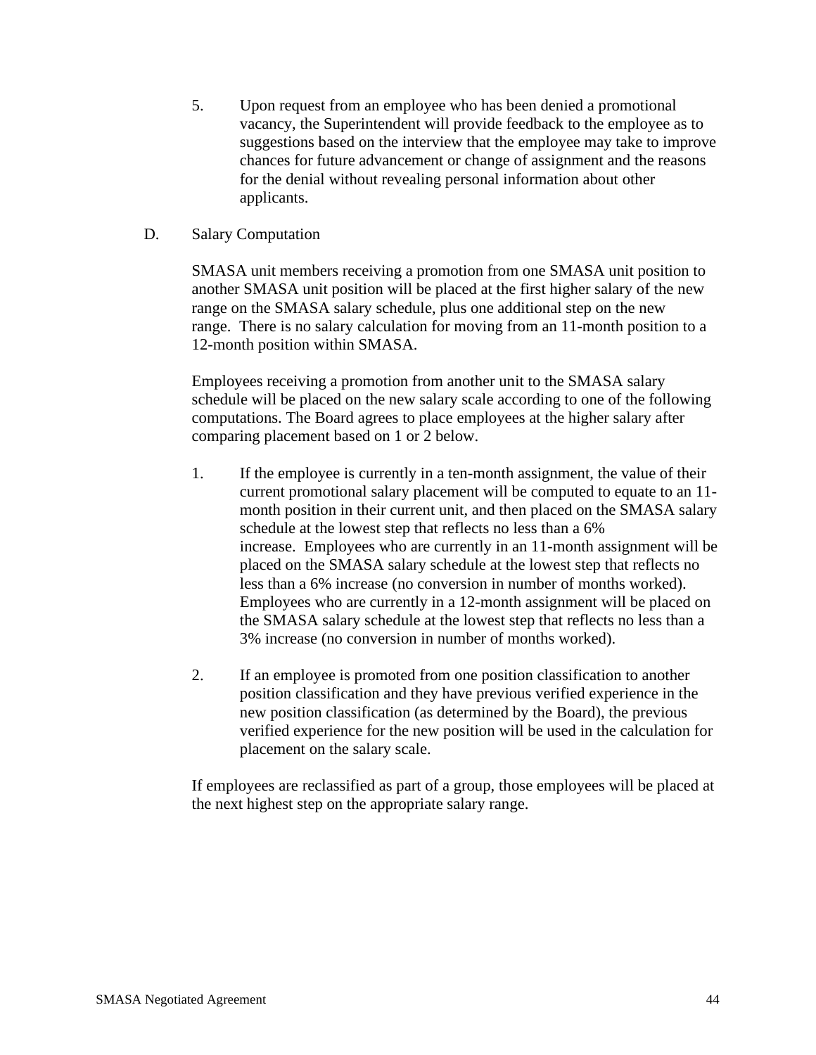5. Upon request from an employee who has been denied a promotional vacancy, the Superintendent will provide feedback to the employee as to suggestions based on the interview that the employee may take to improve chances for future advancement or change of assignment and the reasons for the denial without revealing personal information about other applicants.

D. Salary Computation

SMASA unit members receiving a promotion from one SMASA unit position to another SMASA unit position will be placed at the first higher salary of the new range on the SMASA salary schedule, plus one additional step on the new range. There is no salary calculation for moving from an 11-month position to a 12-month position within SMASA.

Employees receiving a promotion from another unit to the SMASA salary schedule will be placed on the new salary scale according to one of the following computations. The Board agrees to place employees at the higher salary after comparing placement based on 1 or 2 below.

1. If the employee is currently in a ten-month assignment, the value of their current promotional salary placement will be computed to equate to an 11-month position in their current unit, and then placed on the SMASA salary schedule at the lowest step that reflects no less than a 6% increase. Employees who are currently in an 11-month assignment will be placed on the SMASA salary schedule at the lowest step that reflects no less than a 6% increase (no conversion in number of months worked). Employees who are currently in a 12-month assignment will be placed on the SMASA salary schedule at the lowest step that reflects no less than a 3% increase (no conversion in number of months worked).

2. If an employee is promoted from one position classification to another position classification and they have previous verified experience in the new position classification (as determined by the Board), the previous verified experience for the new position will be used in the calculation for placement on the salary scale.

If employees are reclassified as part of a group, those employees will be placed at the next highest step on the appropriate salary range.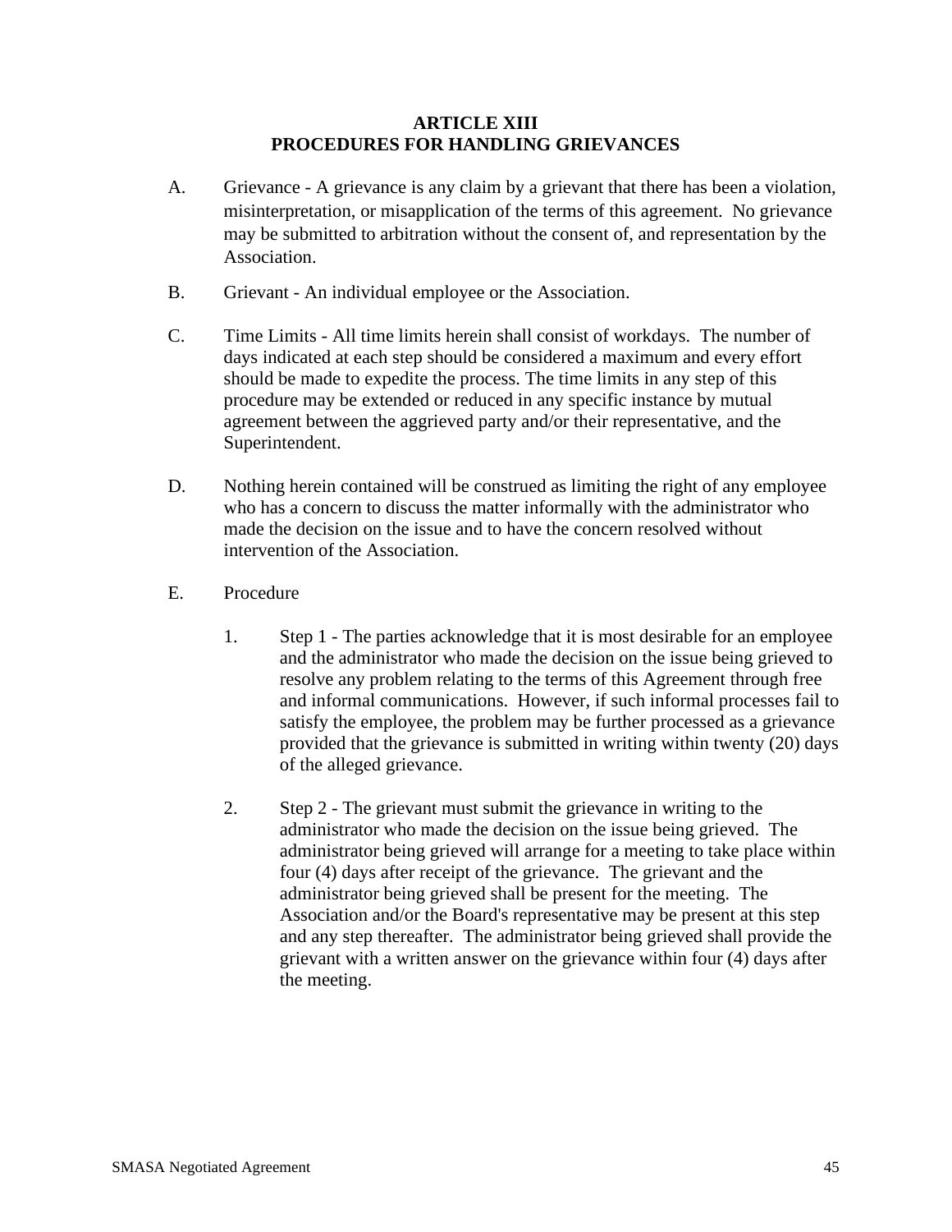# ARTICLE XIII
# PROCEDURES FOR HANDLING GRIEVANCES

A. Grievance - A grievance is any claim by a grievant that there has been a violation, misinterpretation, or misapplication of the terms of this agreement. No grievance may be submitted to arbitration without the consent of, and representation by the Association.

B. Grievant - An individual employee or the Association.

C. Time Limits - All time limits herein shall consist of workdays. The number of days indicated at each step should be considered a maximum and every effort should be made to expedite the process. The time limits in any step of this procedure may be extended or reduced in any specific instance by mutual agreement between the aggrieved party and/or their representative, and the Superintendent.

D. Nothing herein contained will be construed as limiting the right of any employee who has a concern to discuss the matter informally with the administrator who made the decision on the issue and to have the concern resolved without intervention of the Association.

E. Procedure

1. Step 1 - The parties acknowledge that it is most desirable for an employee and the administrator who made the decision on the issue being grieved to resolve any problem relating to the terms of this Agreement through free and informal communications. However, if such informal processes fail to satisfy the employee, the problem may be further processed as a grievance provided that the grievance is submitted in writing within twenty (20) days of the alleged grievance.

2. Step 2 - The grievant must submit the grievance in writing to the administrator who made the decision on the issue being grieved. The administrator being grieved will arrange for a meeting to take place within four (4) days after receipt of the grievance. The grievant and the administrator being grieved shall be present for the meeting. The Association and/or the Board's representative may be present at this step and any step thereafter. The administrator being grieved shall provide the grievant with a written answer on the grievance within four (4) days after the meeting.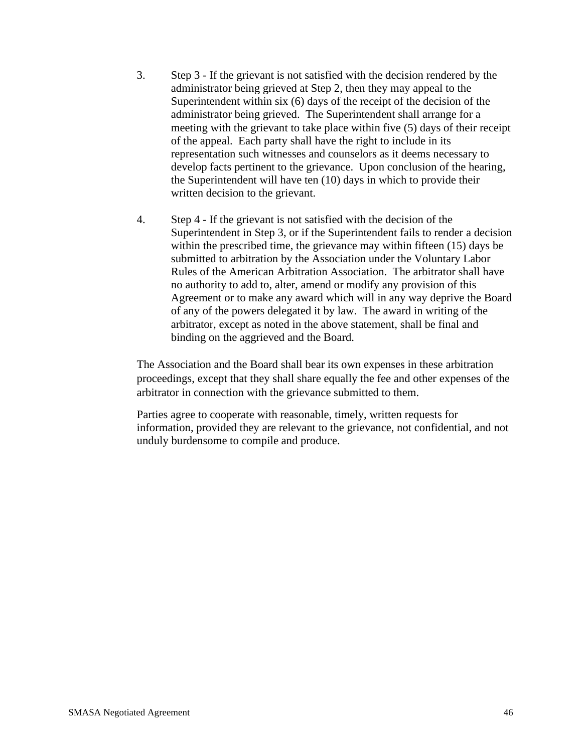3. Step 3 - If the grievant is not satisfied with the decision rendered by the administrator being grieved at Step 2, then they may appeal to the Superintendent within six (6) days of the receipt of the decision of the administrator being grieved. The Superintendent shall arrange for a meeting with the grievant to take place within five (5) days of their receipt of the appeal. Each party shall have the right to include in its representation such witnesses and counselors as it deems necessary to develop facts pertinent to the grievance. Upon conclusion of the hearing, the Superintendent will have ten (10) days in which to provide their written decision to the grievant.

4. Step 4 - If the grievant is not satisfied with the decision of the Superintendent in Step 3, or if the Superintendent fails to render a decision within the prescribed time, the grievance may within fifteen (15) days be submitted to arbitration by the Association under the Voluntary Labor Rules of the American Arbitration Association. The arbitrator shall have no authority to add to, alter, amend or modify any provision of this Agreement or to make any award which will in any way deprive the Board of any of the powers delegated it by law. The award in writing of the arbitrator, except as noted in the above statement, shall be final and binding on the aggrieved and the Board.

The Association and the Board shall bear its own expenses in these arbitration proceedings, except that they shall share equally the fee and other expenses of the arbitrator in connection with the grievance submitted to them.

Parties agree to cooperate with reasonable, timely, written requests for information, provided they are relevant to the grievance, not confidential, and not unduly burdensome to compile and produce.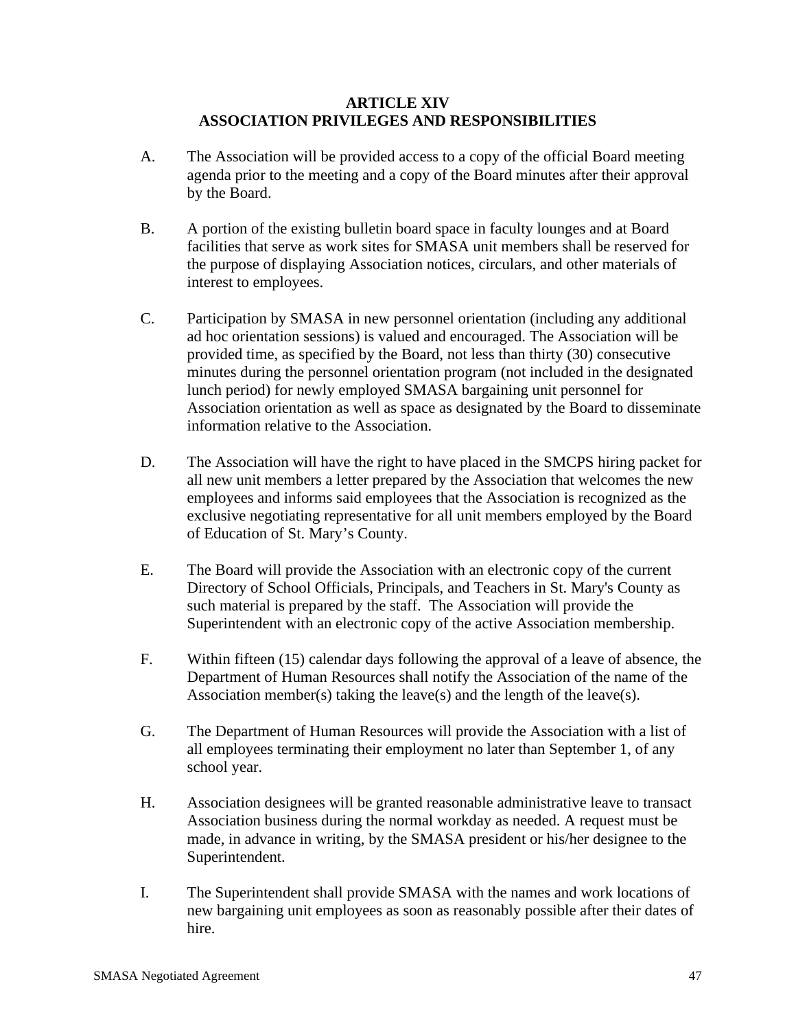## ARTICLE XIV
## ASSOCIATION PRIVILEGES AND RESPONSIBILITIES

A. The Association will be provided access to a copy of the official Board meeting agenda prior to the meeting and a copy of the Board minutes after their approval by the Board.

B. A portion of the existing bulletin board space in faculty lounges and at Board facilities that serve as work sites for SMASA unit members shall be reserved for the purpose of displaying Association notices, circulars, and other materials of interest to employees.

C. Participation by SMASA in new personnel orientation (including any additional ad hoc orientation sessions) is valued and encouraged. The Association will be provided time, as specified by the Board, not less than thirty (30) consecutive minutes during the personnel orientation program (not included in the designated lunch period) for newly employed SMASA bargaining unit personnel for Association orientation as well as space as designated by the Board to disseminate information relative to the Association.

D. The Association will have the right to have placed in the SMCPS hiring packet for all new unit members a letter prepared by the Association that welcomes the new employees and informs said employees that the Association is recognized as the exclusive negotiating representative for all unit members employed by the Board of Education of St. Mary's County.

E. The Board will provide the Association with an electronic copy of the current Directory of School Officials, Principals, and Teachers in St. Mary's County as such material is prepared by the staff. The Association will provide the Superintendent with an electronic copy of the active Association membership.

F. Within fifteen (15) calendar days following the approval of a leave of absence, the Department of Human Resources shall notify the Association of the name of the Association member(s) taking the leave(s) and the length of the leave(s).

G. The Department of Human Resources will provide the Association with a list of all employees terminating their employment no later than September 1, of any school year.

H. Association designees will be granted reasonable administrative leave to transact Association business during the normal workday as needed. A request must be made, in advance in writing, by the SMASA president or his/her designee to the Superintendent.

I. The Superintendent shall provide SMASA with the names and work locations of new bargaining unit employees as soon as reasonably possible after their dates of hire.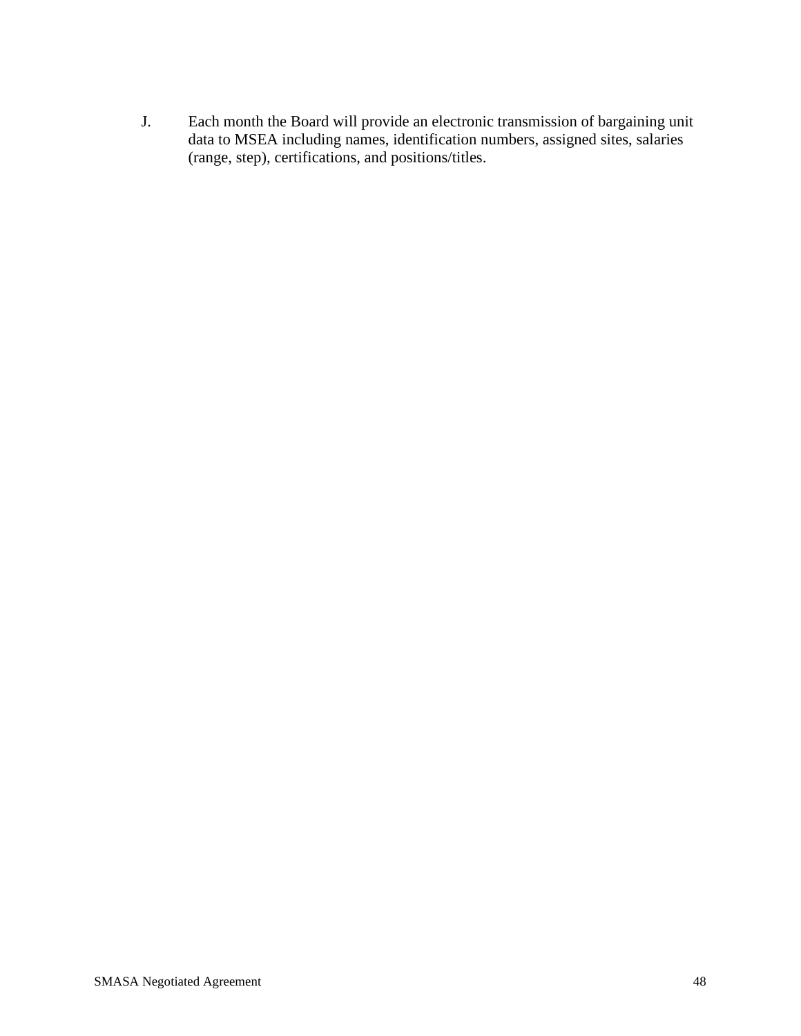J. Each month the Board will provide an electronic transmission of bargaining unit data to MSEA including names, identification numbers, assigned sites, salaries (range, step), certifications, and positions/titles.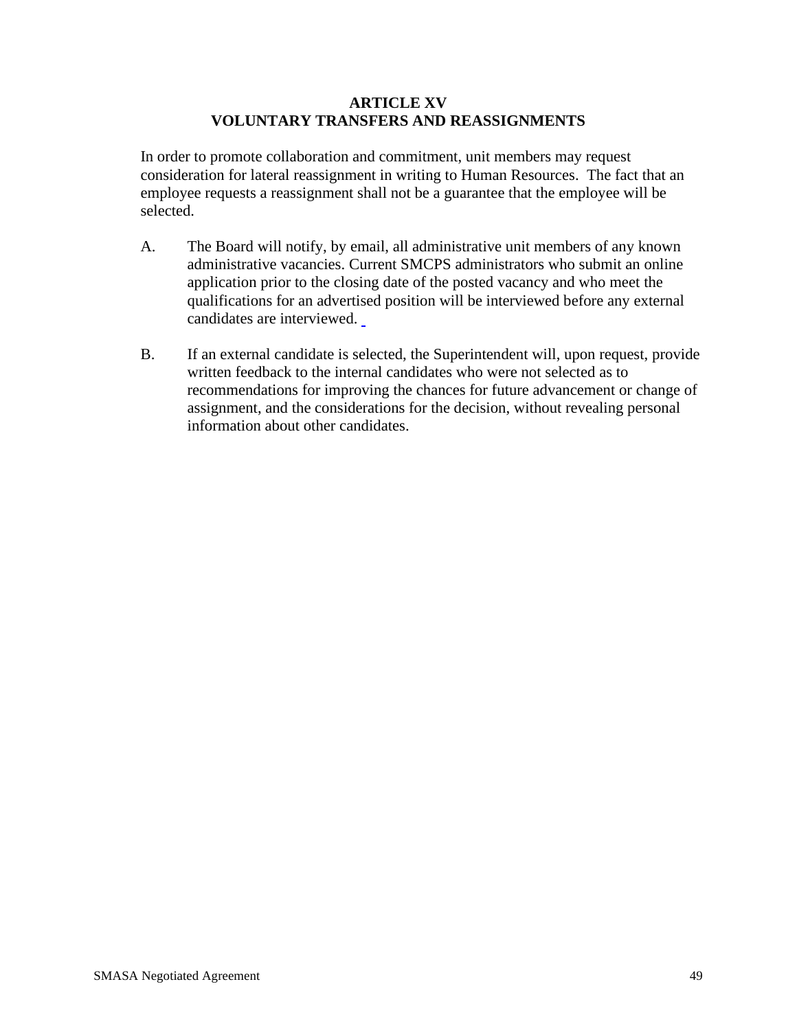# ARTICLE XV
# VOLUNTARY TRANSFERS AND REASSIGNMENTS

In order to promote collaboration and commitment, unit members may request consideration for lateral reassignment in writing to Human Resources. The fact that an employee requests a reassignment shall not be a guarantee that the employee will be selected.

A. The Board will notify, by email, all administrative unit members of any known administrative vacancies. Current SMCPS administrators who submit an online application prior to the closing date of the posted vacancy and who meet the qualifications for an advertised position will be interviewed before any external candidates are interviewed.

B. If an external candidate is selected, the Superintendent will, upon request, provide written feedback to the internal candidates who were not selected as to recommendations for improving the chances for future advancement or change of assignment, and the considerations for the decision, without revealing personal information about other candidates.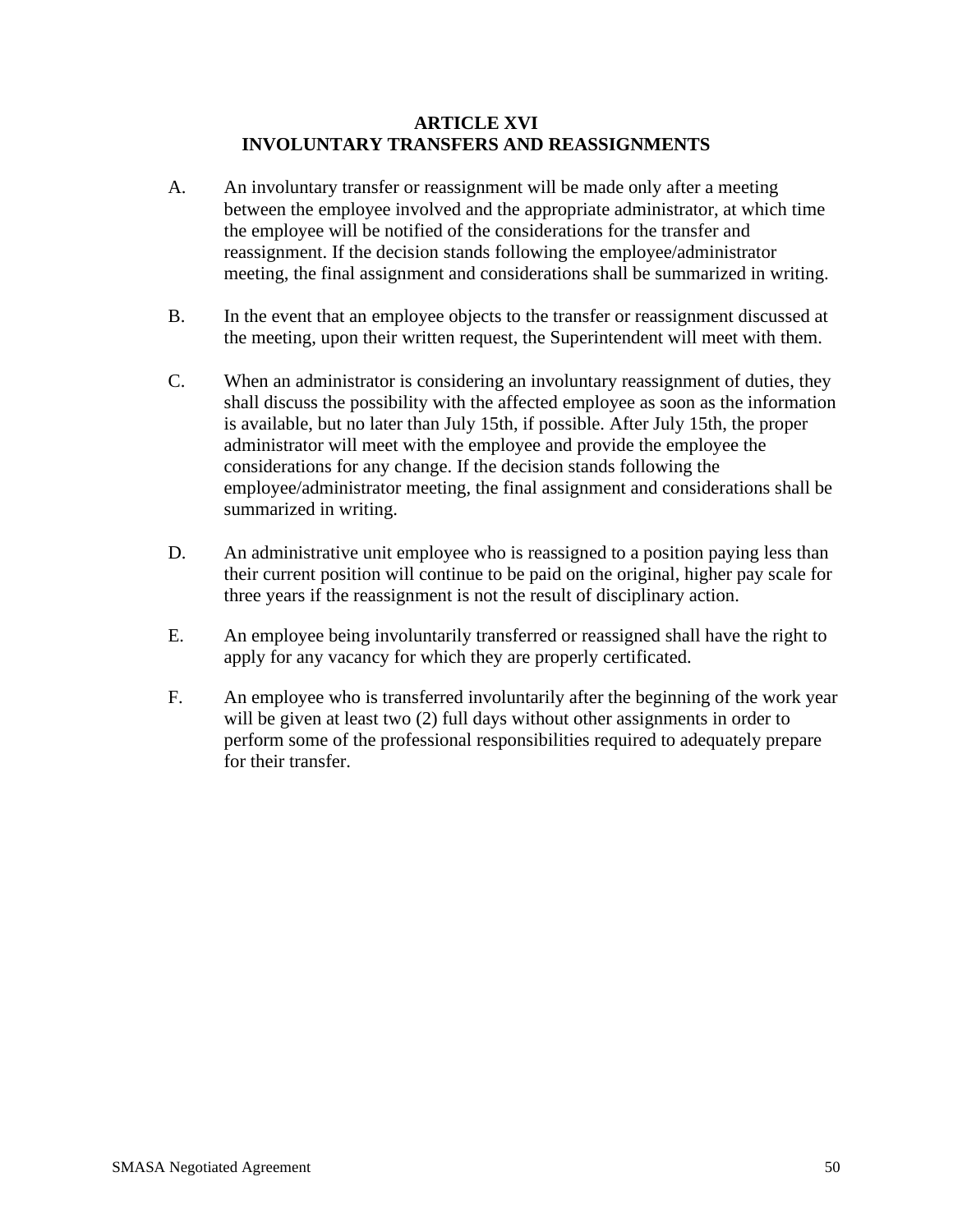# ARTICLE XVI
# INVOLUNTARY TRANSFERS AND REASSIGNMENTS

A. An involuntary transfer or reassignment will be made only after a meeting between the employee involved and the appropriate administrator, at which time the employee will be notified of the considerations for the transfer and reassignment. If the decision stands following the employee/administrator meeting, the final assignment and considerations shall be summarized in writing.

B. In the event that an employee objects to the transfer or reassignment discussed at the meeting, upon their written request, the Superintendent will meet with them.

C. When an administrator is considering an involuntary reassignment of duties, they shall discuss the possibility with the affected employee as soon as the information is available, but no later than July 15th, if possible. After July 15th, the proper administrator will meet with the employee and provide the employee the considerations for any change. If the decision stands following the employee/administrator meeting, the final assignment and considerations shall be summarized in writing.

D. An administrative unit employee who is reassigned to a position paying less than their current position will continue to be paid on the original, higher pay scale for three years if the reassignment is not the result of disciplinary action.

E. An employee being involuntarily transferred or reassigned shall have the right to apply for any vacancy for which they are properly certificated.

F. An employee who is transferred involuntarily after the beginning of the work year will be given at least two (2) full days without other assignments in order to perform some of the professional responsibilities required to adequately prepare for their transfer.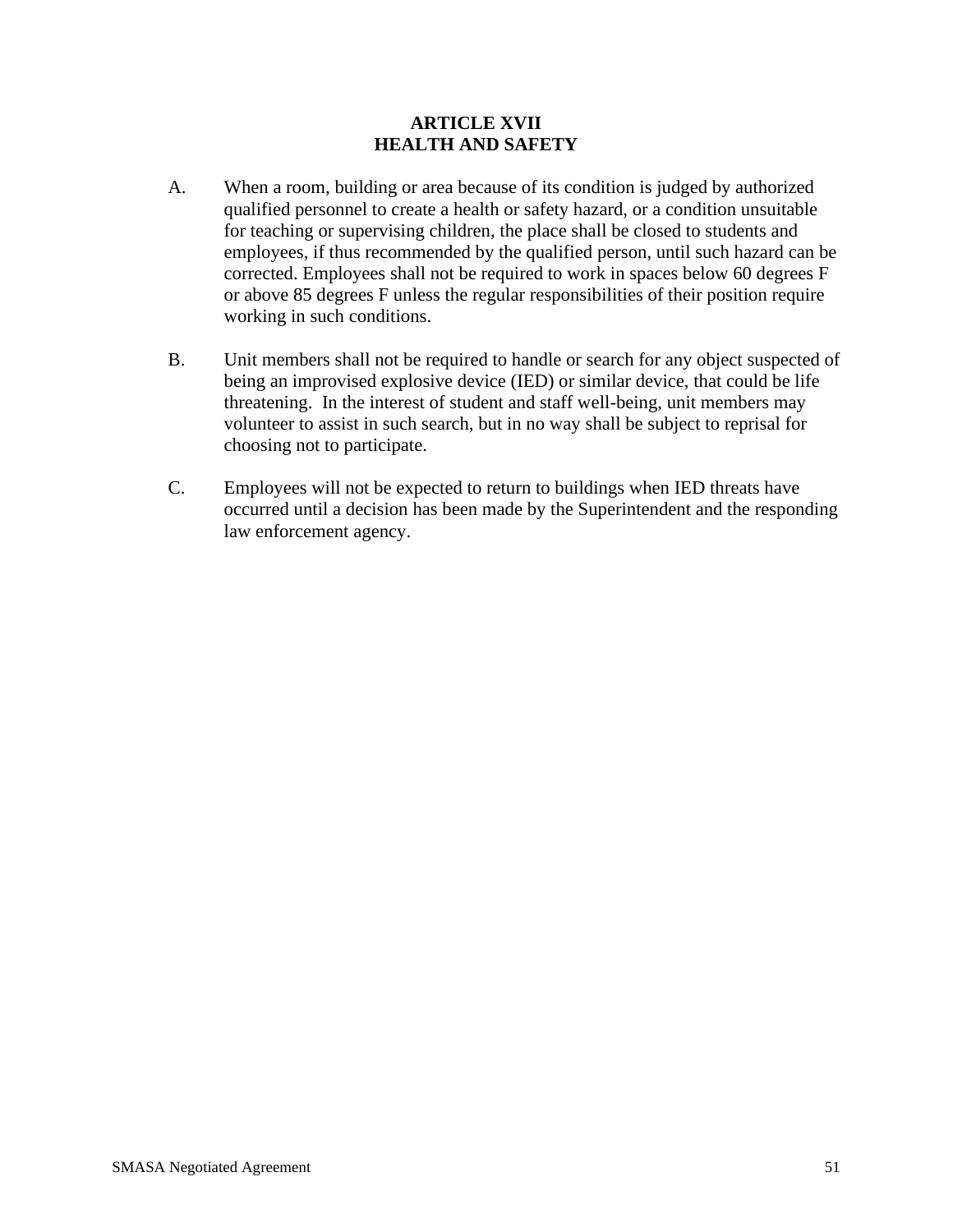# ARTICLE XVII
# HEALTH AND SAFETY

A. When a room, building or area because of its condition is judged by authorized qualified personnel to create a health or safety hazard, or a condition unsuitable for teaching or supervising children, the place shall be closed to students and employees, if thus recommended by the qualified person, until such hazard can be corrected. Employees shall not be required to work in spaces below 60 degrees F or above 85 degrees F unless the regular responsibilities of their position require working in such conditions.

B. Unit members shall not be required to handle or search for any object suspected of being an improvised explosive device (IED) or similar device, that could be life threatening. In the interest of student and staff well-being, unit members may volunteer to assist in such search, but in no way shall be subject to reprisal for choosing not to participate.

C. Employees will not be expected to return to buildings when IED threats have occurred until a decision has been made by the Superintendent and the responding law enforcement agency.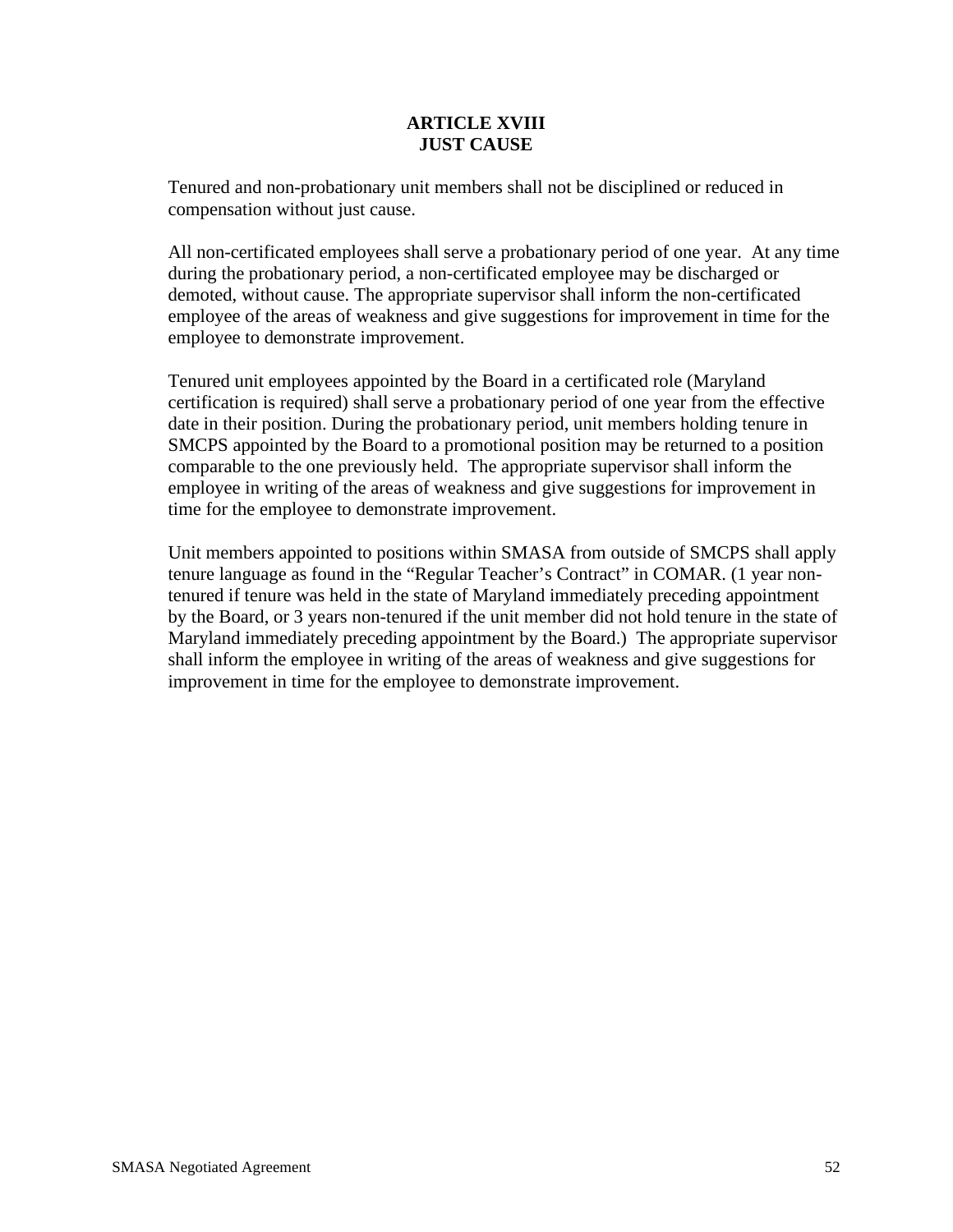# ARTICLE XVIII
# JUST CAUSE

Tenured and non-probationary unit members shall not be disciplined or reduced in compensation without just cause.

All non-certificated employees shall serve a probationary period of one year. At any time during the probationary period, a non-certificated employee may be discharged or demoted, without cause. The appropriate supervisor shall inform the non-certificated employee of the areas of weakness and give suggestions for improvement in time for the employee to demonstrate improvement.

Tenured unit employees appointed by the Board in a certificated role (Maryland certification is required) shall serve a probationary period of one year from the effective date in their position. During the probationary period, unit members holding tenure in SMCPS appointed by the Board to a promotional position may be returned to a position comparable to the one previously held. The appropriate supervisor shall inform the employee in writing of the areas of weakness and give suggestions for improvement in time for the employee to demonstrate improvement.

Unit members appointed to positions within SMASA from outside of SMCPS shall apply tenure language as found in the "Regular Teacher's Contract" in COMAR. (1 year non-tenured if tenure was held in the state of Maryland immediately preceding appointment by the Board, or 3 years non-tenured if the unit member did not hold tenure in the state of Maryland immediately preceding appointment by the Board.) The appropriate supervisor shall inform the employee in writing of the areas of weakness and give suggestions for improvement in time for the employee to demonstrate improvement.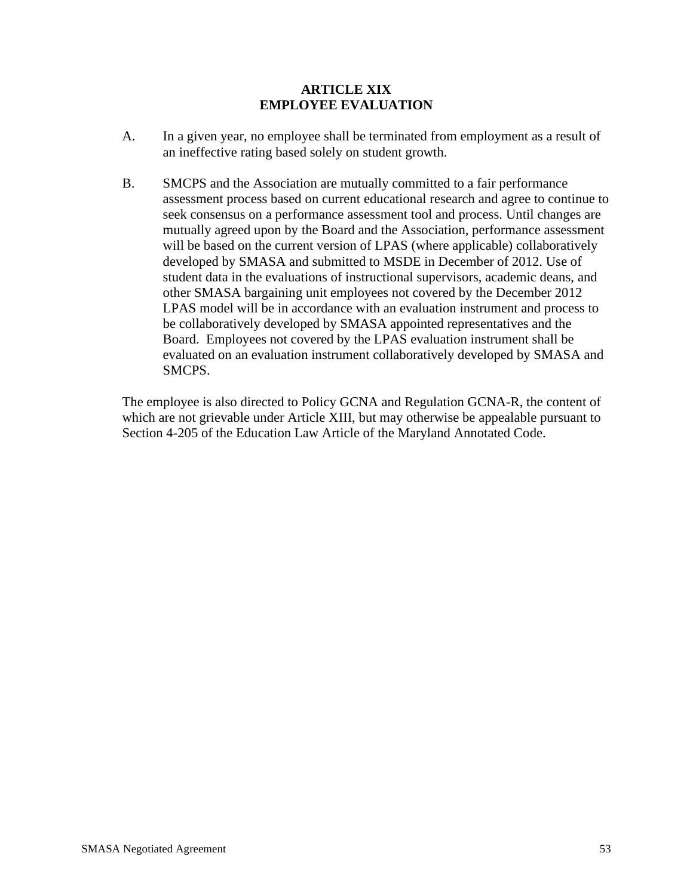# ARTICLE XIX
# EMPLOYEE EVALUATION

A. In a given year, no employee shall be terminated from employment as a result of an ineffective rating based solely on student growth.

B. SMCPS and the Association are mutually committed to a fair performance assessment process based on current educational research and agree to continue to seek consensus on a performance assessment tool and process. Until changes are mutually agreed upon by the Board and the Association, performance assessment will be based on the current version of LPAS (where applicable) collaboratively developed by SMASA and submitted to MSDE in December of 2012. Use of student data in the evaluations of instructional supervisors, academic deans, and other SMASA bargaining unit employees not covered by the December 2012 LPAS model will be in accordance with an evaluation instrument and process to be collaboratively developed by SMASA appointed representatives and the Board. Employees not covered by the LPAS evaluation instrument shall be evaluated on an evaluation instrument collaboratively developed by SMASA and SMCPS.

The employee is also directed to Policy GCNA and Regulation GCNA-R, the content of which are not grievable under Article XIII, but may otherwise be appealable pursuant to Section 4-205 of the Education Law Article of the Maryland Annotated Code.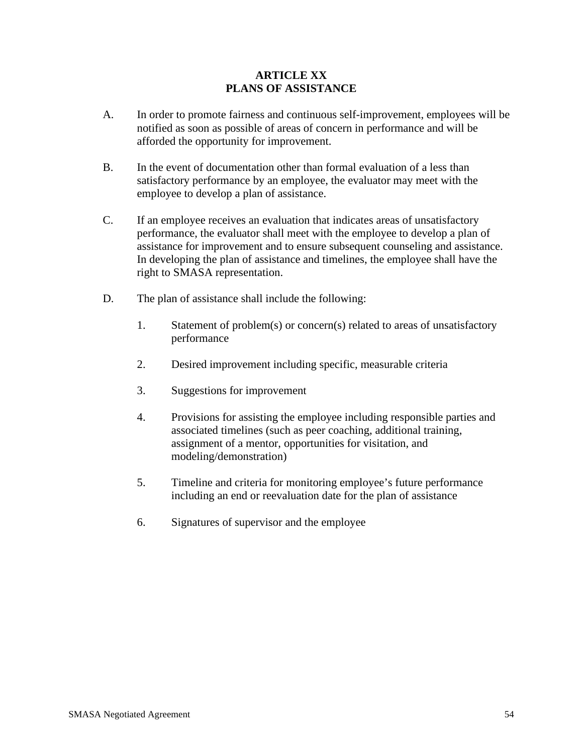# ARTICLE XX
# PLANS OF ASSISTANCE

A. In order to promote fairness and continuous self-improvement, employees will be notified as soon as possible of areas of concern in performance and will be afforded the opportunity for improvement.

B. In the event of documentation other than formal evaluation of a less than satisfactory performance by an employee, the evaluator may meet with the employee to develop a plan of assistance.

C. If an employee receives an evaluation that indicates areas of unsatisfactory performance, the evaluator shall meet with the employee to develop a plan of assistance for improvement and to ensure subsequent counseling and assistance. In developing the plan of assistance and timelines, the employee shall have the right to SMASA representation.

D. The plan of assistance shall include the following:

1. Statement of problem(s) or concern(s) related to areas of unsatisfactory performance

2. Desired improvement including specific, measurable criteria

3. Suggestions for improvement

4. Provisions for assisting the employee including responsible parties and associated timelines (such as peer coaching, additional training, assignment of a mentor, opportunities for visitation, and modeling/demonstration)

5. Timeline and criteria for monitoring employee's future performance including an end or reevaluation date for the plan of assistance

6. Signatures of supervisor and the employee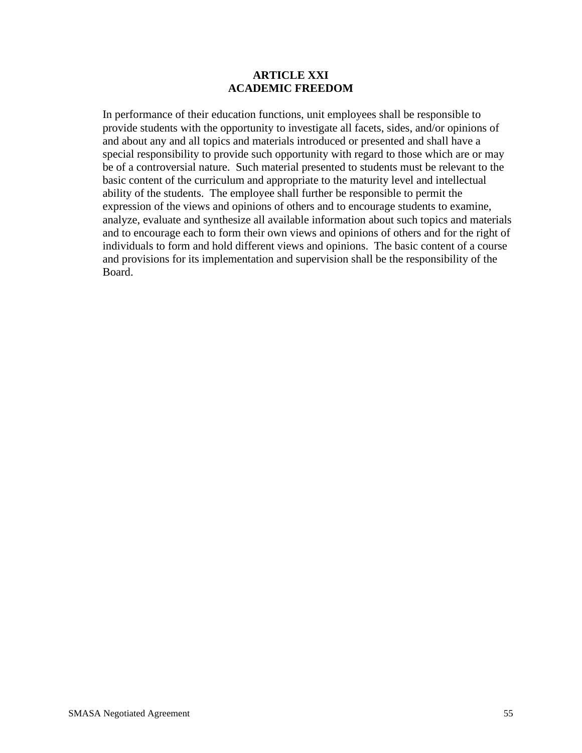# ARTICLE XXI
# ACADEMIC FREEDOM

In performance of their education functions, unit employees shall be responsible to provide students with the opportunity to investigate all facets, sides, and/or opinions of and about any and all topics and materials introduced or presented and shall have a special responsibility to provide such opportunity with regard to those which are or may be of a controversial nature. Such material presented to students must be relevant to the basic content of the curriculum and appropriate to the maturity level and intellectual ability of the students. The employee shall further be responsible to permit the expression of the views and opinions of others and to encourage students to examine, analyze, evaluate and synthesize all available information about such topics and materials and to encourage each to form their own views and opinions of others and for the right of individuals to form and hold different views and opinions. The basic content of a course and provisions for its implementation and supervision shall be the responsibility of the Board.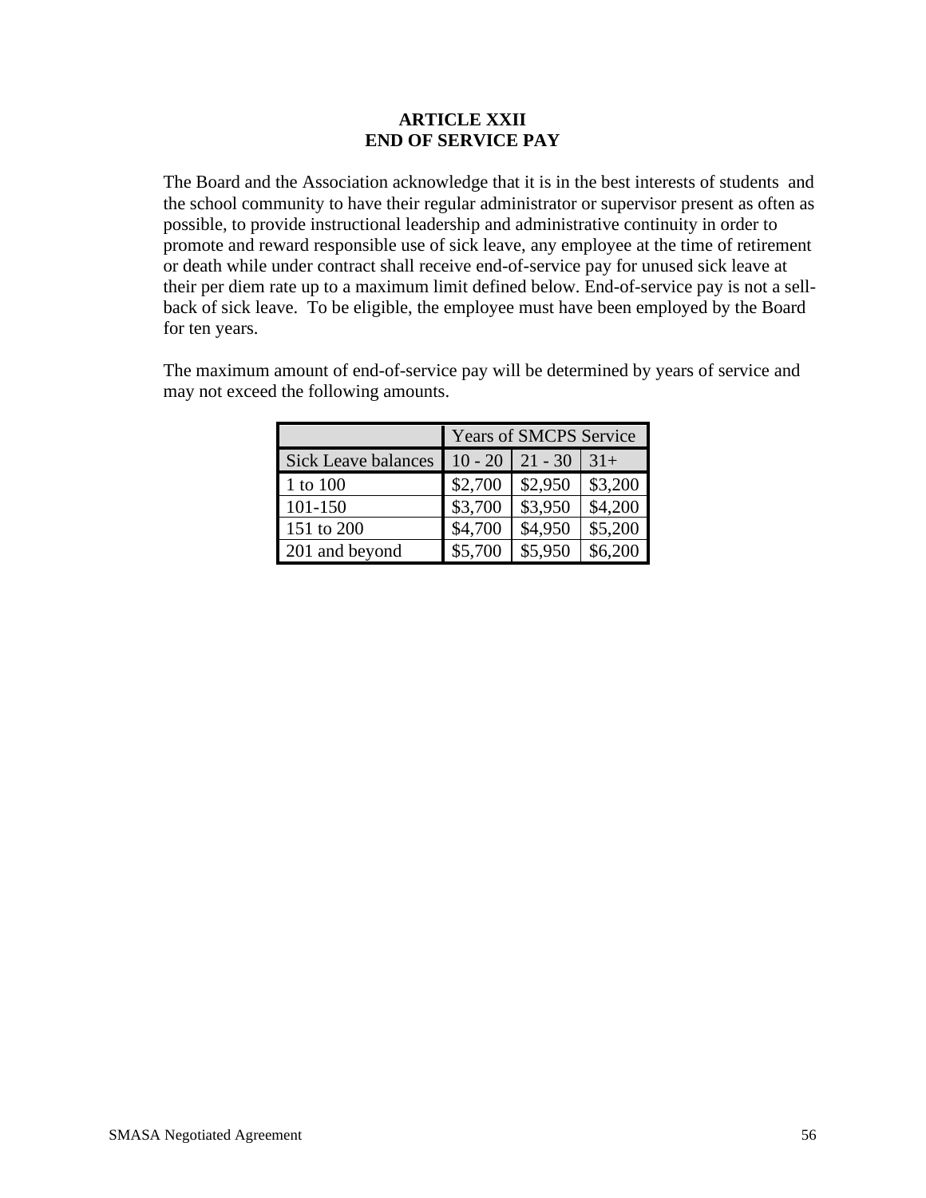# ARTICLE XXII
# END OF SERVICE PAY

The Board and the Association acknowledge that it is in the best interests of students and the school community to have their regular administrator or supervisor present as often as possible, to provide instructional leadership and administrative continuity in order to promote and reward responsible use of sick leave, any employee at the time of retirement or death while under contract shall receive end-of-service pay for unused sick leave at their per diem rate up to a maximum limit defined below. End-of-service pay is not a sell-back of sick leave. To be eligible, the employee must have been employed by the Board for ten years.

The maximum amount of end-of-service pay will be determined by years of service and may not exceed the following amounts.

| | Years of SMCPS Service | | |
|---|---|---|---|
| Sick Leave balances | 10 - 20 | 21 - 30 | 31+ |
| 1 to 100 | $2,700 | $2,950 | $3,200 |
| 101-150 | $3,700 | $3,950 | $4,200 |
| 151 to 200 | $4,700 | $4,950 | $5,200 |
| 201 and beyond | $5,700 | $5,950 | $6,200 |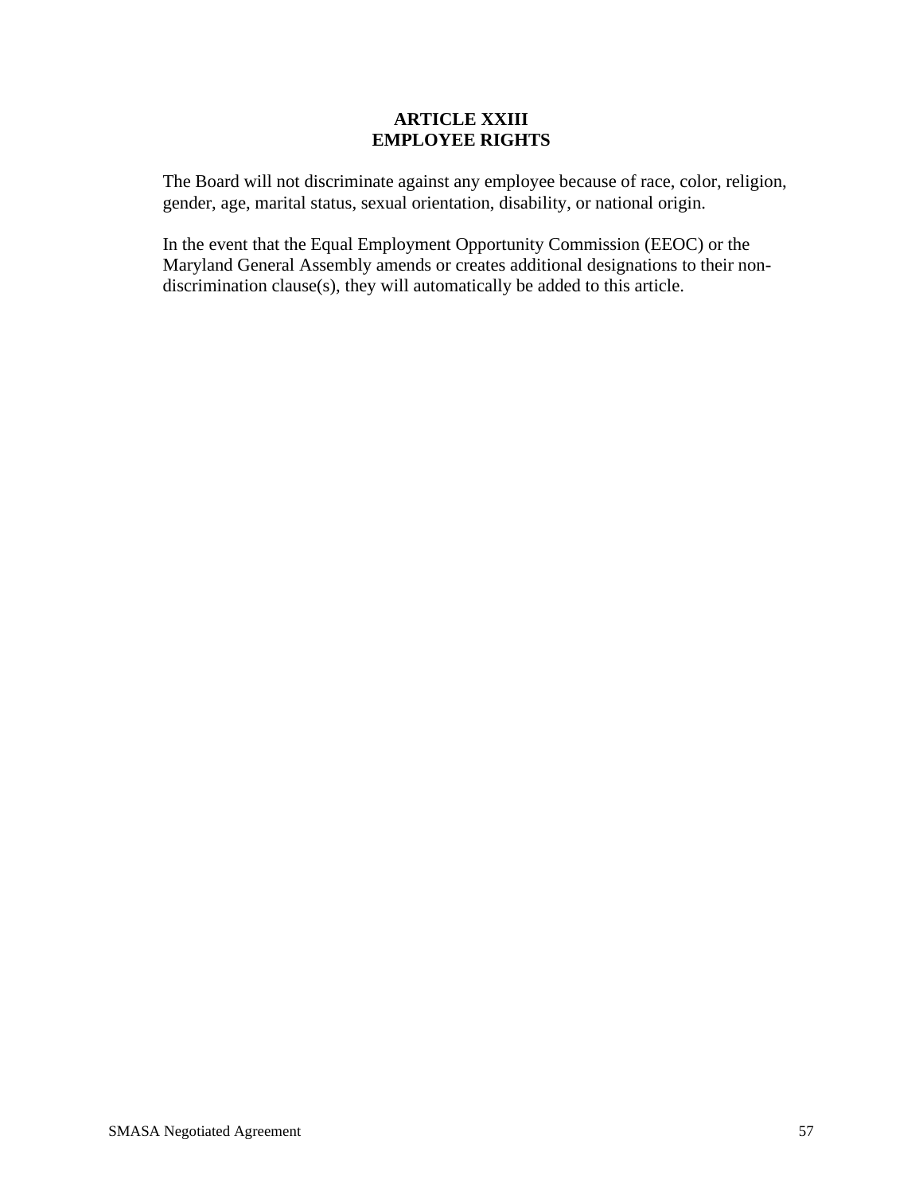# ARTICLE XXIII
# EMPLOYEE RIGHTS

The Board will not discriminate against any employee because of race, color, religion, gender, age, marital status, sexual orientation, disability, or national origin.

In the event that the Equal Employment Opportunity Commission (EEOC) or the Maryland General Assembly amends or creates additional designations to their non-discrimination clause(s), they will automatically be added to this article.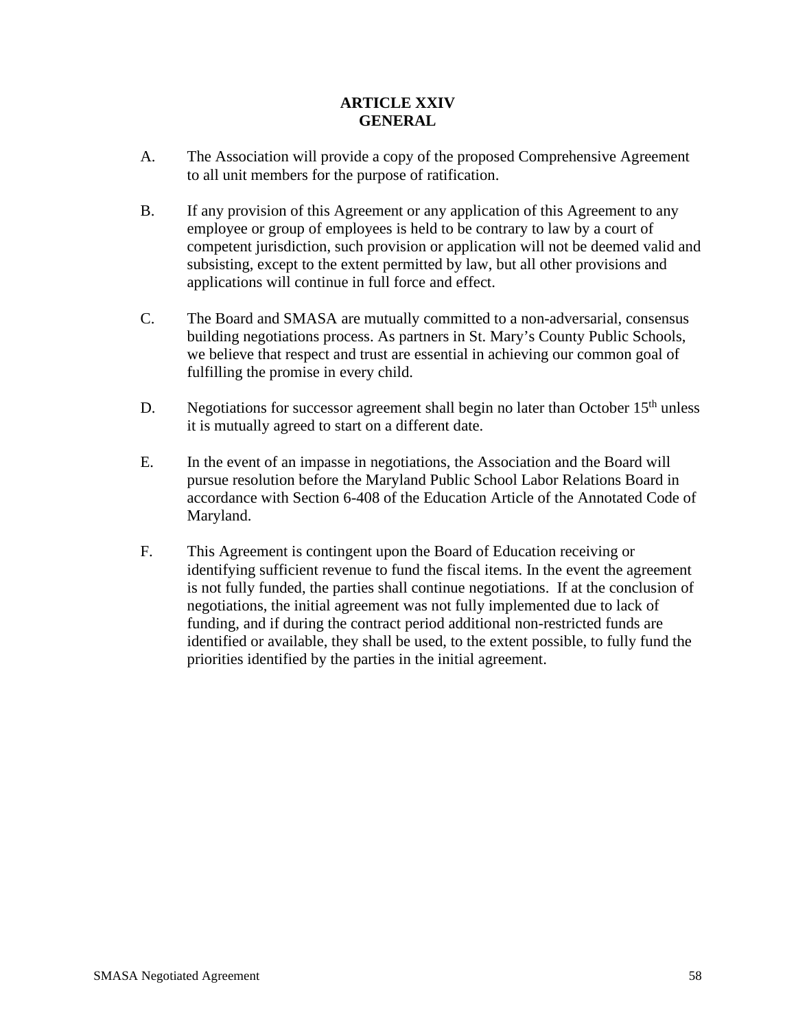# ARTICLE XXIV
# GENERAL

A. The Association will provide a copy of the proposed Comprehensive Agreement to all unit members for the purpose of ratification.

B. If any provision of this Agreement or any application of this Agreement to any employee or group of employees is held to be contrary to law by a court of competent jurisdiction, such provision or application will not be deemed valid and subsisting, except to the extent permitted by law, but all other provisions and applications will continue in full force and effect.

C. The Board and SMASA are mutually committed to a non-adversarial, consensus building negotiations process. As partners in St. Mary's County Public Schools, we believe that respect and trust are essential in achieving our common goal of fulfilling the promise in every child.

D. Negotiations for successor agreement shall begin no later than October 15th unless it is mutually agreed to start on a different date.

E. In the event of an impasse in negotiations, the Association and the Board will pursue resolution before the Maryland Public School Labor Relations Board in accordance with Section 6-408 of the Education Article of the Annotated Code of Maryland.

F. This Agreement is contingent upon the Board of Education receiving or identifying sufficient revenue to fund the fiscal items. In the event the agreement is not fully funded, the parties shall continue negotiations. If at the conclusion of negotiations, the initial agreement was not fully implemented due to lack of funding, and if during the contract period additional non-restricted funds are identified or available, they shall be used, to the extent possible, to fully fund the priorities identified by the parties in the initial agreement.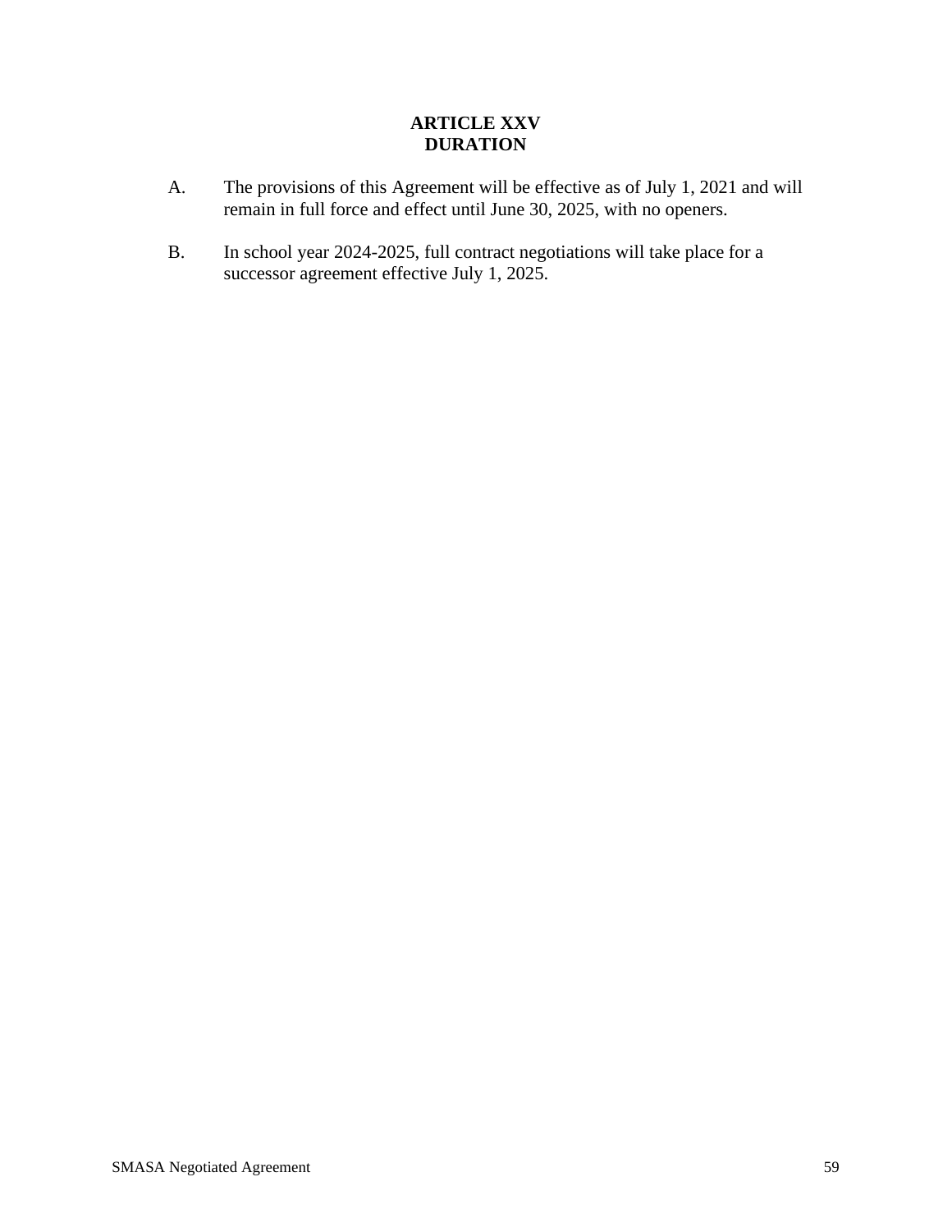# ARTICLE XXV
# DURATION

A. The provisions of this Agreement will be effective as of July 1, 2021 and will remain in full force and effect until June 30, 2025, with no openers.

B. In school year 2024-2025, full contract negotiations will take place for a successor agreement effective July 1, 2025.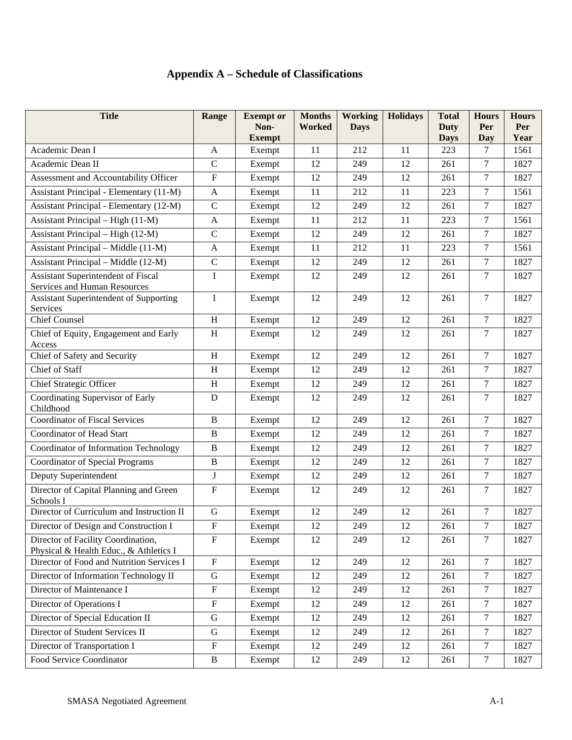# Appendix A – Schedule of Classifications

| Title | Range | Exempt or Non-Exempt | Months Worked | Working Days | Holidays | Total Duty Days | Hours Per Day | Hours Per Year |
|---|---|---|---|---|---|---|---|---|
| Academic Dean I | A | Exempt | 11 | 212 | 11 | 223 | 7 | 1561 |
| Academic Dean II | C | Exempt | 12 | 249 | 12 | 261 | 7 | 1827 |
| Assessment and Accountability Officer | F | Exempt | 12 | 249 | 12 | 261 | 7 | 1827 |
| Assistant Principal - Elementary (11-M) | A | Exempt | 11 | 212 | 11 | 223 | 7 | 1561 |
| Assistant Principal - Elementary (12-M) | C | Exempt | 12 | 249 | 12 | 261 | 7 | 1827 |
| Assistant Principal – High (11-M) | A | Exempt | 11 | 212 | 11 | 223 | 7 | 1561 |
| Assistant Principal – High (12-M) | C | Exempt | 12 | 249 | 12 | 261 | 7 | 1827 |
| Assistant Principal – Middle (11-M) | A | Exempt | 11 | 212 | 11 | 223 | 7 | 1561 |
| Assistant Principal – Middle (12-M) | C | Exempt | 12 | 249 | 12 | 261 | 7 | 1827 |
| Assistant Superintendent of Fiscal Services and Human Resources | I | Exempt | 12 | 249 | 12 | 261 | 7 | 1827 |
| Assistant Superintendent of Supporting Services | I | Exempt | 12 | 249 | 12 | 261 | 7 | 1827 |
| Chief Counsel | H | Exempt | 12 | 249 | 12 | 261 | 7 | 1827 |
| Chief of Equity, Engagement and Early Access | H | Exempt | 12 | 249 | 12 | 261 | 7 | 1827 |
| Chief of Safety and Security | H | Exempt | 12 | 249 | 12 | 261 | 7 | 1827 |
| Chief of Staff | H | Exempt | 12 | 249 | 12 | 261 | 7 | 1827 |
| Chief Strategic Officer | H | Exempt | 12 | 249 | 12 | 261 | 7 | 1827 |
| Coordinating Supervisor of Early Childhood | D | Exempt | 12 | 249 | 12 | 261 | 7 | 1827 |
| Coordinator of Fiscal Services | B | Exempt | 12 | 249 | 12 | 261 | 7 | 1827 |
| Coordinator of Head Start | B | Exempt | 12 | 249 | 12 | 261 | 7 | 1827 |
| Coordinator of Information Technology | B | Exempt | 12 | 249 | 12 | 261 | 7 | 1827 |
| Coordinator of Special Programs | B | Exempt | 12 | 249 | 12 | 261 | 7 | 1827 |
| Deputy Superintendent | J | Exempt | 12 | 249 | 12 | 261 | 7 | 1827 |
| Director of Capital Planning and Green Schools I | F | Exempt | 12 | 249 | 12 | 261 | 7 | 1827 |
| Director of Curriculum and Instruction II | G | Exempt | 12 | 249 | 12 | 261 | 7 | 1827 |
| Director of Design and Construction I | F | Exempt | 12 | 249 | 12 | 261 | 7 | 1827 |
| Director of Facility Coordination, Physical & Health Educ., & Athletics I | F | Exempt | 12 | 249 | 12 | 261 | 7 | 1827 |
| Director of Food and Nutrition Services I | F | Exempt | 12 | 249 | 12 | 261 | 7 | 1827 |
| Director of Information Technology II | G | Exempt | 12 | 249 | 12 | 261 | 7 | 1827 |
| Director of Maintenance I | F | Exempt | 12 | 249 | 12 | 261 | 7 | 1827 |
| Director of Operations I | F | Exempt | 12 | 249 | 12 | 261 | 7 | 1827 |
| Director of Special Education II | G | Exempt | 12 | 249 | 12 | 261 | 7 | 1827 |
| Director of Student Services II | G | Exempt | 12 | 249 | 12 | 261 | 7 | 1827 |
| Director of Transportation I | F | Exempt | 12 | 249 | 12 | 261 | 7 | 1827 |
| Food Service Coordinator | B | Exempt | 12 | 249 | 12 | 261 | 7 | 1827 |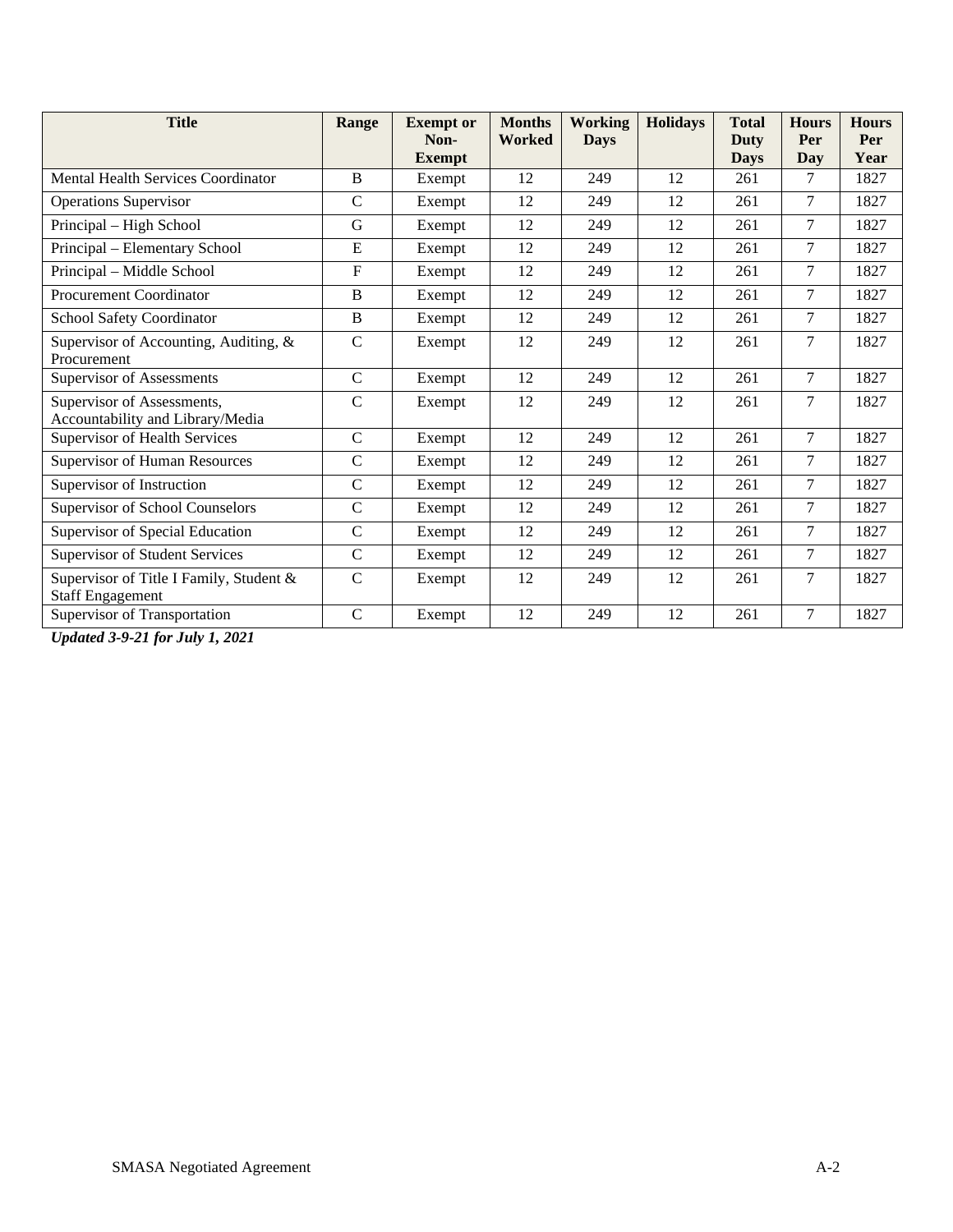| Title | Range | Exempt or Non-Exempt | Months Worked | Working Days | Holidays | Total Duty Days | Hours Per Day | Hours Per Year |
|---|---|---|---|---|---|---|---|---|
| Mental Health Services Coordinator | B | Exempt | 12 | 249 | 12 | 261 | 7 | 1827 |
| Operations Supervisor | C | Exempt | 12 | 249 | 12 | 261 | 7 | 1827 |
| Principal – High School | G | Exempt | 12 | 249 | 12 | 261 | 7 | 1827 |
| Principal – Elementary School | E | Exempt | 12 | 249 | 12 | 261 | 7 | 1827 |
| Principal – Middle School | F | Exempt | 12 | 249 | 12 | 261 | 7 | 1827 |
| Procurement Coordinator | B | Exempt | 12 | 249 | 12 | 261 | 7 | 1827 |
| School Safety Coordinator | B | Exempt | 12 | 249 | 12 | 261 | 7 | 1827 |
| Supervisor of Accounting, Auditing, & Procurement | C | Exempt | 12 | 249 | 12 | 261 | 7 | 1827 |
| Supervisor of Assessments | C | Exempt | 12 | 249 | 12 | 261 | 7 | 1827 |
| Supervisor of Assessments, Accountability and Library/Media | C | Exempt | 12 | 249 | 12 | 261 | 7 | 1827 |
| Supervisor of Health Services | C | Exempt | 12 | 249 | 12 | 261 | 7 | 1827 |
| Supervisor of Human Resources | C | Exempt | 12 | 249 | 12 | 261 | 7 | 1827 |
| Supervisor of Instruction | C | Exempt | 12 | 249 | 12 | 261 | 7 | 1827 |
| Supervisor of School Counselors | C | Exempt | 12 | 249 | 12 | 261 | 7 | 1827 |
| Supervisor of Special Education | C | Exempt | 12 | 249 | 12 | 261 | 7 | 1827 |
| Supervisor of Student Services | C | Exempt | 12 | 249 | 12 | 261 | 7 | 1827 |
| Supervisor of Title I Family, Student & Staff Engagement | C | Exempt | 12 | 249 | 12 | 261 | 7 | 1827 |
| Supervisor of Transportation | C | Exempt | 12 | 249 | 12 | 261 | 7 | 1827 |

***Updated 3-9-21 for July 1, 2021***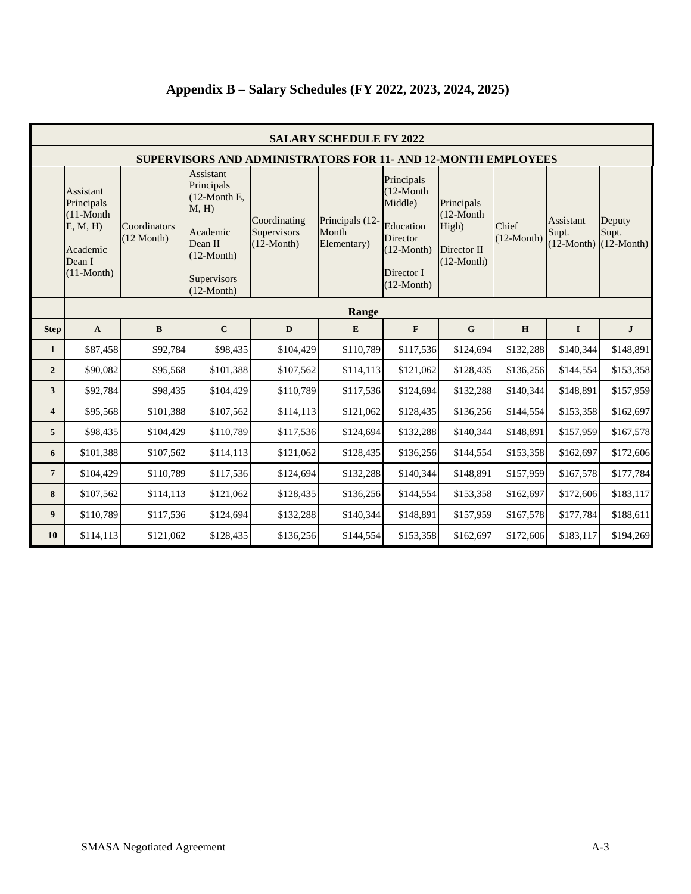# Appendix B – Salary Schedules (FY 2022, 2023, 2024, 2025)

| SALARY SCHEDULE FY 2022 | | | | | | | | | | |
|---|---|---|---|---|---|---|---|---|---|---|
| SUPERVISORS AND ADMINISTRATORS FOR 11- AND 12-MONTH EMPLOYEES | | | | | | | | | | |
| | Assistant Principals (11-Month E, M, H) Academic Dean I (11-Month) | Coordinators (12 Month) | Assistant Principals (12-Month E, M, H) Academic Dean II (12-Month) Supervisors (12-Month) | Coordinating Supervisors (12-Month) | Principals (12-Month Elementary) | Principals (12-Month Middle) Education Director (12-Month) Director I (12-Month) | Principals (12-Month High) Director II (12-Month) | Chief (12-Month) | Assistant Supt. (12-Month) | Deputy Supt. (12-Month) |
| | Range | | | | | | | | | |
| **Step** | **A** | **B** | **C** | **D** | **E** | **F** | **G** | **H** | **I** | **J** |
| **1** | $87,458 | $92,784 | $98,435 | $104,429 | $110,789 | $117,536 | $124,694 | $132,288 | $140,344 | $148,891 |
| **2** | $90,082 | $95,568 | $101,388 | $107,562 | $114,113 | $121,062 | $128,435 | $136,256 | $144,554 | $153,358 |
| **3** | $92,784 | $98,435 | $104,429 | $110,789 | $117,536 | $124,694 | $132,288 | $140,344 | $148,891 | $157,959 |
| **4** | $95,568 | $101,388 | $107,562 | $114,113 | $121,062 | $128,435 | $136,256 | $144,554 | $153,358 | $162,697 |
| **5** | $98,435 | $104,429 | $110,789 | $117,536 | $124,694 | $132,288 | $140,344 | $148,891 | $157,959 | $167,578 |
| **6** | $101,388 | $107,562 | $114,113 | $121,062 | $128,435 | $136,256 | $144,554 | $153,358 | $162,697 | $172,606 |
| **7** | $104,429 | $110,789 | $117,536 | $124,694 | $132,288 | $140,344 | $148,891 | $157,959 | $167,578 | $177,784 |
| **8** | $107,562 | $114,113 | $121,062 | $128,435 | $136,256 | $144,554 | $153,358 | $162,697 | $172,606 | $183,117 |
| **9** | $110,789 | $117,536 | $124,694 | $132,288 | $140,344 | $148,891 | $157,959 | $167,578 | $177,784 | $188,611 |
| **10** | $114,113 | $121,062 | $128,435 | $136,256 | $144,554 | $153,358 | $162,697 | $172,606 | $183,117 | $194,269 |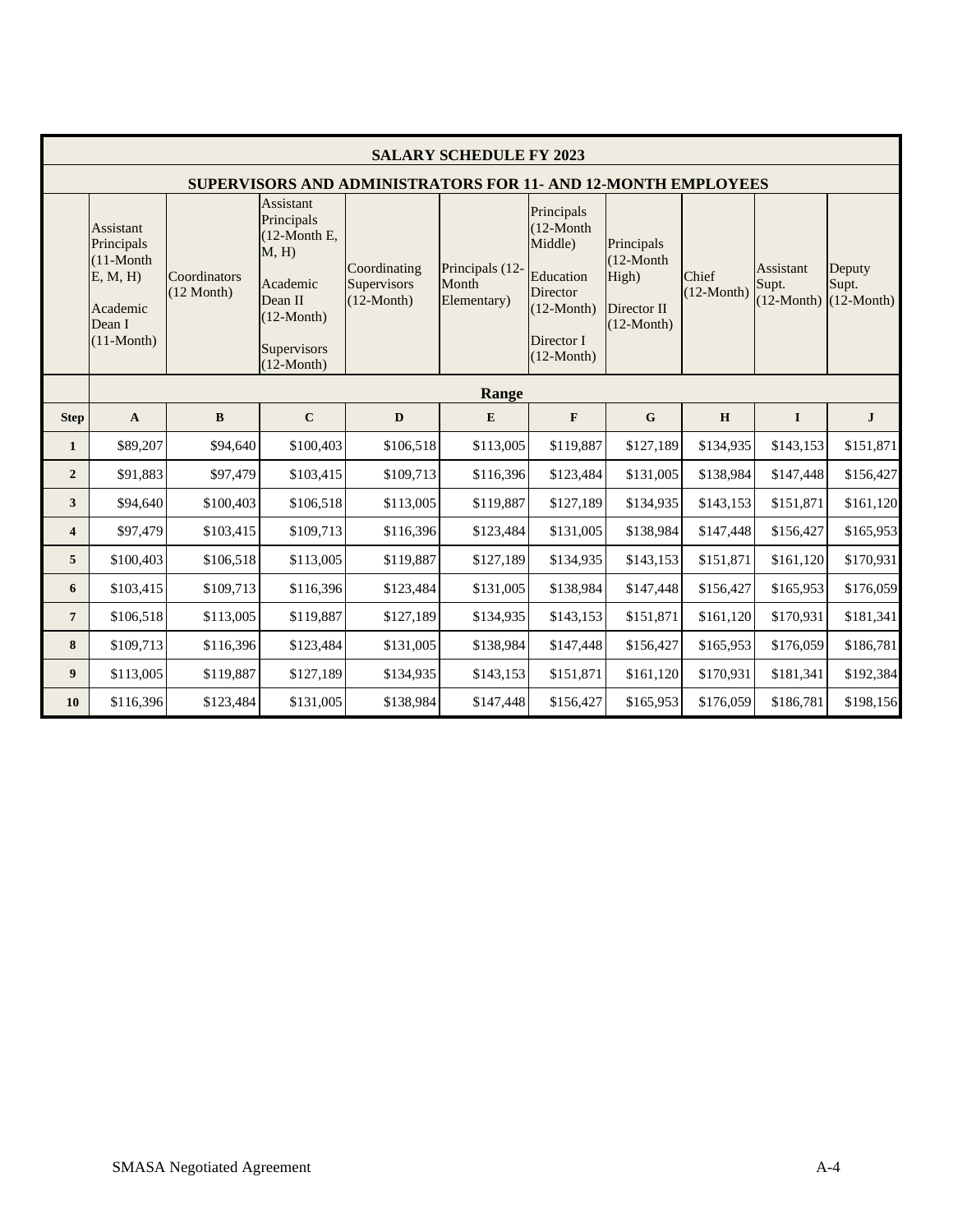| SALARY SCHEDULE FY 2023 | | | | | | | | | | |
|---|---|---|---|---|---|---|---|---|---|---|
| SUPERVISORS AND ADMINISTRATORS FOR 11- AND 12-MONTH EMPLOYEES | | | | | | | | | | |
| | Assistant Principals (11-Month E, M, H) Academic Dean I (11-Month) | Coordinators (12 Month) | Assistant Principals (12-Month E, M, H) Academic Dean II (12-Month) Supervisors (12-Month) | Coordinating Supervisors (12-Month) | Principals (12-Month Elementary) | Principals (12-Month Middle) Education Director (12-Month) Director I (12-Month) | Principals (12-Month High) Director II (12-Month) | Chief (12-Month) | Assistant Supt. (12-Month) | Deputy Supt. (12-Month) |
| | **Range** | | | | | | | | | |
| **Step** | **A** | **B** | **C** | **D** | **E** | **F** | **G** | **H** | **I** | **J** |
| **1** | $89,207 | $94,640 | $100,403 | $106,518 | $113,005 | $119,887 | $127,189 | $134,935 | $143,153 | $151,871 |
| **2** | $91,883 | $97,479 | $103,415 | $109,713 | $116,396 | $123,484 | $131,005 | $138,984 | $147,448 | $156,427 |
| **3** | $94,640 | $100,403 | $106,518 | $113,005 | $119,887 | $127,189 | $134,935 | $143,153 | $151,871 | $161,120 |
| **4** | $97,479 | $103,415 | $109,713 | $116,396 | $123,484 | $131,005 | $138,984 | $147,448 | $156,427 | $165,953 |
| **5** | $100,403 | $106,518 | $113,005 | $119,887 | $127,189 | $134,935 | $143,153 | $151,871 | $161,120 | $170,931 |
| **6** | $103,415 | $109,713 | $116,396 | $123,484 | $131,005 | $138,984 | $147,448 | $156,427 | $165,953 | $176,059 |
| **7** | $106,518 | $113,005 | $119,887 | $127,189 | $134,935 | $143,153 | $151,871 | $161,120 | $170,931 | $181,341 |
| **8** | $109,713 | $116,396 | $123,484 | $131,005 | $138,984 | $147,448 | $156,427 | $165,953 | $176,059 | $186,781 |
| **9** | $113,005 | $119,887 | $127,189 | $134,935 | $143,153 | $151,871 | $161,120 | $170,931 | $181,341 | $192,384 |
| **10** | $116,396 | $123,484 | $131,005 | $138,984 | $147,448 | $156,427 | $165,953 | $176,059 | $186,781 | $198,156 |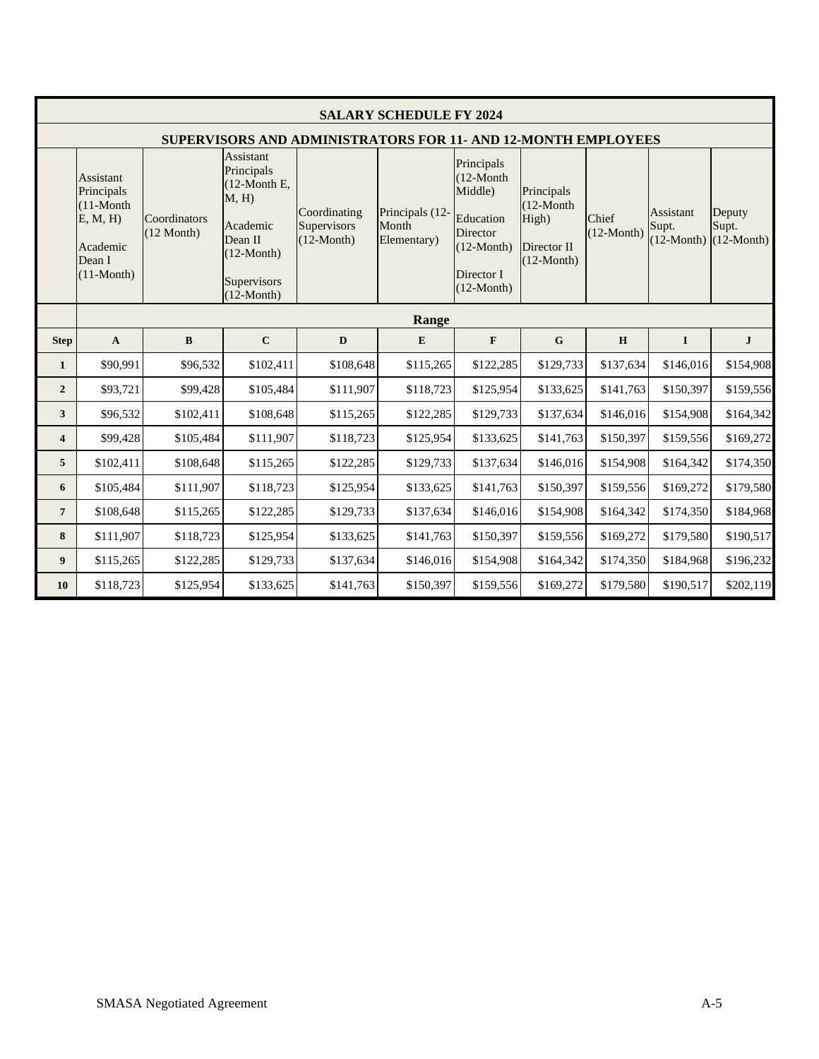## SALARY SCHEDULE FY 2024

### SUPERVISORS AND ADMINISTRATORS FOR 11- AND 12-MONTH EMPLOYEES

| | Assistant Principals (11-Month E, M, H) Academic Dean I (11-Month) | Coordinators (12 Month) | Assistant Principals (12-Month E, M, H) Academic Dean II (12-Month) Supervisors (12-Month) | Coordinating Supervisors (12-Month) | Principals (12-Month Elementary) | Principals (12-Month Middle) Education Director (12-Month) Director I (12-Month) | Principals (12-Month High) Director II (12-Month) | Chief (12-Month) | Assistant Supt. (12-Month) | Deputy Supt. (12-Month) |
|---|---|---|---|---|---|---|---|---|---|---|
| | **Range** | | | | | | | | | |
| **Step** | **A** | **B** | **C** | **D** | **E** | **F** | **G** | **H** | **I** | **J** |
| **1** | $90,991 | $96,532 | $102,411 | $108,648 | $115,265 | $122,285 | $129,733 | $137,634 | $146,016 | $154,908 |
| **2** | $93,721 | $99,428 | $105,484 | $111,907 | $118,723 | $125,954 | $133,625 | $141,763 | $150,397 | $159,556 |
| **3** | $96,532 | $102,411 | $108,648 | $115,265 | $122,285 | $129,733 | $137,634 | $146,016 | $154,908 | $164,342 |
| **4** | $99,428 | $105,484 | $111,907 | $118,723 | $125,954 | $133,625 | $141,763 | $150,397 | $159,556 | $169,272 |
| **5** | $102,411 | $108,648 | $115,265 | $122,285 | $129,733 | $137,634 | $146,016 | $154,908 | $164,342 | $174,350 |
| **6** | $105,484 | $111,907 | $118,723 | $125,954 | $133,625 | $141,763 | $150,397 | $159,556 | $169,272 | $179,580 |
| **7** | $108,648 | $115,265 | $122,285 | $129,733 | $137,634 | $146,016 | $154,908 | $164,342 | $174,350 | $184,968 |
| **8** | $111,907 | $118,723 | $125,954 | $133,625 | $141,763 | $150,397 | $159,556 | $169,272 | $179,580 | $190,517 |
| **9** | $115,265 | $122,285 | $129,733 | $137,634 | $146,016 | $154,908 | $164,342 | $174,350 | $184,968 | $196,232 |
| **10** | $118,723 | $125,954 | $133,625 | $141,763 | $150,397 | $159,556 | $169,272 | $179,580 | $190,517 | $202,119 |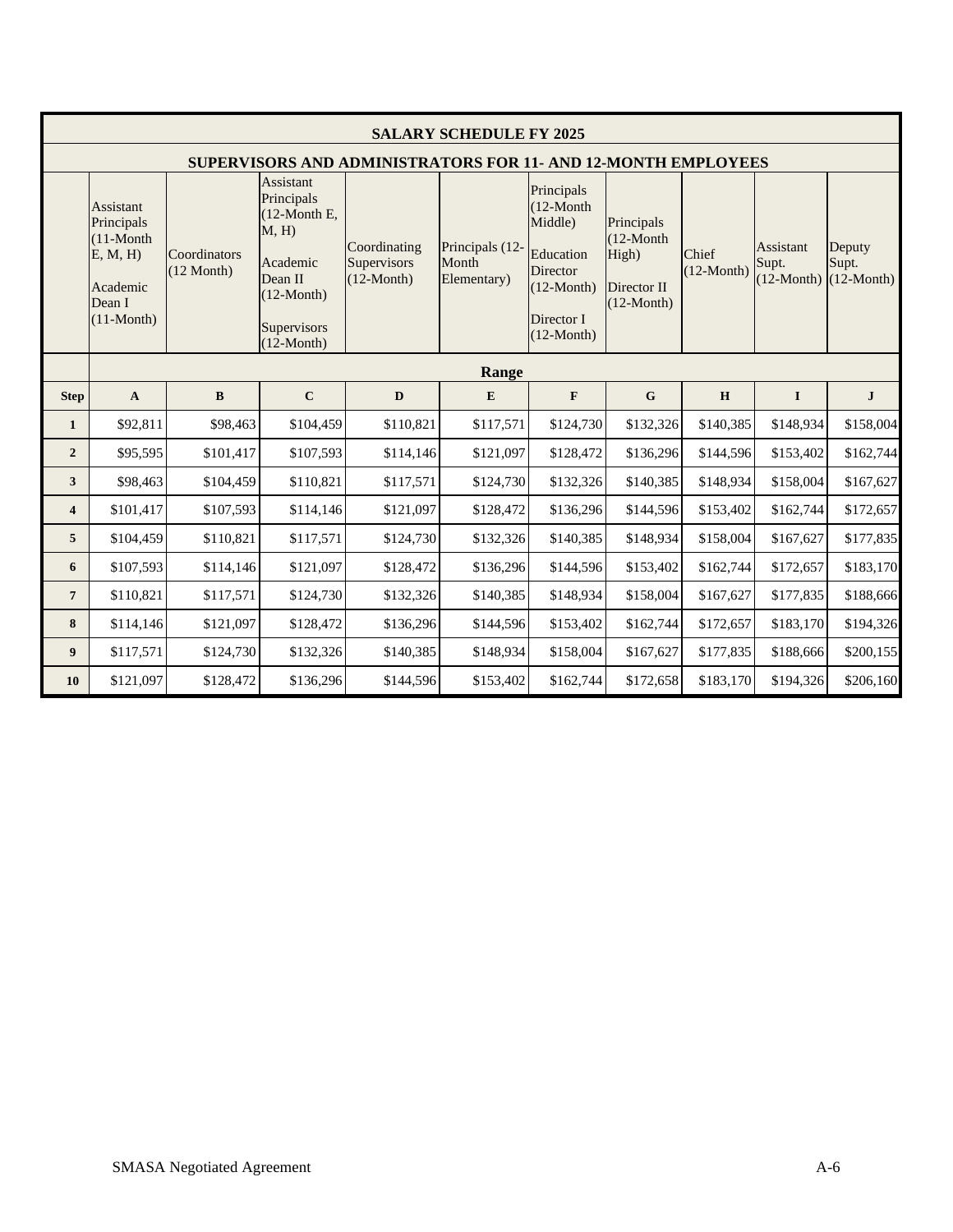| SALARY SCHEDULE FY 2025 | | | | | | | | | | |
|---|---|---|---|---|---|---|---|---|---|---|
| SUPERVISORS AND ADMINISTRATORS FOR 11- AND 12-MONTH EMPLOYEES | | | | | | | | | | |
| | Assistant Principals (11-Month E, M, H) Academic Dean I (11-Month) | Coordinators (12 Month) | Assistant Principals (12-Month E, M, H) Academic Dean II (12-Month) Supervisors (12-Month) | Coordinating Supervisors (12-Month) | Principals (12-Month Elementary) | Principals (12-Month Middle) Education Director (12-Month) Director I (12-Month) | Principals (12-Month High) Director II (12-Month) | Chief (12-Month) | Assistant Supt. (12-Month) | Deputy Supt. (12-Month) |
| | Range | | | | | | | | | |
| **Step** | **A** | **B** | **C** | **D** | **E** | **F** | **G** | **H** | **I** | **J** |
| **1** | $92,811 | $98,463 | $104,459 | $110,821 | $117,571 | $124,730 | $132,326 | $140,385 | $148,934 | $158,004 |
| **2** | $95,595 | $101,417 | $107,593 | $114,146 | $121,097 | $128,472 | $136,296 | $144,596 | $153,402 | $162,744 |
| **3** | $98,463 | $104,459 | $110,821 | $117,571 | $124,730 | $132,326 | $140,385 | $148,934 | $158,004 | $167,627 |
| **4** | $101,417 | $107,593 | $114,146 | $121,097 | $128,472 | $136,296 | $144,596 | $153,402 | $162,744 | $172,657 |
| **5** | $104,459 | $110,821 | $117,571 | $124,730 | $132,326 | $140,385 | $148,934 | $158,004 | $167,627 | $177,835 |
| **6** | $107,593 | $114,146 | $121,097 | $128,472 | $136,296 | $144,596 | $153,402 | $162,744 | $172,657 | $183,170 |
| **7** | $110,821 | $117,571 | $124,730 | $132,326 | $140,385 | $148,934 | $158,004 | $167,627 | $177,835 | $188,666 |
| **8** | $114,146 | $121,097 | $128,472 | $136,296 | $144,596 | $153,402 | $162,744 | $172,657 | $183,170 | $194,326 |
| **9** | $117,571 | $124,730 | $132,326 | $140,385 | $148,934 | $158,004 | $167,627 | $177,835 | $188,666 | $200,155 |
| **10** | $121,097 | $128,472 | $136,296 | $144,596 | $153,402 | $162,744 | $172,658 | $183,170 | $194,326 | $206,160 |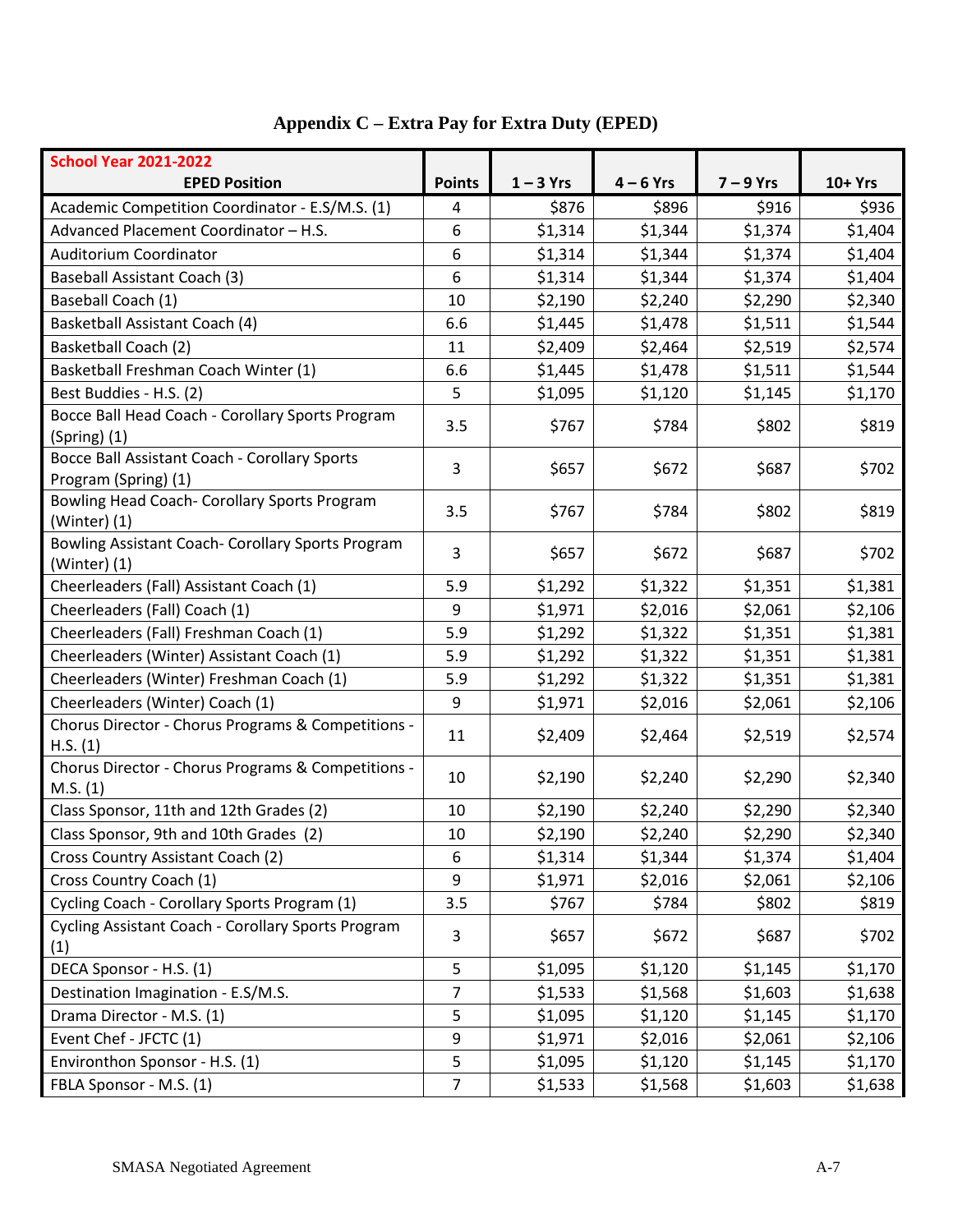## Appendix C – Extra Pay for Extra Duty (EPED)

| School Year 2021-2022<br>EPED Position | Points | 1 – 3 Yrs | 4 – 6 Yrs | 7 – 9 Yrs | 10+ Yrs |
|---|---|---|---|---|---|
| Academic Competition Coordinator - E.S/M.S. (1) | 4 | $876 | $896 | $916 | $936 |
| Advanced Placement Coordinator – H.S. | 6 | $1,314 | $1,344 | $1,374 | $1,404 |
| Auditorium Coordinator | 6 | $1,314 | $1,344 | $1,374 | $1,404 |
| Baseball Assistant Coach (3) | 6 | $1,314 | $1,344 | $1,374 | $1,404 |
| Baseball Coach (1) | 10 | $2,190 | $2,240 | $2,290 | $2,340 |
| Basketball Assistant Coach (4) | 6.6 | $1,445 | $1,478 | $1,511 | $1,544 |
| Basketball Coach (2) | 11 | $2,409 | $2,464 | $2,519 | $2,574 |
| Basketball Freshman Coach Winter (1) | 6.6 | $1,445 | $1,478 | $1,511 | $1,544 |
| Best Buddies - H.S. (2) | 5 | $1,095 | $1,120 | $1,145 | $1,170 |
| Bocce Ball Head Coach - Corollary Sports Program (Spring) (1) | 3.5 | $767 | $784 | $802 | $819 |
| Bocce Ball Assistant Coach - Corollary Sports Program (Spring) (1) | 3 | $657 | $672 | $687 | $702 |
| Bowling Head Coach- Corollary Sports Program (Winter) (1) | 3.5 | $767 | $784 | $802 | $819 |
| Bowling Assistant Coach- Corollary Sports Program (Winter) (1) | 3 | $657 | $672 | $687 | $702 |
| Cheerleaders (Fall) Assistant Coach (1) | 5.9 | $1,292 | $1,322 | $1,351 | $1,381 |
| Cheerleaders (Fall) Coach (1) | 9 | $1,971 | $2,016 | $2,061 | $2,106 |
| Cheerleaders (Fall) Freshman Coach (1) | 5.9 | $1,292 | $1,322 | $1,351 | $1,381 |
| Cheerleaders (Winter) Assistant Coach (1) | 5.9 | $1,292 | $1,322 | $1,351 | $1,381 |
| Cheerleaders (Winter) Freshman Coach (1) | 5.9 | $1,292 | $1,322 | $1,351 | $1,381 |
| Cheerleaders (Winter) Coach (1) | 9 | $1,971 | $2,016 | $2,061 | $2,106 |
| Chorus Director - Chorus Programs & Competitions - H.S. (1) | 11 | $2,409 | $2,464 | $2,519 | $2,574 |
| Chorus Director - Chorus Programs & Competitions - M.S. (1) | 10 | $2,190 | $2,240 | $2,290 | $2,340 |
| Class Sponsor, 11th and 12th Grades (2) | 10 | $2,190 | $2,240 | $2,290 | $2,340 |
| Class Sponsor, 9th and 10th Grades (2) | 10 | $2,190 | $2,240 | $2,290 | $2,340 |
| Cross Country Assistant Coach (2) | 6 | $1,314 | $1,344 | $1,374 | $1,404 |
| Cross Country Coach (1) | 9 | $1,971 | $2,016 | $2,061 | $2,106 |
| Cycling Coach - Corollary Sports Program (1) | 3.5 | $767 | $784 | $802 | $819 |
| Cycling Assistant Coach - Corollary Sports Program (1) | 3 | $657 | $672 | $687 | $702 |
| DECA Sponsor - H.S. (1) | 5 | $1,095 | $1,120 | $1,145 | $1,170 |
| Destination Imagination - E.S/M.S. | 7 | $1,533 | $1,568 | $1,603 | $1,638 |
| Drama Director - M.S. (1) | 5 | $1,095 | $1,120 | $1,145 | $1,170 |
| Event Chef - JFCTC (1) | 9 | $1,971 | $2,016 | $2,061 | $2,106 |
| Environthon Sponsor - H.S. (1) | 5 | $1,095 | $1,120 | $1,145 | $1,170 |
| FBLA Sponsor - M.S. (1) | 7 | $1,533 | $1,568 | $1,603 | $1,638 |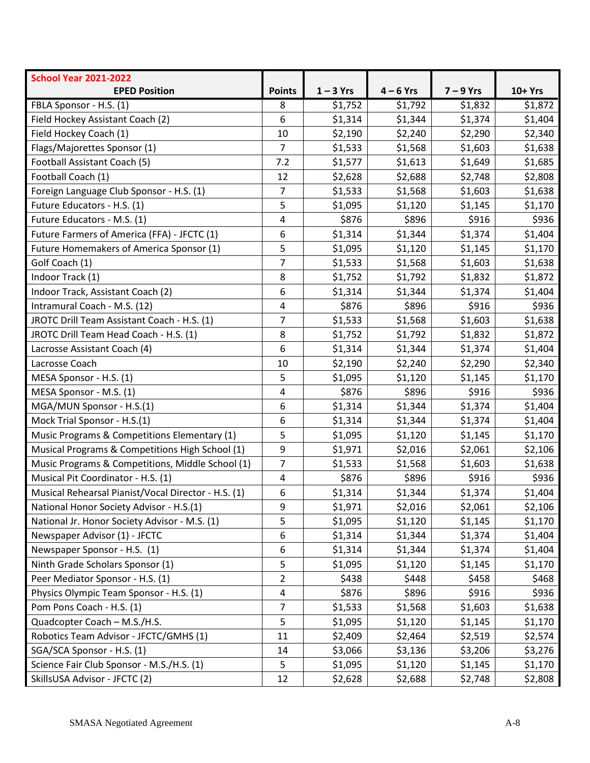| School Year 2021-2022<br>EPED Position | Points | 1 – 3 Yrs | 4 – 6 Yrs | 7 – 9 Yrs | 10+ Yrs |
|---|---|---|---|---|---|
| FBLA Sponsor - H.S. (1) | 8 | $1,752 | $1,792 | $1,832 | $1,872 |
| Field Hockey Assistant Coach (2) | 6 | $1,314 | $1,344 | $1,374 | $1,404 |
| Field Hockey Coach (1) | 10 | $2,190 | $2,240 | $2,290 | $2,340 |
| Flags/Majorettes Sponsor (1) | 7 | $1,533 | $1,568 | $1,603 | $1,638 |
| Football Assistant Coach (5) | 7.2 | $1,577 | $1,613 | $1,649 | $1,685 |
| Football Coach (1) | 12 | $2,628 | $2,688 | $2,748 | $2,808 |
| Foreign Language Club Sponsor - H.S. (1) | 7 | $1,533 | $1,568 | $1,603 | $1,638 |
| Future Educators - H.S. (1) | 5 | $1,095 | $1,120 | $1,145 | $1,170 |
| Future Educators - M.S. (1) | 4 | $876 | $896 | $916 | $936 |
| Future Farmers of America (FFA) - JFCTC (1) | 6 | $1,314 | $1,344 | $1,374 | $1,404 |
| Future Homemakers of America Sponsor (1) | 5 | $1,095 | $1,120 | $1,145 | $1,170 |
| Golf Coach (1) | 7 | $1,533 | $1,568 | $1,603 | $1,638 |
| Indoor Track (1) | 8 | $1,752 | $1,792 | $1,832 | $1,872 |
| Indoor Track, Assistant Coach (2) | 6 | $1,314 | $1,344 | $1,374 | $1,404 |
| Intramural Coach - M.S. (12) | 4 | $876 | $896 | $916 | $936 |
| JROTC Drill Team Assistant Coach - H.S. (1) | 7 | $1,533 | $1,568 | $1,603 | $1,638 |
| JROTC Drill Team Head Coach - H.S. (1) | 8 | $1,752 | $1,792 | $1,832 | $1,872 |
| Lacrosse Assistant Coach (4) | 6 | $1,314 | $1,344 | $1,374 | $1,404 |
| Lacrosse Coach | 10 | $2,190 | $2,240 | $2,290 | $2,340 |
| MESA Sponsor - H.S. (1) | 5 | $1,095 | $1,120 | $1,145 | $1,170 |
| MESA Sponsor - M.S. (1) | 4 | $876 | $896 | $916 | $936 |
| MGA/MUN Sponsor - H.S.(1) | 6 | $1,314 | $1,344 | $1,374 | $1,404 |
| Mock Trial Sponsor - H.S.(1) | 6 | $1,314 | $1,344 | $1,374 | $1,404 |
| Music Programs & Competitions Elementary (1) | 5 | $1,095 | $1,120 | $1,145 | $1,170 |
| Musical Programs & Competitions High School (1) | 9 | $1,971 | $2,016 | $2,061 | $2,106 |
| Music Programs & Competitions, Middle School (1) | 7 | $1,533 | $1,568 | $1,603 | $1,638 |
| Musical Pit Coordinator - H.S. (1) | 4 | $876 | $896 | $916 | $936 |
| Musical Rehearsal Pianist/Vocal Director - H.S. (1) | 6 | $1,314 | $1,344 | $1,374 | $1,404 |
| National Honor Society Advisor - H.S.(1) | 9 | $1,971 | $2,016 | $2,061 | $2,106 |
| National Jr. Honor Society Advisor - M.S. (1) | 5 | $1,095 | $1,120 | $1,145 | $1,170 |
| Newspaper Advisor (1) - JFCTC | 6 | $1,314 | $1,344 | $1,374 | $1,404 |
| Newspaper Sponsor - H.S. (1) | 6 | $1,314 | $1,344 | $1,374 | $1,404 |
| Ninth Grade Scholars Sponsor (1) | 5 | $1,095 | $1,120 | $1,145 | $1,170 |
| Peer Mediator Sponsor - H.S. (1) | 2 | $438 | $448 | $458 | $468 |
| Physics Olympic Team Sponsor - H.S. (1) | 4 | $876 | $896 | $916 | $936 |
| Pom Pons Coach - H.S. (1) | 7 | $1,533 | $1,568 | $1,603 | $1,638 |
| Quadcopter Coach – M.S./H.S. | 5 | $1,095 | $1,120 | $1,145 | $1,170 |
| Robotics Team Advisor - JFCTC/GMHS (1) | 11 | $2,409 | $2,464 | $2,519 | $2,574 |
| SGA/SCA Sponsor - H.S. (1) | 14 | $3,066 | $3,136 | $3,206 | $3,276 |
| Science Fair Club Sponsor - M.S./H.S. (1) | 5 | $1,095 | $1,120 | $1,145 | $1,170 |
| SkillsUSA Advisor - JFCTC (2) | 12 | $2,628 | $2,688 | $2,748 | $2,808 |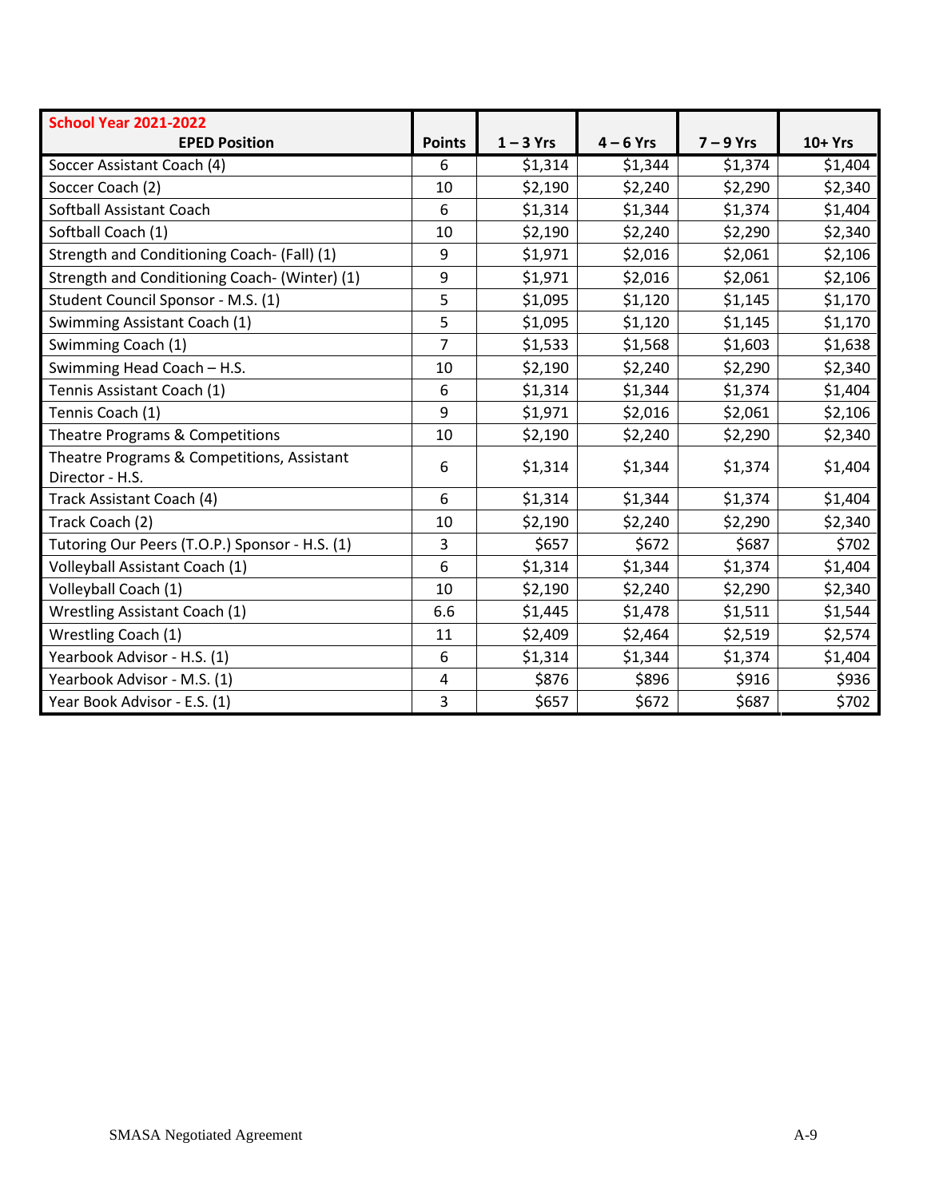| School Year 2021-2022<br>EPED Position | Points | 1 – 3 Yrs | 4 – 6 Yrs | 7 – 9 Yrs | 10+ Yrs |
|---|---|---|---|---|---|
| Soccer Assistant Coach (4) | 6 | $1,314 | $1,344 | $1,374 | $1,404 |
| Soccer Coach (2) | 10 | $2,190 | $2,240 | $2,290 | $2,340 |
| Softball Assistant Coach | 6 | $1,314 | $1,344 | $1,374 | $1,404 |
| Softball Coach (1) | 10 | $2,190 | $2,240 | $2,290 | $2,340 |
| Strength and Conditioning Coach- (Fall) (1) | 9 | $1,971 | $2,016 | $2,061 | $2,106 |
| Strength and Conditioning Coach- (Winter) (1) | 9 | $1,971 | $2,016 | $2,061 | $2,106 |
| Student Council Sponsor - M.S. (1) | 5 | $1,095 | $1,120 | $1,145 | $1,170 |
| Swimming Assistant Coach (1) | 5 | $1,095 | $1,120 | $1,145 | $1,170 |
| Swimming Coach (1) | 7 | $1,533 | $1,568 | $1,603 | $1,638 |
| Swimming Head Coach – H.S. | 10 | $2,190 | $2,240 | $2,290 | $2,340 |
| Tennis Assistant Coach (1) | 6 | $1,314 | $1,344 | $1,374 | $1,404 |
| Tennis Coach (1) | 9 | $1,971 | $2,016 | $2,061 | $2,106 |
| Theatre Programs & Competitions | 10 | $2,190 | $2,240 | $2,290 | $2,340 |
| Theatre Programs & Competitions, Assistant Director - H.S. | 6 | $1,314 | $1,344 | $1,374 | $1,404 |
| Track Assistant Coach (4) | 6 | $1,314 | $1,344 | $1,374 | $1,404 |
| Track Coach (2) | 10 | $2,190 | $2,240 | $2,290 | $2,340 |
| Tutoring Our Peers (T.O.P.) Sponsor - H.S. (1) | 3 | $657 | $672 | $687 | $702 |
| Volleyball Assistant Coach (1) | 6 | $1,314 | $1,344 | $1,374 | $1,404 |
| Volleyball Coach (1) | 10 | $2,190 | $2,240 | $2,290 | $2,340 |
| Wrestling Assistant Coach (1) | 6.6 | $1,445 | $1,478 | $1,511 | $1,544 |
| Wrestling Coach (1) | 11 | $2,409 | $2,464 | $2,519 | $2,574 |
| Yearbook Advisor - H.S. (1) | 6 | $1,314 | $1,344 | $1,374 | $1,404 |
| Yearbook Advisor - M.S. (1) | 4 | $876 | $896 | $916 | $936 |
| Year Book Advisor - E.S. (1) | 3 | $657 | $672 | $687 | $702 |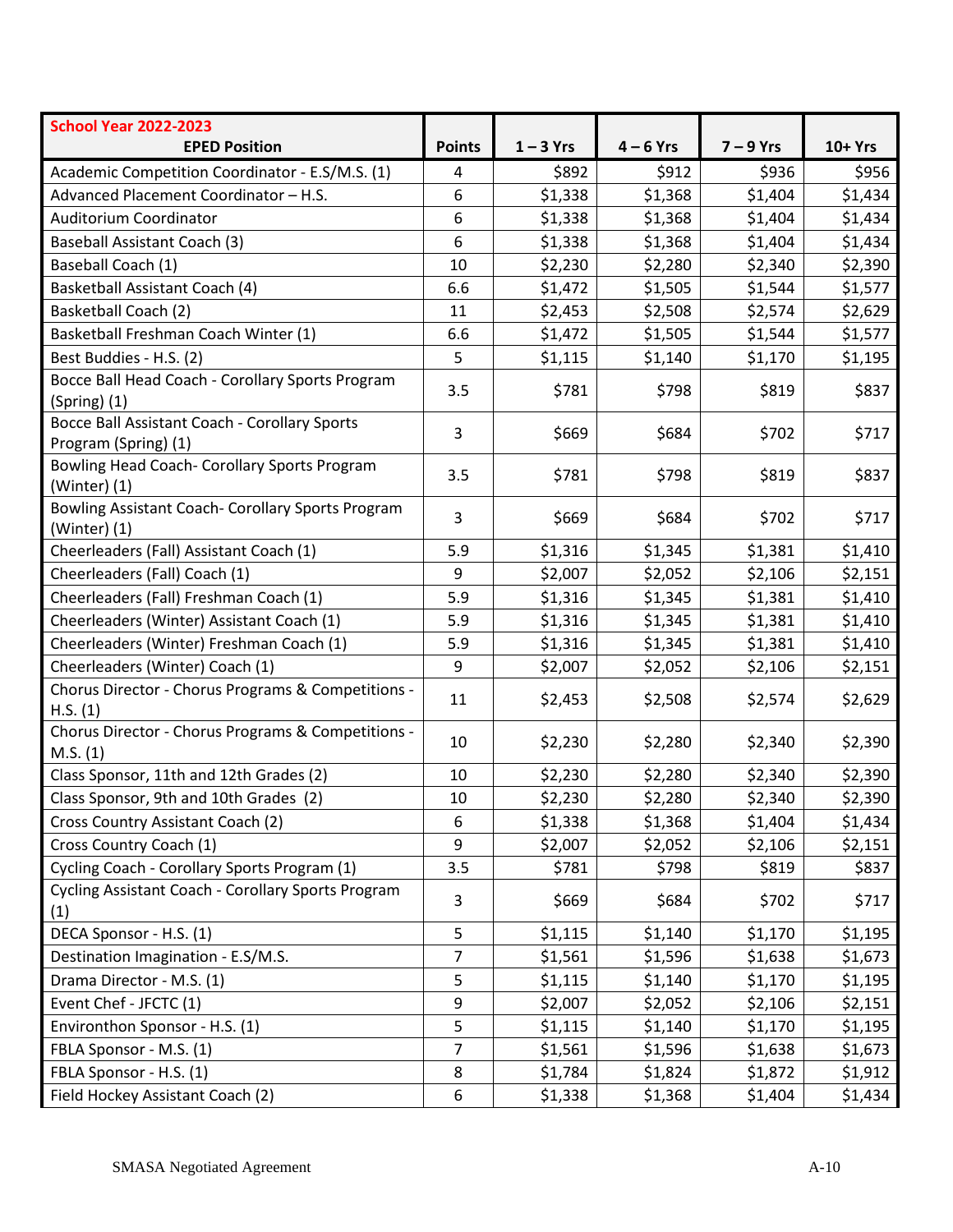| School Year 2022-2023<br>EPED Position | Points | 1 – 3 Yrs | 4 – 6 Yrs | 7 – 9 Yrs | 10+ Yrs |
|---|---|---|---|---|---|
| Academic Competition Coordinator - E.S/M.S. (1) | 4 | $892 | $912 | $936 | $956 |
| Advanced Placement Coordinator – H.S. | 6 | $1,338 | $1,368 | $1,404 | $1,434 |
| Auditorium Coordinator | 6 | $1,338 | $1,368 | $1,404 | $1,434 |
| Baseball Assistant Coach (3) | 6 | $1,338 | $1,368 | $1,404 | $1,434 |
| Baseball Coach (1) | 10 | $2,230 | $2,280 | $2,340 | $2,390 |
| Basketball Assistant Coach (4) | 6.6 | $1,472 | $1,505 | $1,544 | $1,577 |
| Basketball Coach (2) | 11 | $2,453 | $2,508 | $2,574 | $2,629 |
| Basketball Freshman Coach Winter (1) | 6.6 | $1,472 | $1,505 | $1,544 | $1,577 |
| Best Buddies - H.S. (2) | 5 | $1,115 | $1,140 | $1,170 | $1,195 |
| Bocce Ball Head Coach - Corollary Sports Program (Spring) (1) | 3.5 | $781 | $798 | $819 | $837 |
| Bocce Ball Assistant Coach - Corollary Sports Program (Spring) (1) | 3 | $669 | $684 | $702 | $717 |
| Bowling Head Coach- Corollary Sports Program (Winter) (1) | 3.5 | $781 | $798 | $819 | $837 |
| Bowling Assistant Coach- Corollary Sports Program (Winter) (1) | 3 | $669 | $684 | $702 | $717 |
| Cheerleaders (Fall) Assistant Coach (1) | 5.9 | $1,316 | $1,345 | $1,381 | $1,410 |
| Cheerleaders (Fall) Coach (1) | 9 | $2,007 | $2,052 | $2,106 | $2,151 |
| Cheerleaders (Fall) Freshman Coach (1) | 5.9 | $1,316 | $1,345 | $1,381 | $1,410 |
| Cheerleaders (Winter) Assistant Coach (1) | 5.9 | $1,316 | $1,345 | $1,381 | $1,410 |
| Cheerleaders (Winter) Freshman Coach (1) | 5.9 | $1,316 | $1,345 | $1,381 | $1,410 |
| Cheerleaders (Winter) Coach (1) | 9 | $2,007 | $2,052 | $2,106 | $2,151 |
| Chorus Director - Chorus Programs & Competitions - H.S. (1) | 11 | $2,453 | $2,508 | $2,574 | $2,629 |
| Chorus Director - Chorus Programs & Competitions - M.S. (1) | 10 | $2,230 | $2,280 | $2,340 | $2,390 |
| Class Sponsor, 11th and 12th Grades (2) | 10 | $2,230 | $2,280 | $2,340 | $2,390 |
| Class Sponsor, 9th and 10th Grades (2) | 10 | $2,230 | $2,280 | $2,340 | $2,390 |
| Cross Country Assistant Coach (2) | 6 | $1,338 | $1,368 | $1,404 | $1,434 |
| Cross Country Coach (1) | 9 | $2,007 | $2,052 | $2,106 | $2,151 |
| Cycling Coach - Corollary Sports Program (1) | 3.5 | $781 | $798 | $819 | $837 |
| Cycling Assistant Coach - Corollary Sports Program (1) | 3 | $669 | $684 | $702 | $717 |
| DECA Sponsor - H.S. (1) | 5 | $1,115 | $1,140 | $1,170 | $1,195 |
| Destination Imagination - E.S/M.S. | 7 | $1,561 | $1,596 | $1,638 | $1,673 |
| Drama Director - M.S. (1) | 5 | $1,115 | $1,140 | $1,170 | $1,195 |
| Event Chef - JFCTC (1) | 9 | $2,007 | $2,052 | $2,106 | $2,151 |
| Environthon Sponsor - H.S. (1) | 5 | $1,115 | $1,140 | $1,170 | $1,195 |
| FBLA Sponsor - M.S. (1) | 7 | $1,561 | $1,596 | $1,638 | $1,673 |
| FBLA Sponsor - H.S. (1) | 8 | $1,784 | $1,824 | $1,872 | $1,912 |
| Field Hockey Assistant Coach (2) | 6 | $1,338 | $1,368 | $1,404 | $1,434 |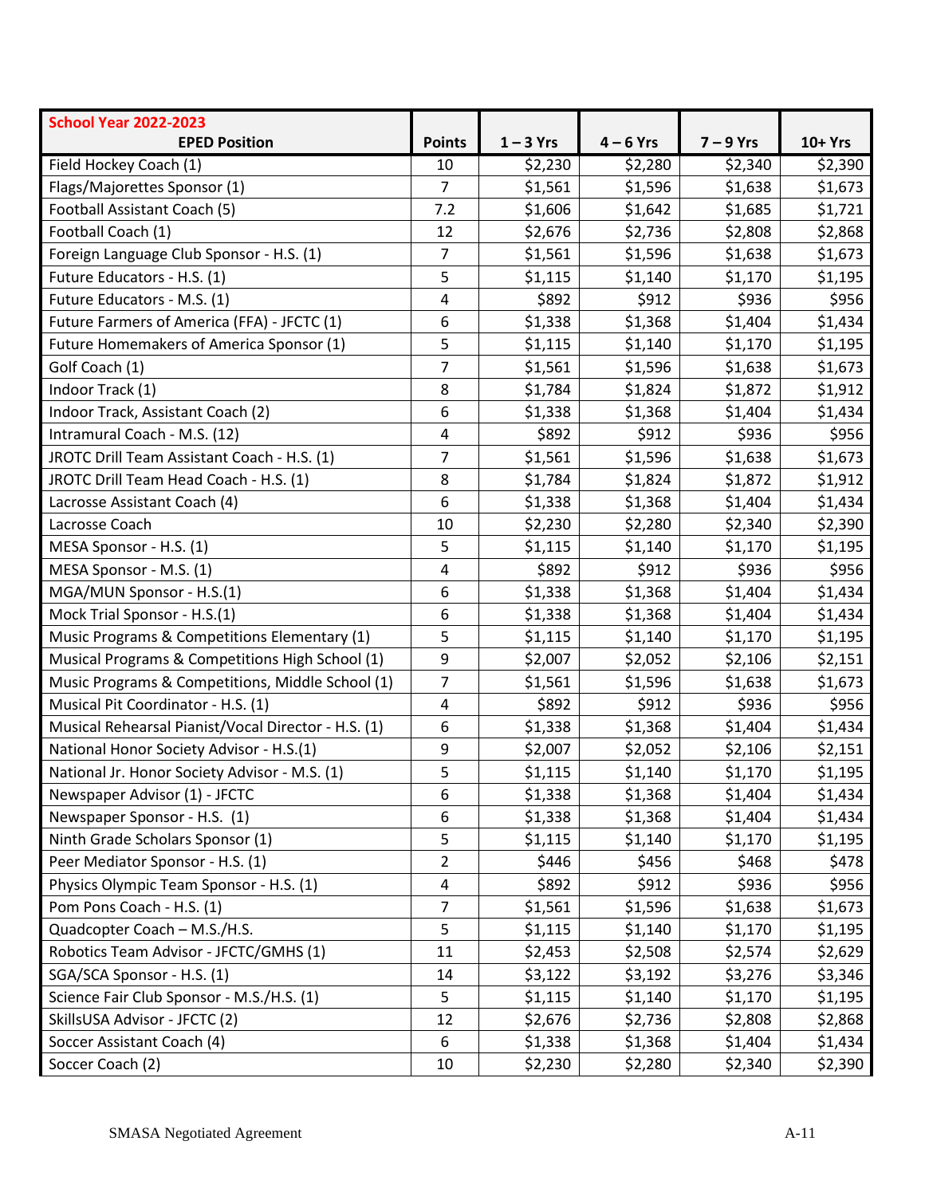| School Year 2022-2023<br>EPED Position | Points | 1 – 3 Yrs | 4 – 6 Yrs | 7 – 9 Yrs | 10+ Yrs |
|---|---|---|---|---|---|
| Field Hockey Coach (1) | 10 | $2,230 | $2,280 | $2,340 | $2,390 |
| Flags/Majorettes Sponsor (1) | 7 | $1,561 | $1,596 | $1,638 | $1,673 |
| Football Assistant Coach (5) | 7.2 | $1,606 | $1,642 | $1,685 | $1,721 |
| Football Coach (1) | 12 | $2,676 | $2,736 | $2,808 | $2,868 |
| Foreign Language Club Sponsor - H.S. (1) | 7 | $1,561 | $1,596 | $1,638 | $1,673 |
| Future Educators - H.S. (1) | 5 | $1,115 | $1,140 | $1,170 | $1,195 |
| Future Educators - M.S. (1) | 4 | $892 | $912 | $936 | $956 |
| Future Farmers of America (FFA) - JFCTC (1) | 6 | $1,338 | $1,368 | $1,404 | $1,434 |
| Future Homemakers of America Sponsor (1) | 5 | $1,115 | $1,140 | $1,170 | $1,195 |
| Golf Coach (1) | 7 | $1,561 | $1,596 | $1,638 | $1,673 |
| Indoor Track (1) | 8 | $1,784 | $1,824 | $1,872 | $1,912 |
| Indoor Track, Assistant Coach (2) | 6 | $1,338 | $1,368 | $1,404 | $1,434 |
| Intramural Coach - M.S. (12) | 4 | $892 | $912 | $936 | $956 |
| JROTC Drill Team Assistant Coach - H.S. (1) | 7 | $1,561 | $1,596 | $1,638 | $1,673 |
| JROTC Drill Team Head Coach - H.S. (1) | 8 | $1,784 | $1,824 | $1,872 | $1,912 |
| Lacrosse Assistant Coach (4) | 6 | $1,338 | $1,368 | $1,404 | $1,434 |
| Lacrosse Coach | 10 | $2,230 | $2,280 | $2,340 | $2,390 |
| MESA Sponsor - H.S. (1) | 5 | $1,115 | $1,140 | $1,170 | $1,195 |
| MESA Sponsor - M.S. (1) | 4 | $892 | $912 | $936 | $956 |
| MGA/MUN Sponsor - H.S.(1) | 6 | $1,338 | $1,368 | $1,404 | $1,434 |
| Mock Trial Sponsor - H.S.(1) | 6 | $1,338 | $1,368 | $1,404 | $1,434 |
| Music Programs & Competitions Elementary (1) | 5 | $1,115 | $1,140 | $1,170 | $1,195 |
| Musical Programs & Competitions High School (1) | 9 | $2,007 | $2,052 | $2,106 | $2,151 |
| Music Programs & Competitions, Middle School (1) | 7 | $1,561 | $1,596 | $1,638 | $1,673 |
| Musical Pit Coordinator - H.S. (1) | 4 | $892 | $912 | $936 | $956 |
| Musical Rehearsal Pianist/Vocal Director - H.S. (1) | 6 | $1,338 | $1,368 | $1,404 | $1,434 |
| National Honor Society Advisor - H.S.(1) | 9 | $2,007 | $2,052 | $2,106 | $2,151 |
| National Jr. Honor Society Advisor - M.S. (1) | 5 | $1,115 | $1,140 | $1,170 | $1,195 |
| Newspaper Advisor (1) - JFCTC | 6 | $1,338 | $1,368 | $1,404 | $1,434 |
| Newspaper Sponsor - H.S. (1) | 6 | $1,338 | $1,368 | $1,404 | $1,434 |
| Ninth Grade Scholars Sponsor (1) | 5 | $1,115 | $1,140 | $1,170 | $1,195 |
| Peer Mediator Sponsor - H.S. (1) | 2 | $446 | $456 | $468 | $478 |
| Physics Olympic Team Sponsor - H.S. (1) | 4 | $892 | $912 | $936 | $956 |
| Pom Pons Coach - H.S. (1) | 7 | $1,561 | $1,596 | $1,638 | $1,673 |
| Quadcopter Coach – M.S./H.S. | 5 | $1,115 | $1,140 | $1,170 | $1,195 |
| Robotics Team Advisor - JFCTC/GMHS (1) | 11 | $2,453 | $2,508 | $2,574 | $2,629 |
| SGA/SCA Sponsor - H.S. (1) | 14 | $3,122 | $3,192 | $3,276 | $3,346 |
| Science Fair Club Sponsor - M.S./H.S. (1) | 5 | $1,115 | $1,140 | $1,170 | $1,195 |
| SkillsUSA Advisor - JFCTC (2) | 12 | $2,676 | $2,736 | $2,808 | $2,868 |
| Soccer Assistant Coach (4) | 6 | $1,338 | $1,368 | $1,404 | $1,434 |
| Soccer Coach (2) | 10 | $2,230 | $2,280 | $2,340 | $2,390 |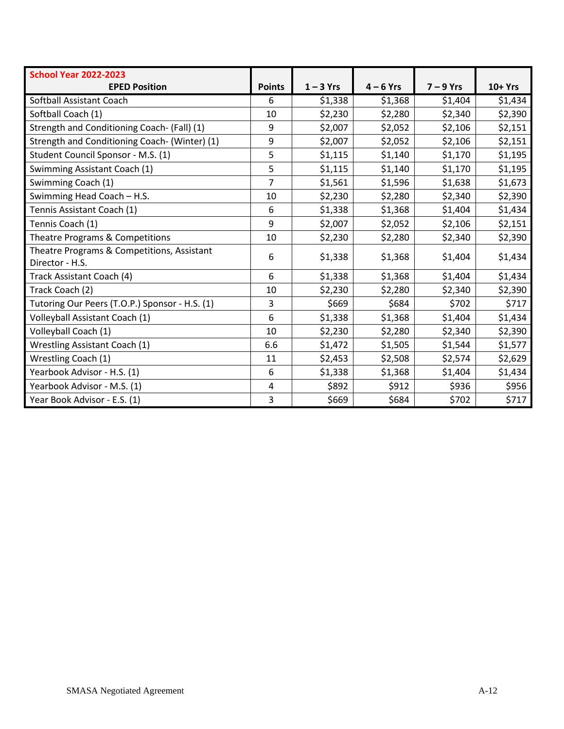| School Year 2022-2023 EPED Position | Points | 1 – 3 Yrs | 4 – 6 Yrs | 7 – 9 Yrs | 10+ Yrs |
|---|---|---|---|---|---|
| Softball Assistant Coach | 6 | $1,338 | $1,368 | $1,404 | $1,434 |
| Softball Coach (1) | 10 | $2,230 | $2,280 | $2,340 | $2,390 |
| Strength and Conditioning Coach- (Fall) (1) | 9 | $2,007 | $2,052 | $2,106 | $2,151 |
| Strength and Conditioning Coach- (Winter) (1) | 9 | $2,007 | $2,052 | $2,106 | $2,151 |
| Student Council Sponsor - M.S. (1) | 5 | $1,115 | $1,140 | $1,170 | $1,195 |
| Swimming Assistant Coach (1) | 5 | $1,115 | $1,140 | $1,170 | $1,195 |
| Swimming Coach (1) | 7 | $1,561 | $1,596 | $1,638 | $1,673 |
| Swimming Head Coach – H.S. | 10 | $2,230 | $2,280 | $2,340 | $2,390 |
| Tennis Assistant Coach (1) | 6 | $1,338 | $1,368 | $1,404 | $1,434 |
| Tennis Coach (1) | 9 | $2,007 | $2,052 | $2,106 | $2,151 |
| Theatre Programs & Competitions | 10 | $2,230 | $2,280 | $2,340 | $2,390 |
| Theatre Programs & Competitions, Assistant Director - H.S. | 6 | $1,338 | $1,368 | $1,404 | $1,434 |
| Track Assistant Coach (4) | 6 | $1,338 | $1,368 | $1,404 | $1,434 |
| Track Coach (2) | 10 | $2,230 | $2,280 | $2,340 | $2,390 |
| Tutoring Our Peers (T.O.P.) Sponsor - H.S. (1) | 3 | $669 | $684 | $702 | $717 |
| Volleyball Assistant Coach (1) | 6 | $1,338 | $1,368 | $1,404 | $1,434 |
| Volleyball Coach (1) | 10 | $2,230 | $2,280 | $2,340 | $2,390 |
| Wrestling Assistant Coach (1) | 6.6 | $1,472 | $1,505 | $1,544 | $1,577 |
| Wrestling Coach (1) | 11 | $2,453 | $2,508 | $2,574 | $2,629 |
| Yearbook Advisor - H.S. (1) | 6 | $1,338 | $1,368 | $1,404 | $1,434 |
| Yearbook Advisor - M.S. (1) | 4 | $892 | $912 | $936 | $956 |
| Year Book Advisor - E.S. (1) | 3 | $669 | $684 | $702 | $717 |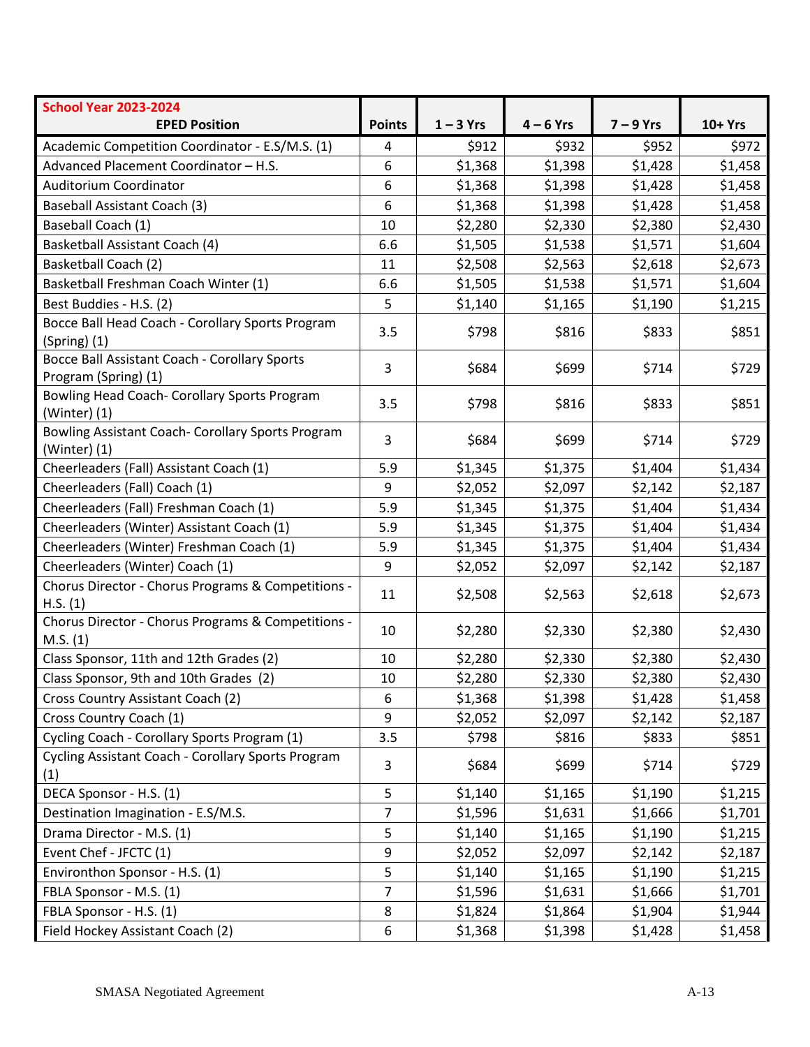| School Year 2023-2024 EPED Position | Points | 1 – 3 Yrs | 4 – 6 Yrs | 7 – 9 Yrs | 10+ Yrs |
|---|---|---|---|---|---|
| Academic Competition Coordinator - E.S/M.S. (1) | 4 | $912 | $932 | $952 | $972 |
| Advanced Placement Coordinator – H.S. | 6 | $1,368 | $1,398 | $1,428 | $1,458 |
| Auditorium Coordinator | 6 | $1,368 | $1,398 | $1,428 | $1,458 |
| Baseball Assistant Coach (3) | 6 | $1,368 | $1,398 | $1,428 | $1,458 |
| Baseball Coach (1) | 10 | $2,280 | $2,330 | $2,380 | $2,430 |
| Basketball Assistant Coach (4) | 6.6 | $1,505 | $1,538 | $1,571 | $1,604 |
| Basketball Coach (2) | 11 | $2,508 | $2,563 | $2,618 | $2,673 |
| Basketball Freshman Coach Winter (1) | 6.6 | $1,505 | $1,538 | $1,571 | $1,604 |
| Best Buddies - H.S. (2) | 5 | $1,140 | $1,165 | $1,190 | $1,215 |
| Bocce Ball Head Coach - Corollary Sports Program (Spring) (1) | 3.5 | $798 | $816 | $833 | $851 |
| Bocce Ball Assistant Coach - Corollary Sports Program (Spring) (1) | 3 | $684 | $699 | $714 | $729 |
| Bowling Head Coach- Corollary Sports Program (Winter) (1) | 3.5 | $798 | $816 | $833 | $851 |
| Bowling Assistant Coach- Corollary Sports Program (Winter) (1) | 3 | $684 | $699 | $714 | $729 |
| Cheerleaders (Fall) Assistant Coach (1) | 5.9 | $1,345 | $1,375 | $1,404 | $1,434 |
| Cheerleaders (Fall) Coach (1) | 9 | $2,052 | $2,097 | $2,142 | $2,187 |
| Cheerleaders (Fall) Freshman Coach (1) | 5.9 | $1,345 | $1,375 | $1,404 | $1,434 |
| Cheerleaders (Winter) Assistant Coach (1) | 5.9 | $1,345 | $1,375 | $1,404 | $1,434 |
| Cheerleaders (Winter) Freshman Coach (1) | 5.9 | $1,345 | $1,375 | $1,404 | $1,434 |
| Cheerleaders (Winter) Coach (1) | 9 | $2,052 | $2,097 | $2,142 | $2,187 |
| Chorus Director - Chorus Programs & Competitions - H.S. (1) | 11 | $2,508 | $2,563 | $2,618 | $2,673 |
| Chorus Director - Chorus Programs & Competitions - M.S. (1) | 10 | $2,280 | $2,330 | $2,380 | $2,430 |
| Class Sponsor, 11th and 12th Grades (2) | 10 | $2,280 | $2,330 | $2,380 | $2,430 |
| Class Sponsor, 9th and 10th Grades (2) | 10 | $2,280 | $2,330 | $2,380 | $2,430 |
| Cross Country Assistant Coach (2) | 6 | $1,368 | $1,398 | $1,428 | $1,458 |
| Cross Country Coach (1) | 9 | $2,052 | $2,097 | $2,142 | $2,187 |
| Cycling Coach - Corollary Sports Program (1) | 3.5 | $798 | $816 | $833 | $851 |
| Cycling Assistant Coach - Corollary Sports Program (1) | 3 | $684 | $699 | $714 | $729 |
| DECA Sponsor - H.S. (1) | 5 | $1,140 | $1,165 | $1,190 | $1,215 |
| Destination Imagination - E.S/M.S. | 7 | $1,596 | $1,631 | $1,666 | $1,701 |
| Drama Director - M.S. (1) | 5 | $1,140 | $1,165 | $1,190 | $1,215 |
| Event Chef - JFCTC (1) | 9 | $2,052 | $2,097 | $2,142 | $2,187 |
| Environthon Sponsor - H.S. (1) | 5 | $1,140 | $1,165 | $1,190 | $1,215 |
| FBLA Sponsor - M.S. (1) | 7 | $1,596 | $1,631 | $1,666 | $1,701 |
| FBLA Sponsor - H.S. (1) | 8 | $1,824 | $1,864 | $1,904 | $1,944 |
| Field Hockey Assistant Coach (2) | 6 | $1,368 | $1,398 | $1,428 | $1,458 |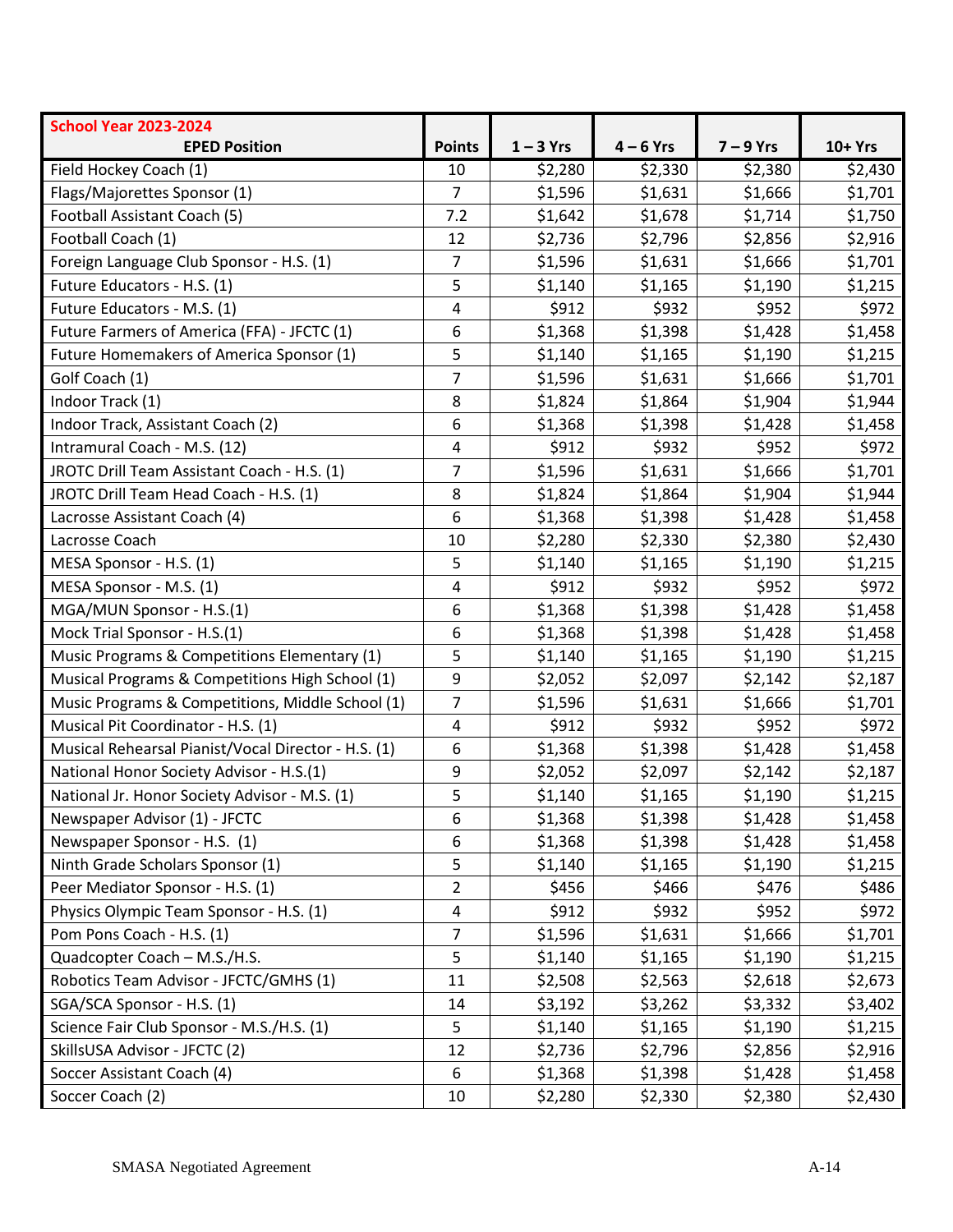| School Year 2023-2024<br>EPED Position | Points | 1 – 3 Yrs | 4 – 6 Yrs | 7 – 9 Yrs | 10+ Yrs |
|---|---|---|---|---|---|
| Field Hockey Coach (1) | 10 | $2,280 | $2,330 | $2,380 | $2,430 |
| Flags/Majorettes Sponsor (1) | 7 | $1,596 | $1,631 | $1,666 | $1,701 |
| Football Assistant Coach (5) | 7.2 | $1,642 | $1,678 | $1,714 | $1,750 |
| Football Coach (1) | 12 | $2,736 | $2,796 | $2,856 | $2,916 |
| Foreign Language Club Sponsor - H.S. (1) | 7 | $1,596 | $1,631 | $1,666 | $1,701 |
| Future Educators - H.S. (1) | 5 | $1,140 | $1,165 | $1,190 | $1,215 |
| Future Educators - M.S. (1) | 4 | $912 | $932 | $952 | $972 |
| Future Farmers of America (FFA) - JFCTC (1) | 6 | $1,368 | $1,398 | $1,428 | $1,458 |
| Future Homemakers of America Sponsor (1) | 5 | $1,140 | $1,165 | $1,190 | $1,215 |
| Golf Coach (1) | 7 | $1,596 | $1,631 | $1,666 | $1,701 |
| Indoor Track (1) | 8 | $1,824 | $1,864 | $1,904 | $1,944 |
| Indoor Track, Assistant Coach (2) | 6 | $1,368 | $1,398 | $1,428 | $1,458 |
| Intramural Coach - M.S. (12) | 4 | $912 | $932 | $952 | $972 |
| JROTC Drill Team Assistant Coach - H.S. (1) | 7 | $1,596 | $1,631 | $1,666 | $1,701 |
| JROTC Drill Team Head Coach - H.S. (1) | 8 | $1,824 | $1,864 | $1,904 | $1,944 |
| Lacrosse Assistant Coach (4) | 6 | $1,368 | $1,398 | $1,428 | $1,458 |
| Lacrosse Coach | 10 | $2,280 | $2,330 | $2,380 | $2,430 |
| MESA Sponsor - H.S. (1) | 5 | $1,140 | $1,165 | $1,190 | $1,215 |
| MESA Sponsor - M.S. (1) | 4 | $912 | $932 | $952 | $972 |
| MGA/MUN Sponsor - H.S.(1) | 6 | $1,368 | $1,398 | $1,428 | $1,458 |
| Mock Trial Sponsor - H.S.(1) | 6 | $1,368 | $1,398 | $1,428 | $1,458 |
| Music Programs & Competitions Elementary (1) | 5 | $1,140 | $1,165 | $1,190 | $1,215 |
| Musical Programs & Competitions High School (1) | 9 | $2,052 | $2,097 | $2,142 | $2,187 |
| Music Programs & Competitions, Middle School (1) | 7 | $1,596 | $1,631 | $1,666 | $1,701 |
| Musical Pit Coordinator - H.S. (1) | 4 | $912 | $932 | $952 | $972 |
| Musical Rehearsal Pianist/Vocal Director - H.S. (1) | 6 | $1,368 | $1,398 | $1,428 | $1,458 |
| National Honor Society Advisor - H.S.(1) | 9 | $2,052 | $2,097 | $2,142 | $2,187 |
| National Jr. Honor Society Advisor - M.S. (1) | 5 | $1,140 | $1,165 | $1,190 | $1,215 |
| Newspaper Advisor (1) - JFCTC | 6 | $1,368 | $1,398 | $1,428 | $1,458 |
| Newspaper Sponsor - H.S. (1) | 6 | $1,368 | $1,398 | $1,428 | $1,458 |
| Ninth Grade Scholars Sponsor (1) | 5 | $1,140 | $1,165 | $1,190 | $1,215 |
| Peer Mediator Sponsor - H.S. (1) | 2 | $456 | $466 | $476 | $486 |
| Physics Olympic Team Sponsor - H.S. (1) | 4 | $912 | $932 | $952 | $972 |
| Pom Pons Coach - H.S. (1) | 7 | $1,596 | $1,631 | $1,666 | $1,701 |
| Quadcopter Coach – M.S./H.S. | 5 | $1,140 | $1,165 | $1,190 | $1,215 |
| Robotics Team Advisor - JFCTC/GMHS (1) | 11 | $2,508 | $2,563 | $2,618 | $2,673 |
| SGA/SCA Sponsor - H.S. (1) | 14 | $3,192 | $3,262 | $3,332 | $3,402 |
| Science Fair Club Sponsor - M.S./H.S. (1) | 5 | $1,140 | $1,165 | $1,190 | $1,215 |
| SkillsUSA Advisor - JFCTC (2) | 12 | $2,736 | $2,796 | $2,856 | $2,916 |
| Soccer Assistant Coach (4) | 6 | $1,368 | $1,398 | $1,428 | $1,458 |
| Soccer Coach (2) | 10 | $2,280 | $2,330 | $2,380 | $2,430 |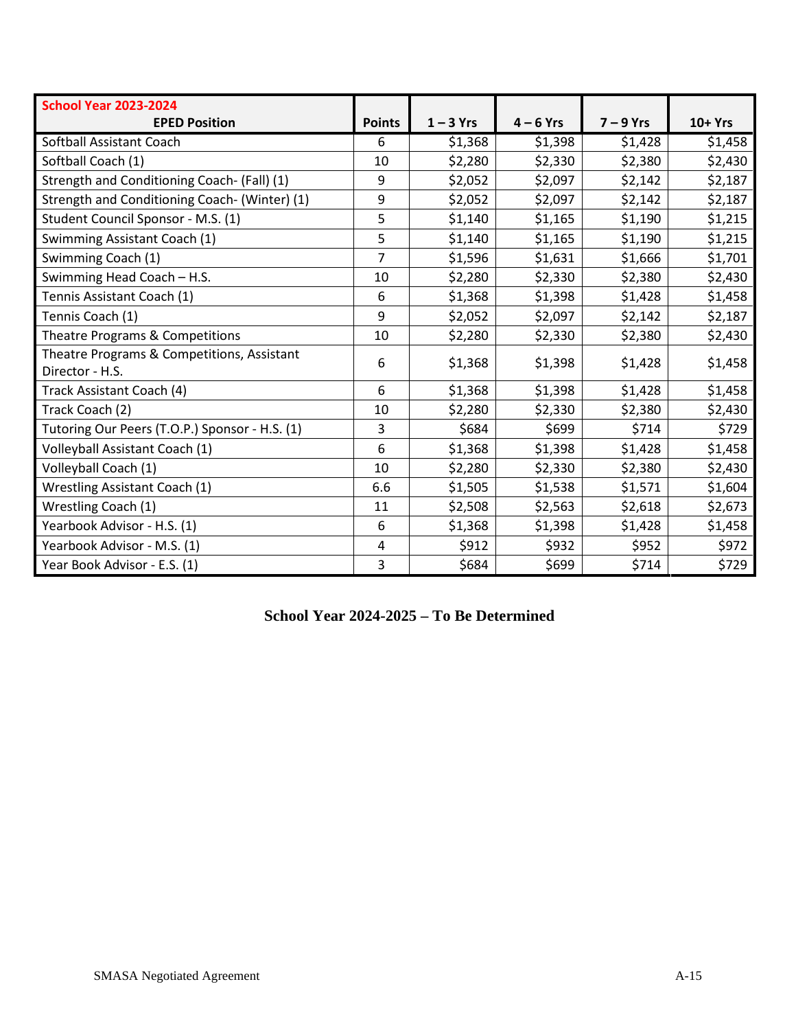| School Year 2023-2024 EPED Position | Points | 1 – 3 Yrs | 4 – 6 Yrs | 7 – 9 Yrs | 10+ Yrs |
|---|---|---|---|---|---|
| Softball Assistant Coach | 6 | $1,368 | $1,398 | $1,428 | $1,458 |
| Softball Coach (1) | 10 | $2,280 | $2,330 | $2,380 | $2,430 |
| Strength and Conditioning Coach- (Fall) (1) | 9 | $2,052 | $2,097 | $2,142 | $2,187 |
| Strength and Conditioning Coach- (Winter) (1) | 9 | $2,052 | $2,097 | $2,142 | $2,187 |
| Student Council Sponsor - M.S. (1) | 5 | $1,140 | $1,165 | $1,190 | $1,215 |
| Swimming Assistant Coach (1) | 5 | $1,140 | $1,165 | $1,190 | $1,215 |
| Swimming Coach (1) | 7 | $1,596 | $1,631 | $1,666 | $1,701 |
| Swimming Head Coach – H.S. | 10 | $2,280 | $2,330 | $2,380 | $2,430 |
| Tennis Assistant Coach (1) | 6 | $1,368 | $1,398 | $1,428 | $1,458 |
| Tennis Coach (1) | 9 | $2,052 | $2,097 | $2,142 | $2,187 |
| Theatre Programs & Competitions | 10 | $2,280 | $2,330 | $2,380 | $2,430 |
| Theatre Programs & Competitions, Assistant Director - H.S. | 6 | $1,368 | $1,398 | $1,428 | $1,458 |
| Track Assistant Coach (4) | 6 | $1,368 | $1,398 | $1,428 | $1,458 |
| Track Coach (2) | 10 | $2,280 | $2,330 | $2,380 | $2,430 |
| Tutoring Our Peers (T.O.P.) Sponsor - H.S. (1) | 3 | $684 | $699 | $714 | $729 |
| Volleyball Assistant Coach (1) | 6 | $1,368 | $1,398 | $1,428 | $1,458 |
| Volleyball Coach (1) | 10 | $2,280 | $2,330 | $2,380 | $2,430 |
| Wrestling Assistant Coach (1) | 6.6 | $1,505 | $1,538 | $1,571 | $1,604 |
| Wrestling Coach (1) | 11 | $2,508 | $2,563 | $2,618 | $2,673 |
| Yearbook Advisor - H.S. (1) | 6 | $1,368 | $1,398 | $1,428 | $1,458 |
| Yearbook Advisor - M.S. (1) | 4 | $912 | $932 | $952 | $972 |
| Year Book Advisor - E.S. (1) | 3 | $684 | $699 | $714 | $729 |

**School Year 2024-2025 – To Be Determined**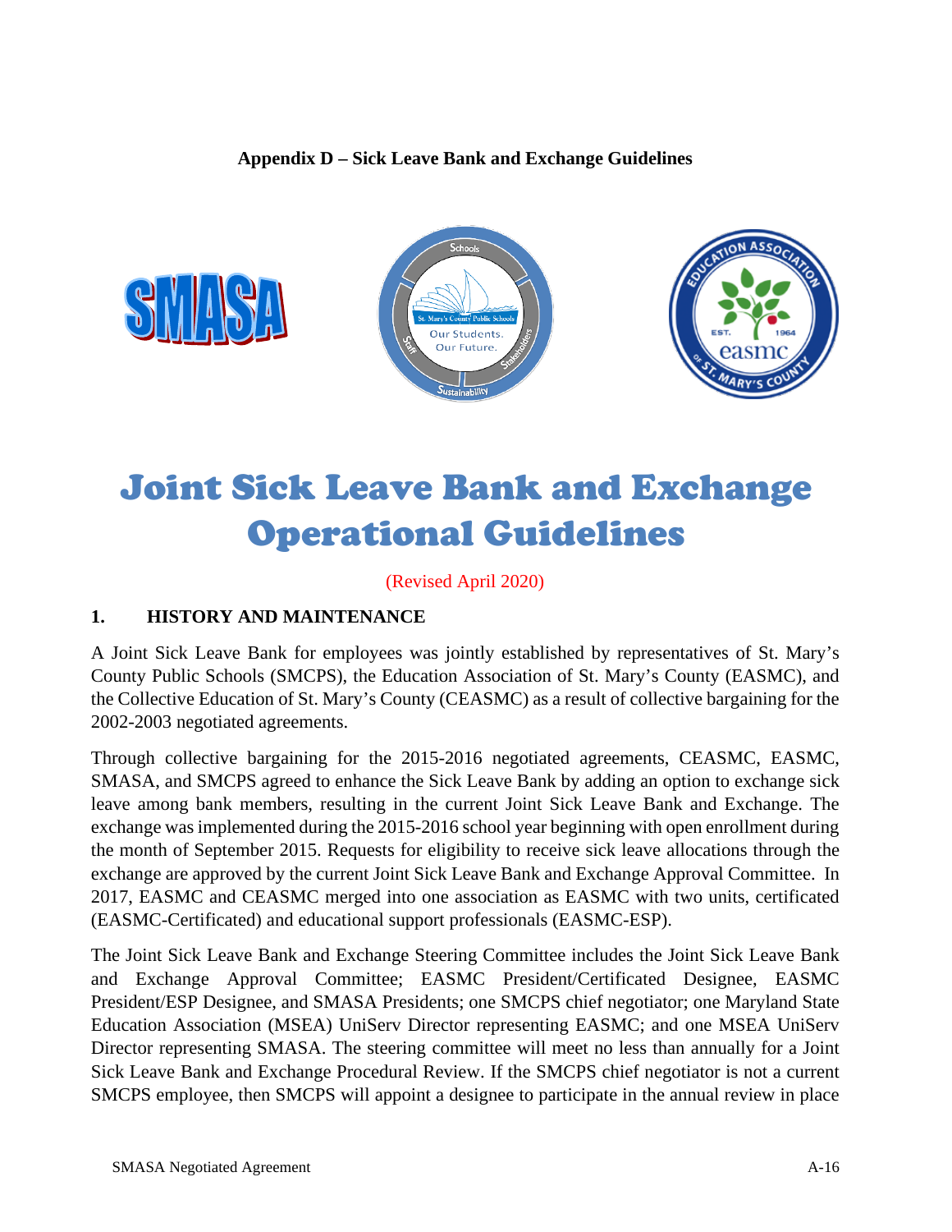**Appendix D – Sick Leave Bank and Exchange Guidelines**

# Joint Sick Leave Bank and Exchange Operational Guidelines

(Revised April 2020)

## 1. HISTORY AND MAINTENANCE

A Joint Sick Leave Bank for employees was jointly established by representatives of St. Mary's County Public Schools (SMCPS), the Education Association of St. Mary's County (EASMC), and the Collective Education of St. Mary's County (CEASMC) as a result of collective bargaining for the 2002-2003 negotiated agreements.

Through collective bargaining for the 2015-2016 negotiated agreements, CEASMC, EASMC, SMASA, and SMCPS agreed to enhance the Sick Leave Bank by adding an option to exchange sick leave among bank members, resulting in the current Joint Sick Leave Bank and Exchange. The exchange was implemented during the 2015-2016 school year beginning with open enrollment during the month of September 2015. Requests for eligibility to receive sick leave allocations through the exchange are approved by the current Joint Sick Leave Bank and Exchange Approval Committee. In 2017, EASMC and CEASMC merged into one association as EASMC with two units, certificated (EASMC-Certificated) and educational support professionals (EASMC-ESP).

The Joint Sick Leave Bank and Exchange Steering Committee includes the Joint Sick Leave Bank and Exchange Approval Committee; EASMC President/Certificated Designee, EASMC President/ESP Designee, and SMASA Presidents; one SMCPS chief negotiator; one Maryland State Education Association (MSEA) UniServ Director representing EASMC; and one MSEA UniServ Director representing SMASA. The steering committee will meet no less than annually for a Joint Sick Leave Bank and Exchange Procedural Review. If the SMCPS chief negotiator is not a current SMCPS employee, then SMCPS will appoint a designee to participate in the annual review in place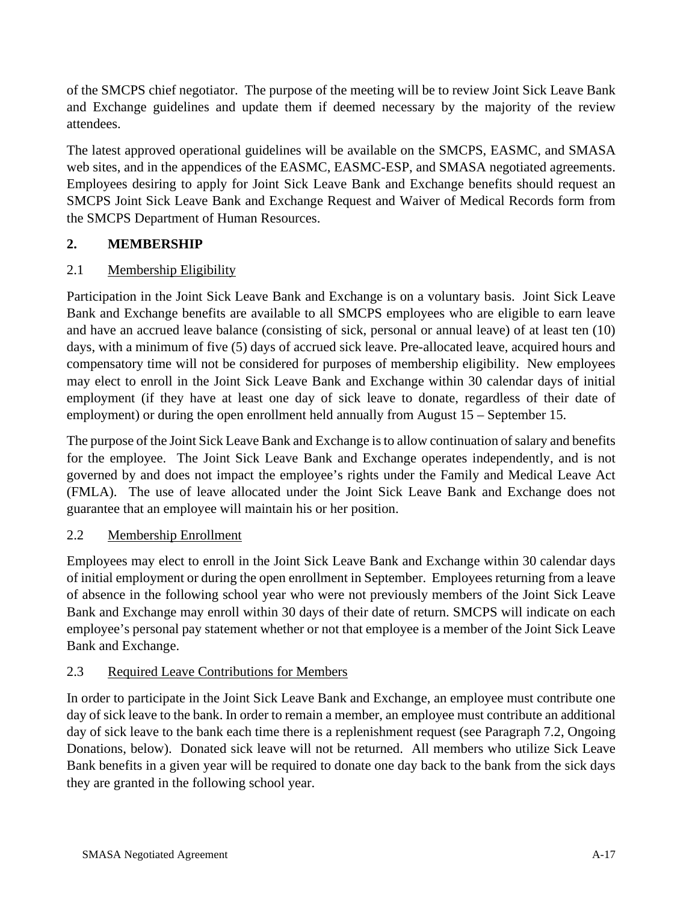of the SMCPS chief negotiator. The purpose of the meeting will be to review Joint Sick Leave Bank and Exchange guidelines and update them if deemed necessary by the majority of the review attendees.

The latest approved operational guidelines will be available on the SMCPS, EASMC, and SMASA web sites, and in the appendices of the EASMC, EASMC-ESP, and SMASA negotiated agreements. Employees desiring to apply for Joint Sick Leave Bank and Exchange benefits should request an SMCPS Joint Sick Leave Bank and Exchange Request and Waiver of Medical Records form from the SMCPS Department of Human Resources.

## 2. MEMBERSHIP

### 2.1 Membership Eligibility

Participation in the Joint Sick Leave Bank and Exchange is on a voluntary basis. Joint Sick Leave Bank and Exchange benefits are available to all SMCPS employees who are eligible to earn leave and have an accrued leave balance (consisting of sick, personal or annual leave) of at least ten (10) days, with a minimum of five (5) days of accrued sick leave. Pre-allocated leave, acquired hours and compensatory time will not be considered for purposes of membership eligibility. New employees may elect to enroll in the Joint Sick Leave Bank and Exchange within 30 calendar days of initial employment (if they have at least one day of sick leave to donate, regardless of their date of employment) or during the open enrollment held annually from August 15 – September 15.

The purpose of the Joint Sick Leave Bank and Exchange is to allow continuation of salary and benefits for the employee. The Joint Sick Leave Bank and Exchange operates independently, and is not governed by and does not impact the employee's rights under the Family and Medical Leave Act (FMLA). The use of leave allocated under the Joint Sick Leave Bank and Exchange does not guarantee that an employee will maintain his or her position.

### 2.2 Membership Enrollment

Employees may elect to enroll in the Joint Sick Leave Bank and Exchange within 30 calendar days of initial employment or during the open enrollment in September. Employees returning from a leave of absence in the following school year who were not previously members of the Joint Sick Leave Bank and Exchange may enroll within 30 days of their date of return. SMCPS will indicate on each employee's personal pay statement whether or not that employee is a member of the Joint Sick Leave Bank and Exchange.

### 2.3 Required Leave Contributions for Members

In order to participate in the Joint Sick Leave Bank and Exchange, an employee must contribute one day of sick leave to the bank. In order to remain a member, an employee must contribute an additional day of sick leave to the bank each time there is a replenishment request (see Paragraph 7.2, Ongoing Donations, below). Donated sick leave will not be returned. All members who utilize Sick Leave Bank benefits in a given year will be required to donate one day back to the bank from the sick days they are granted in the following school year.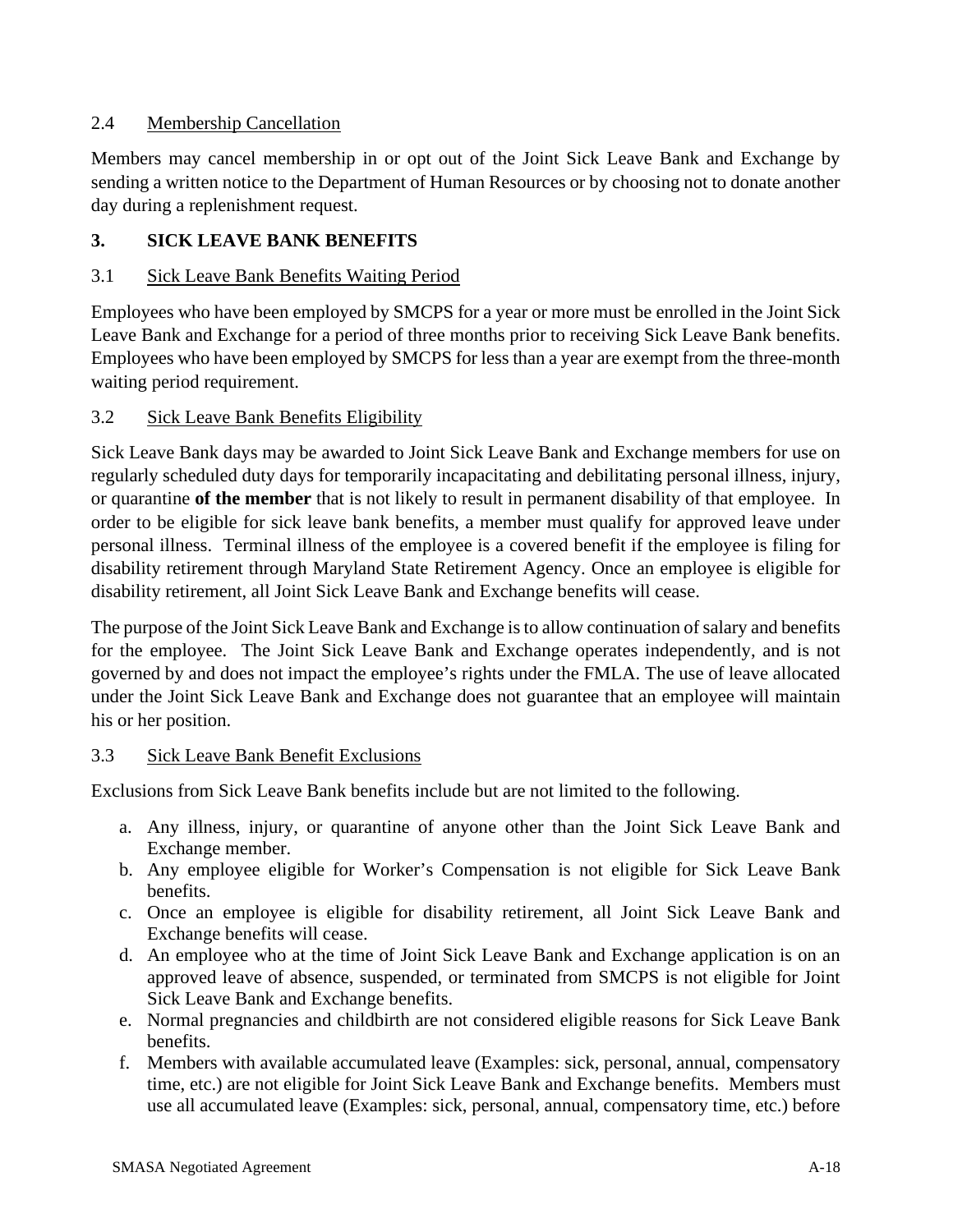2.4 Membership Cancellation

Members may cancel membership in or opt out of the Joint Sick Leave Bank and Exchange by sending a written notice to the Department of Human Resources or by choosing not to donate another day during a replenishment request.

## 3. SICK LEAVE BANK BENEFITS

3.1 Sick Leave Bank Benefits Waiting Period

Employees who have been employed by SMCPS for a year or more must be enrolled in the Joint Sick Leave Bank and Exchange for a period of three months prior to receiving Sick Leave Bank benefits. Employees who have been employed by SMCPS for less than a year are exempt from the three-month waiting period requirement.

3.2 Sick Leave Bank Benefits Eligibility

Sick Leave Bank days may be awarded to Joint Sick Leave Bank and Exchange members for use on regularly scheduled duty days for temporarily incapacitating and debilitating personal illness, injury, or quarantine **of the member** that is not likely to result in permanent disability of that employee. In order to be eligible for sick leave bank benefits, a member must qualify for approved leave under personal illness. Terminal illness of the employee is a covered benefit if the employee is filing for disability retirement through Maryland State Retirement Agency. Once an employee is eligible for disability retirement, all Joint Sick Leave Bank and Exchange benefits will cease.

The purpose of the Joint Sick Leave Bank and Exchange is to allow continuation of salary and benefits for the employee. The Joint Sick Leave Bank and Exchange operates independently, and is not governed by and does not impact the employee's rights under the FMLA. The use of leave allocated under the Joint Sick Leave Bank and Exchange does not guarantee that an employee will maintain his or her position.

3.3 Sick Leave Bank Benefit Exclusions

Exclusions from Sick Leave Bank benefits include but are not limited to the following.

a. Any illness, injury, or quarantine of anyone other than the Joint Sick Leave Bank and Exchange member.
b. Any employee eligible for Worker's Compensation is not eligible for Sick Leave Bank benefits.
c. Once an employee is eligible for disability retirement, all Joint Sick Leave Bank and Exchange benefits will cease.
d. An employee who at the time of Joint Sick Leave Bank and Exchange application is on an approved leave of absence, suspended, or terminated from SMCPS is not eligible for Joint Sick Leave Bank and Exchange benefits.
e. Normal pregnancies and childbirth are not considered eligible reasons for Sick Leave Bank benefits.
f. Members with available accumulated leave (Examples: sick, personal, annual, compensatory time, etc.) are not eligible for Joint Sick Leave Bank and Exchange benefits. Members must use all accumulated leave (Examples: sick, personal, annual, compensatory time, etc.) before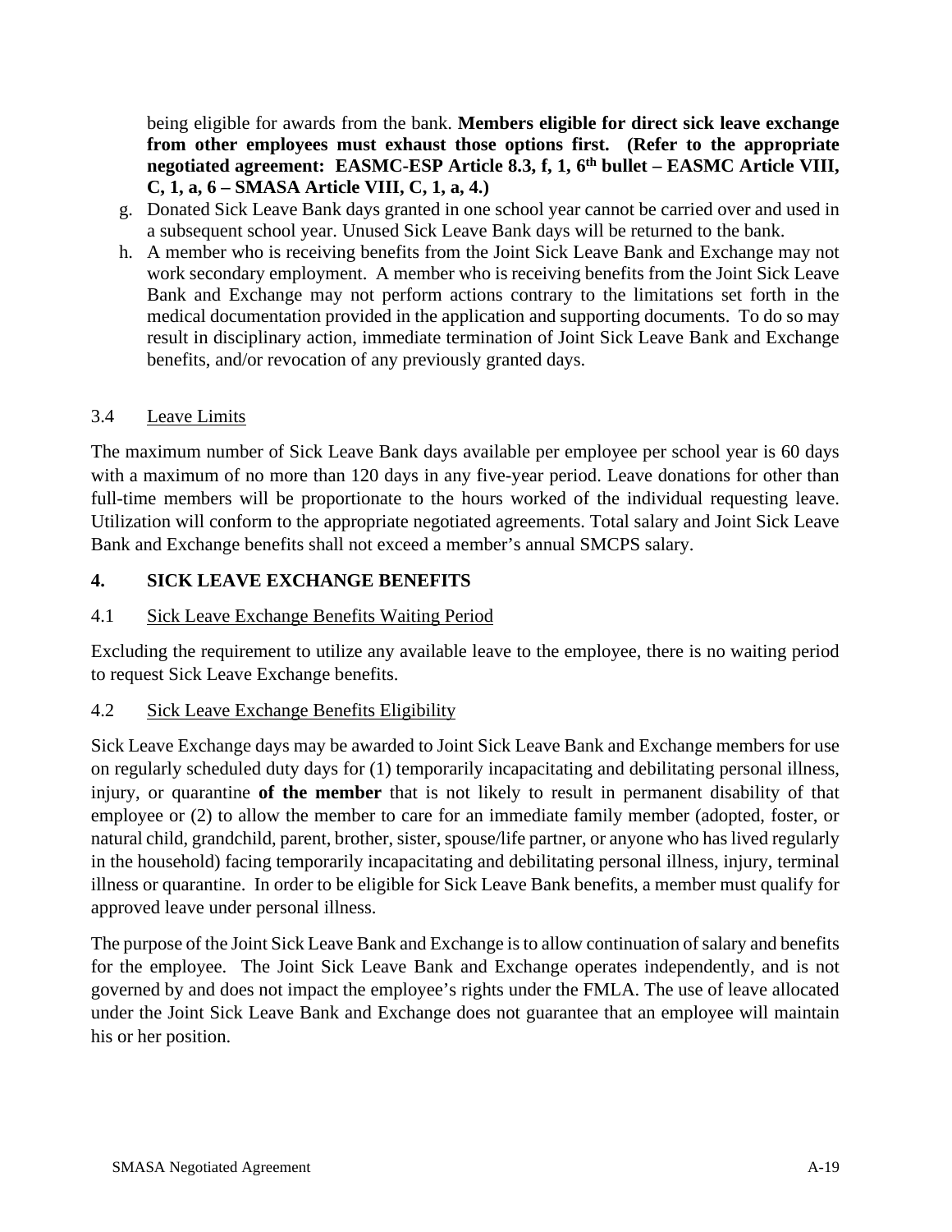being eligible for awards from the bank. **Members eligible for direct sick leave exchange from other employees must exhaust those options first. (Refer to the appropriate negotiated agreement: EASMC-ESP Article 8.3, f, 1, 6th bullet – EASMC Article VIII, C, 1, a, 6 – SMASA Article VIII, C, 1, a, 4.)**

g. Donated Sick Leave Bank days granted in one school year cannot be carried over and used in a subsequent school year. Unused Sick Leave Bank days will be returned to the bank.
h. A member who is receiving benefits from the Joint Sick Leave Bank and Exchange may not work secondary employment. A member who is receiving benefits from the Joint Sick Leave Bank and Exchange may not perform actions contrary to the limitations set forth in the medical documentation provided in the application and supporting documents. To do so may result in disciplinary action, immediate termination of Joint Sick Leave Bank and Exchange benefits, and/or revocation of any previously granted days.

### 3.4 Leave Limits

The maximum number of Sick Leave Bank days available per employee per school year is 60 days with a maximum of no more than 120 days in any five-year period. Leave donations for other than full-time members will be proportionate to the hours worked of the individual requesting leave. Utilization will conform to the appropriate negotiated agreements. Total salary and Joint Sick Leave Bank and Exchange benefits shall not exceed a member's annual SMCPS salary.

## 4. SICK LEAVE EXCHANGE BENEFITS

### 4.1 Sick Leave Exchange Benefits Waiting Period

Excluding the requirement to utilize any available leave to the employee, there is no waiting period to request Sick Leave Exchange benefits.

### 4.2 Sick Leave Exchange Benefits Eligibility

Sick Leave Exchange days may be awarded to Joint Sick Leave Bank and Exchange members for use on regularly scheduled duty days for (1) temporarily incapacitating and debilitating personal illness, injury, or quarantine **of the member** that is not likely to result in permanent disability of that employee or (2) to allow the member to care for an immediate family member (adopted, foster, or natural child, grandchild, parent, brother, sister, spouse/life partner, or anyone who has lived regularly in the household) facing temporarily incapacitating and debilitating personal illness, injury, terminal illness or quarantine. In order to be eligible for Sick Leave Bank benefits, a member must qualify for approved leave under personal illness.

The purpose of the Joint Sick Leave Bank and Exchange is to allow continuation of salary and benefits for the employee. The Joint Sick Leave Bank and Exchange operates independently, and is not governed by and does not impact the employee's rights under the FMLA. The use of leave allocated under the Joint Sick Leave Bank and Exchange does not guarantee that an employee will maintain his or her position.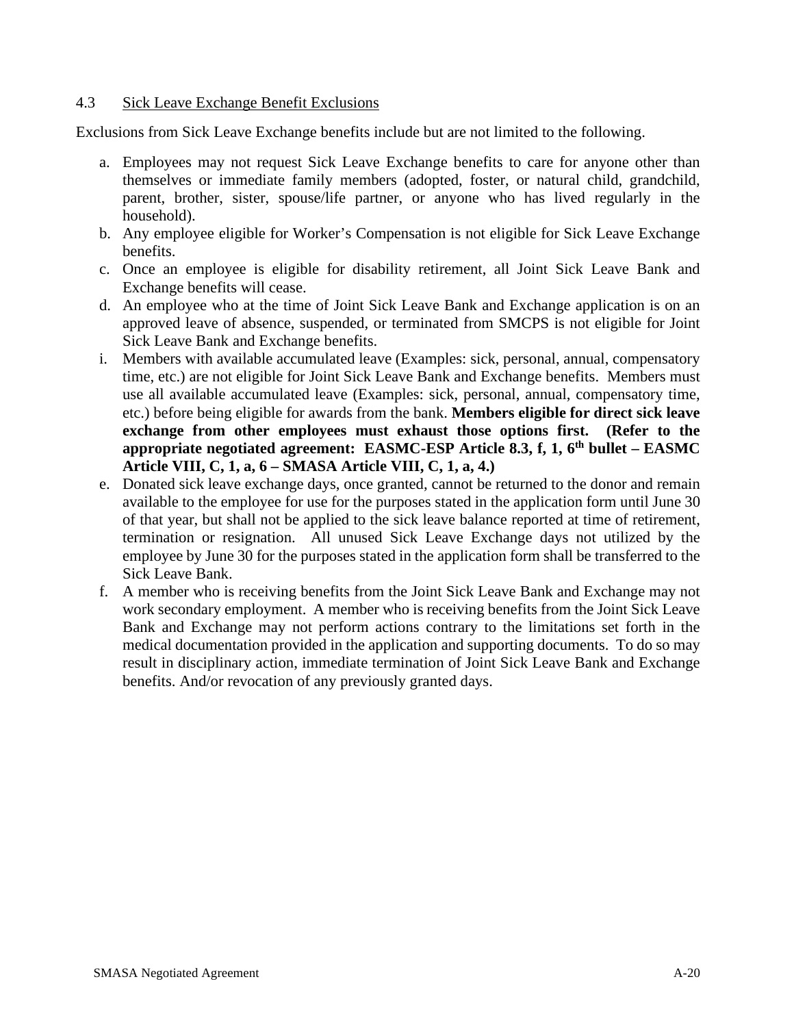4.3 <u>Sick Leave Exchange Benefit Exclusions</u>

Exclusions from Sick Leave Exchange benefits include but are not limited to the following.

a. Employees may not request Sick Leave Exchange benefits to care for anyone other than themselves or immediate family members (adopted, foster, or natural child, grandchild, parent, brother, sister, spouse/life partner, or anyone who has lived regularly in the household).
b. Any employee eligible for Worker's Compensation is not eligible for Sick Leave Exchange benefits.
c. Once an employee is eligible for disability retirement, all Joint Sick Leave Bank and Exchange benefits will cease.
d. An employee who at the time of Joint Sick Leave Bank and Exchange application is on an approved leave of absence, suspended, or terminated from SMCPS is not eligible for Joint Sick Leave Bank and Exchange benefits.
i. Members with available accumulated leave (Examples: sick, personal, annual, compensatory time, etc.) are not eligible for Joint Sick Leave Bank and Exchange benefits. Members must use all available accumulated leave (Examples: sick, personal, annual, compensatory time, etc.) before being eligible for awards from the bank. **Members eligible for direct sick leave exchange from other employees must exhaust those options first. (Refer to the appropriate negotiated agreement: EASMC-ESP Article 8.3, f, 1, 6th bullet – EASMC Article VIII, C, 1, a, 6 – SMASA Article VIII, C, 1, a, 4.)**
e. Donated sick leave exchange days, once granted, cannot be returned to the donor and remain available to the employee for use for the purposes stated in the application form until June 30 of that year, but shall not be applied to the sick leave balance reported at time of retirement, termination or resignation. All unused Sick Leave Exchange days not utilized by the employee by June 30 for the purposes stated in the application form shall be transferred to the Sick Leave Bank.
f. A member who is receiving benefits from the Joint Sick Leave Bank and Exchange may not work secondary employment. A member who is receiving benefits from the Joint Sick Leave Bank and Exchange may not perform actions contrary to the limitations set forth in the medical documentation provided in the application and supporting documents. To do so may result in disciplinary action, immediate termination of Joint Sick Leave Bank and Exchange benefits. And/or revocation of any previously granted days.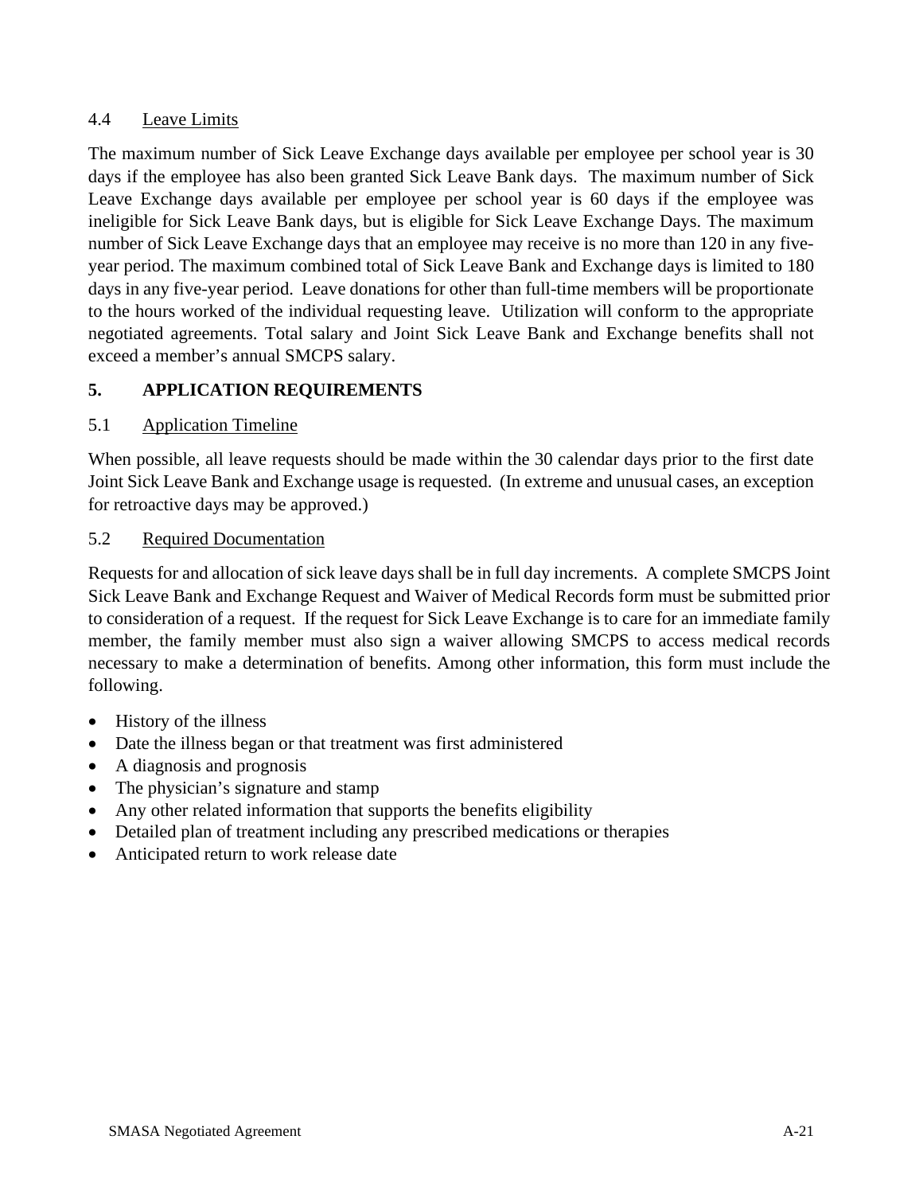### 4.4 Leave Limits

The maximum number of Sick Leave Exchange days available per employee per school year is 30 days if the employee has also been granted Sick Leave Bank days. The maximum number of Sick Leave Exchange days available per employee per school year is 60 days if the employee was ineligible for Sick Leave Bank days, but is eligible for Sick Leave Exchange Days. The maximum number of Sick Leave Exchange days that an employee may receive is no more than 120 in any five-year period. The maximum combined total of Sick Leave Bank and Exchange days is limited to 180 days in any five-year period. Leave donations for other than full-time members will be proportionate to the hours worked of the individual requesting leave. Utilization will conform to the appropriate negotiated agreements. Total salary and Joint Sick Leave Bank and Exchange benefits shall not exceed a member's annual SMCPS salary.

## 5. APPLICATION REQUIREMENTS

### 5.1 Application Timeline

When possible, all leave requests should be made within the 30 calendar days prior to the first date Joint Sick Leave Bank and Exchange usage is requested. (In extreme and unusual cases, an exception for retroactive days may be approved.)

### 5.2 Required Documentation

Requests for and allocation of sick leave days shall be in full day increments. A complete SMCPS Joint Sick Leave Bank and Exchange Request and Waiver of Medical Records form must be submitted prior to consideration of a request. If the request for Sick Leave Exchange is to care for an immediate family member, the family member must also sign a waiver allowing SMCPS to access medical records necessary to make a determination of benefits. Among other information, this form must include the following.

- History of the illness
- Date the illness began or that treatment was first administered
- A diagnosis and prognosis
- The physician's signature and stamp
- Any other related information that supports the benefits eligibility
- Detailed plan of treatment including any prescribed medications or therapies
- Anticipated return to work release date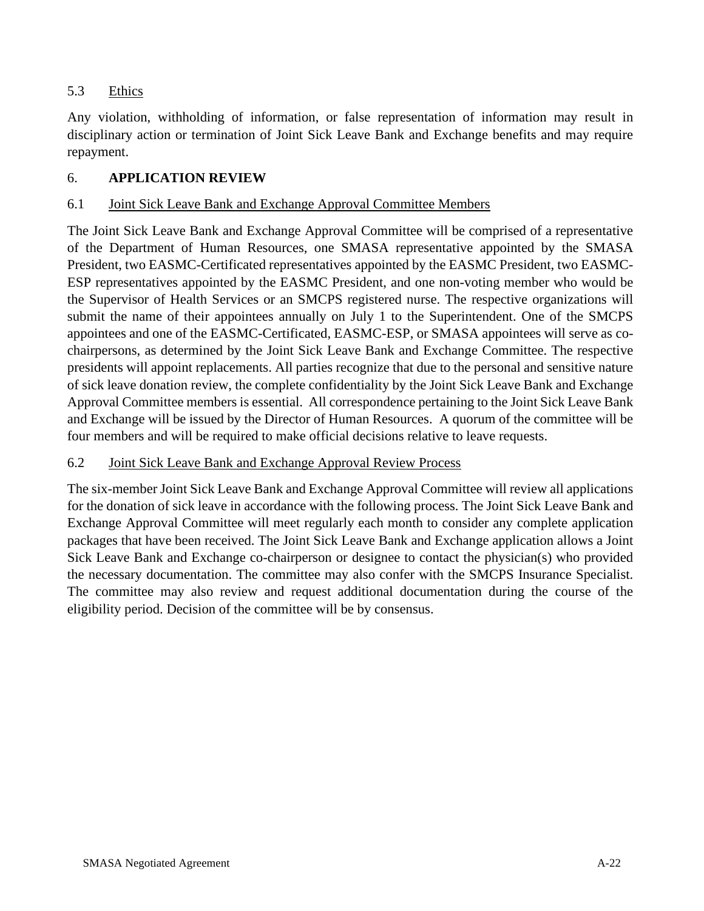### 5.3 Ethics

Any violation, withholding of information, or false representation of information may result in disciplinary action or termination of Joint Sick Leave Bank and Exchange benefits and may require repayment.

## 6. APPLICATION REVIEW

### 6.1 Joint Sick Leave Bank and Exchange Approval Committee Members

The Joint Sick Leave Bank and Exchange Approval Committee will be comprised of a representative of the Department of Human Resources, one SMASA representative appointed by the SMASA President, two EASMC-Certificated representatives appointed by the EASMC President, two EASMC-ESP representatives appointed by the EASMC President, and one non-voting member who would be the Supervisor of Health Services or an SMCPS registered nurse. The respective organizations will submit the name of their appointees annually on July 1 to the Superintendent. One of the SMCPS appointees and one of the EASMC-Certificated, EASMC-ESP, or SMASA appointees will serve as co-chairpersons, as determined by the Joint Sick Leave Bank and Exchange Committee. The respective presidents will appoint replacements. All parties recognize that due to the personal and sensitive nature of sick leave donation review, the complete confidentiality by the Joint Sick Leave Bank and Exchange Approval Committee members is essential. All correspondence pertaining to the Joint Sick Leave Bank and Exchange will be issued by the Director of Human Resources. A quorum of the committee will be four members and will be required to make official decisions relative to leave requests.

### 6.2 Joint Sick Leave Bank and Exchange Approval Review Process

The six-member Joint Sick Leave Bank and Exchange Approval Committee will review all applications for the donation of sick leave in accordance with the following process. The Joint Sick Leave Bank and Exchange Approval Committee will meet regularly each month to consider any complete application packages that have been received. The Joint Sick Leave Bank and Exchange application allows a Joint Sick Leave Bank and Exchange co-chairperson or designee to contact the physician(s) who provided the necessary documentation. The committee may also confer with the SMCPS Insurance Specialist. The committee may also review and request additional documentation during the course of the eligibility period. Decision of the committee will be by consensus.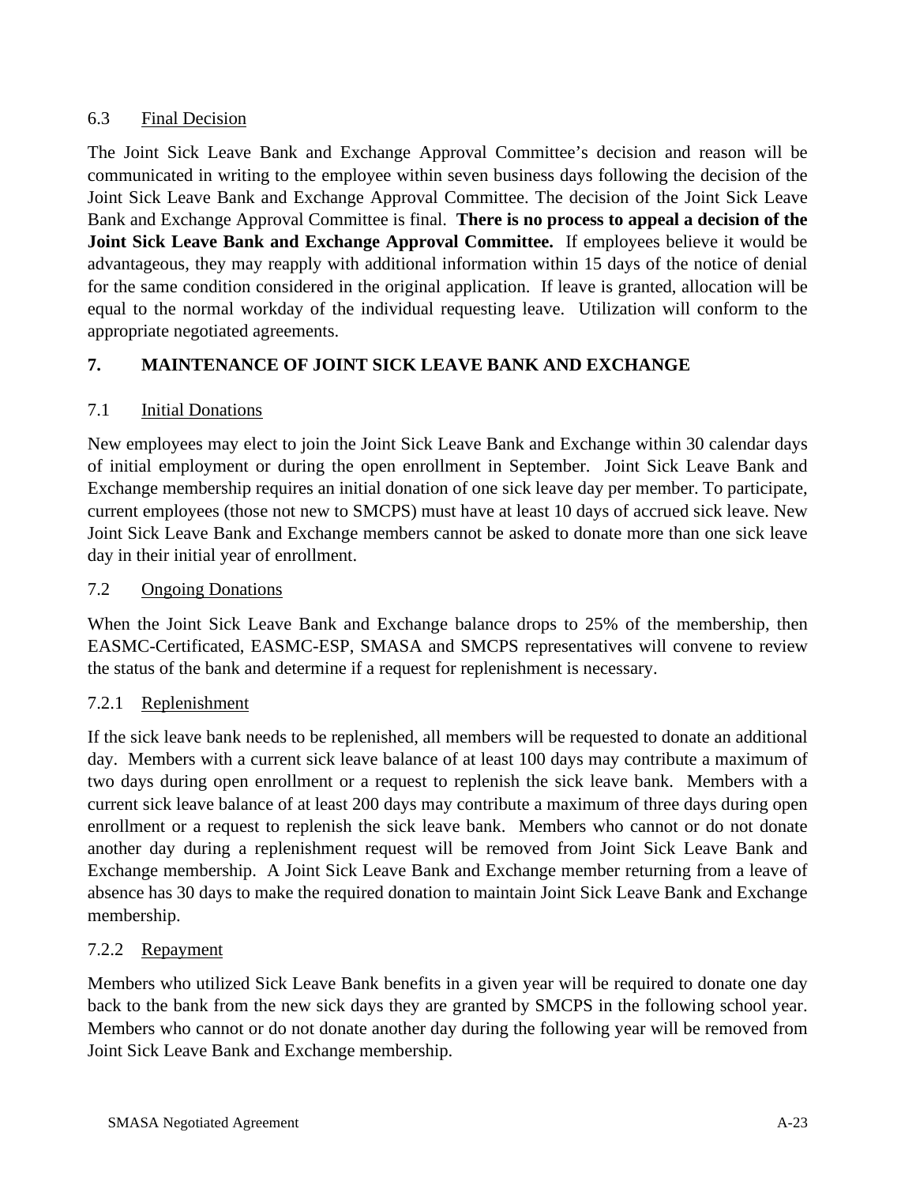### 6.3 Final Decision

The Joint Sick Leave Bank and Exchange Approval Committee's decision and reason will be communicated in writing to the employee within seven business days following the decision of the Joint Sick Leave Bank and Exchange Approval Committee. The decision of the Joint Sick Leave Bank and Exchange Approval Committee is final. **There is no process to appeal a decision of the Joint Sick Leave Bank and Exchange Approval Committee.** If employees believe it would be advantageous, they may reapply with additional information within 15 days of the notice of denial for the same condition considered in the original application. If leave is granted, allocation will be equal to the normal workday of the individual requesting leave. Utilization will conform to the appropriate negotiated agreements.

## 7. MAINTENANCE OF JOINT SICK LEAVE BANK AND EXCHANGE

### 7.1 Initial Donations

New employees may elect to join the Joint Sick Leave Bank and Exchange within 30 calendar days of initial employment or during the open enrollment in September. Joint Sick Leave Bank and Exchange membership requires an initial donation of one sick leave day per member. To participate, current employees (those not new to SMCPS) must have at least 10 days of accrued sick leave. New Joint Sick Leave Bank and Exchange members cannot be asked to donate more than one sick leave day in their initial year of enrollment.

### 7.2 Ongoing Donations

When the Joint Sick Leave Bank and Exchange balance drops to 25% of the membership, then EASMC-Certificated, EASMC-ESP, SMASA and SMCPS representatives will convene to review the status of the bank and determine if a request for replenishment is necessary.

#### 7.2.1 Replenishment

If the sick leave bank needs to be replenished, all members will be requested to donate an additional day. Members with a current sick leave balance of at least 100 days may contribute a maximum of two days during open enrollment or a request to replenish the sick leave bank. Members with a current sick leave balance of at least 200 days may contribute a maximum of three days during open enrollment or a request to replenish the sick leave bank. Members who cannot or do not donate another day during a replenishment request will be removed from Joint Sick Leave Bank and Exchange membership. A Joint Sick Leave Bank and Exchange member returning from a leave of absence has 30 days to make the required donation to maintain Joint Sick Leave Bank and Exchange membership.

#### 7.2.2 Repayment

Members who utilized Sick Leave Bank benefits in a given year will be required to donate one day back to the bank from the new sick days they are granted by SMCPS in the following school year. Members who cannot or do not donate another day during the following year will be removed from Joint Sick Leave Bank and Exchange membership.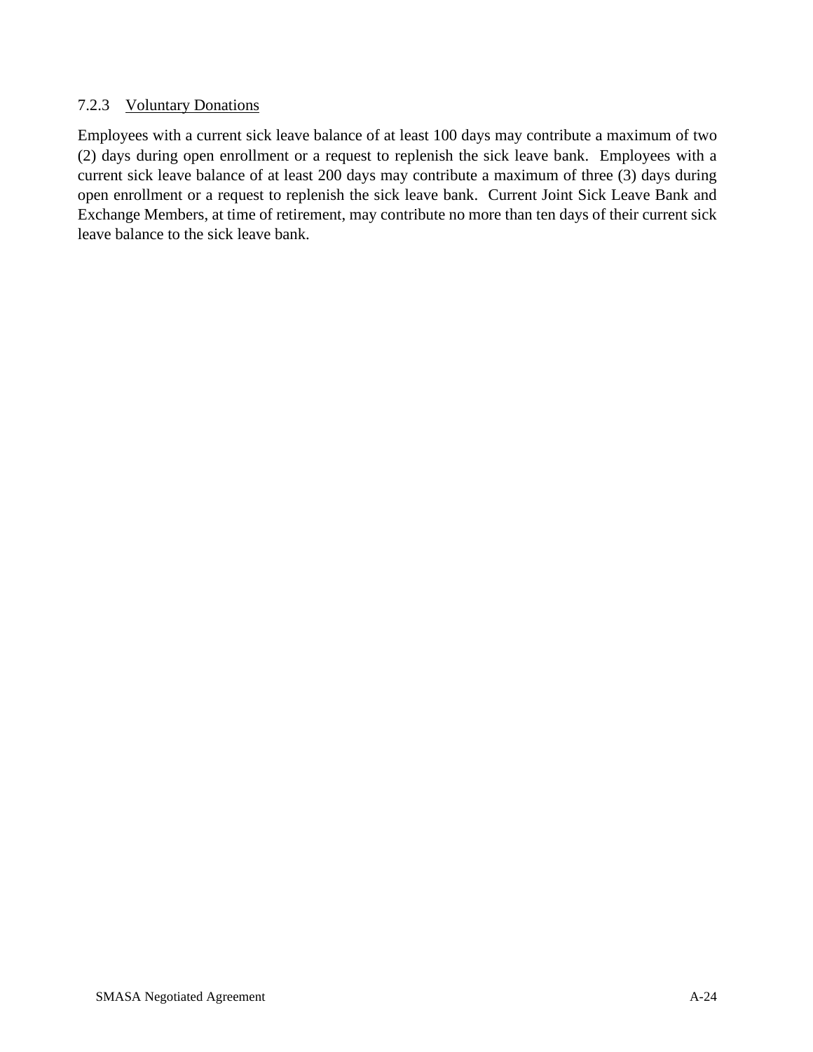7.2.3 Voluntary Donations

Employees with a current sick leave balance of at least 100 days may contribute a maximum of two (2) days during open enrollment or a request to replenish the sick leave bank. Employees with a current sick leave balance of at least 200 days may contribute a maximum of three (3) days during open enrollment or a request to replenish the sick leave bank. Current Joint Sick Leave Bank and Exchange Members, at time of retirement, may contribute no more than ten days of their current sick leave balance to the sick leave bank.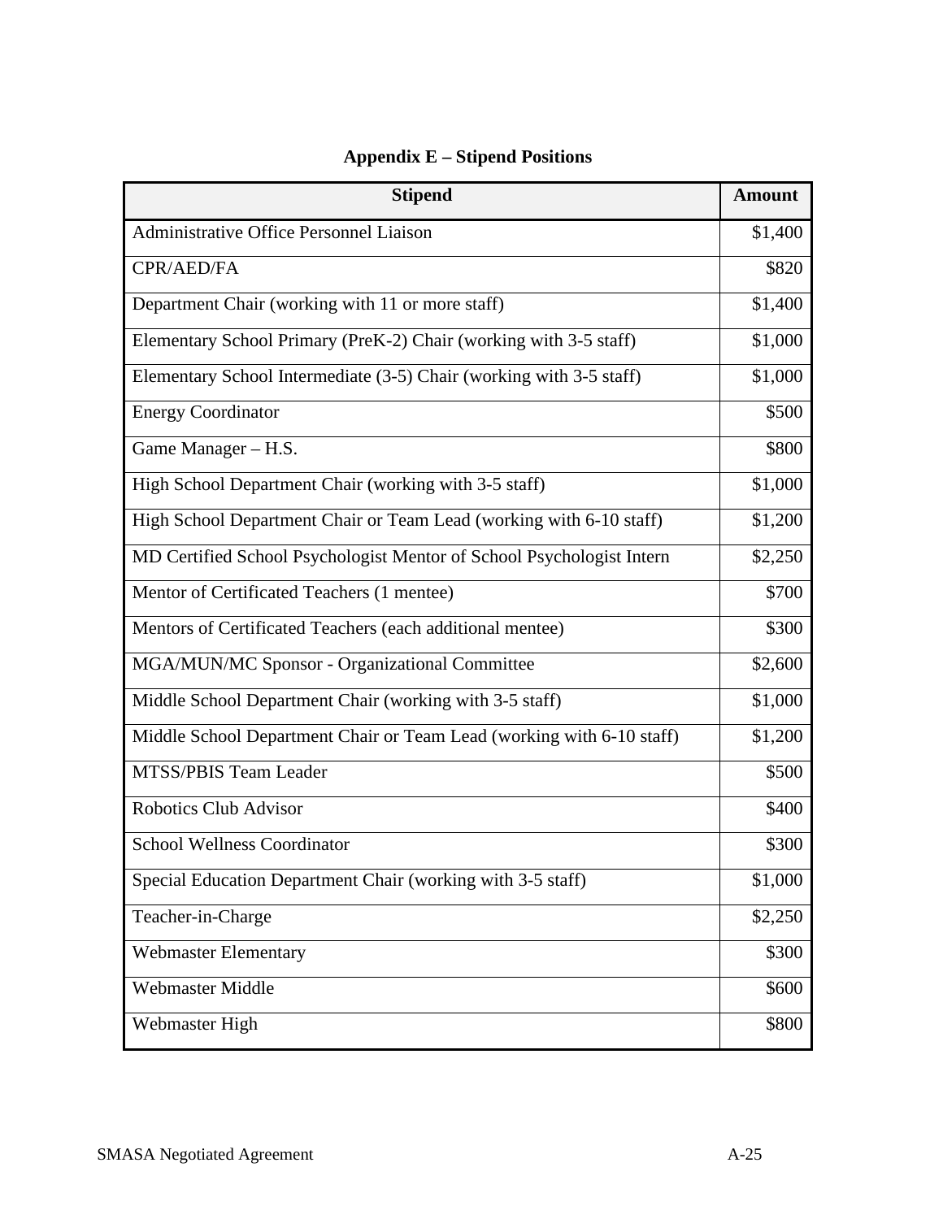## Appendix E – Stipend Positions

| Stipend | Amount |
| --- | --- |
| Administrative Office Personnel Liaison | $1,400 |
| CPR/AED/FA | $820 |
| Department Chair (working with 11 or more staff) | $1,400 |
| Elementary School Primary (PreK-2) Chair (working with 3-5 staff) | $1,000 |
| Elementary School Intermediate (3-5) Chair (working with 3-5 staff) | $1,000 |
| Energy Coordinator | $500 |
| Game Manager – H.S. | $800 |
| High School Department Chair (working with 3-5 staff) | $1,000 |
| High School Department Chair or Team Lead (working with 6-10 staff) | $1,200 |
| MD Certified School Psychologist Mentor of School Psychologist Intern | $2,250 |
| Mentor of Certificated Teachers (1 mentee) | $700 |
| Mentors of Certificated Teachers (each additional mentee) | $300 |
| MGA/MUN/MC Sponsor - Organizational Committee | $2,600 |
| Middle School Department Chair (working with 3-5 staff) | $1,000 |
| Middle School Department Chair or Team Lead (working with 6-10 staff) | $1,200 |
| MTSS/PBIS Team Leader | $500 |
| Robotics Club Advisor | $400 |
| School Wellness Coordinator | $300 |
| Special Education Department Chair (working with 3-5 staff) | $1,000 |
| Teacher-in-Charge | $2,250 |
| Webmaster Elementary | $300 |
| Webmaster Middle | $600 |
| Webmaster High | $800 |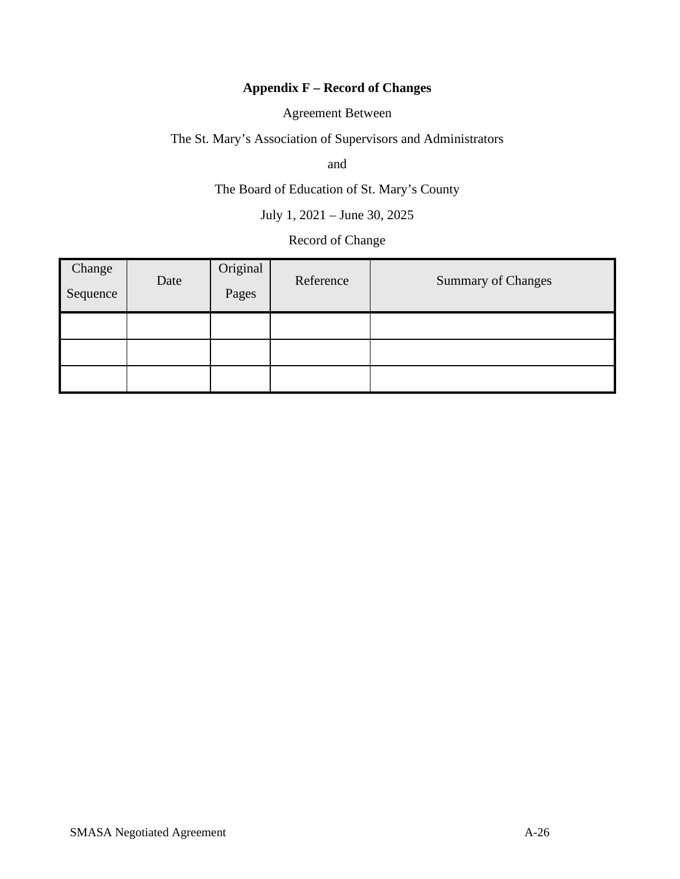## Appendix F – Record of Changes

Agreement Between

The St. Mary's Association of Supervisors and Administrators

and

The Board of Education of St. Mary's County

July 1, 2021 – June 30, 2025

Record of Change

| Change Sequence | Date | Original Pages | Reference | Summary of Changes |
|---|---|---|---|---|
| | | | | |
| | | | | |
| | | | | |